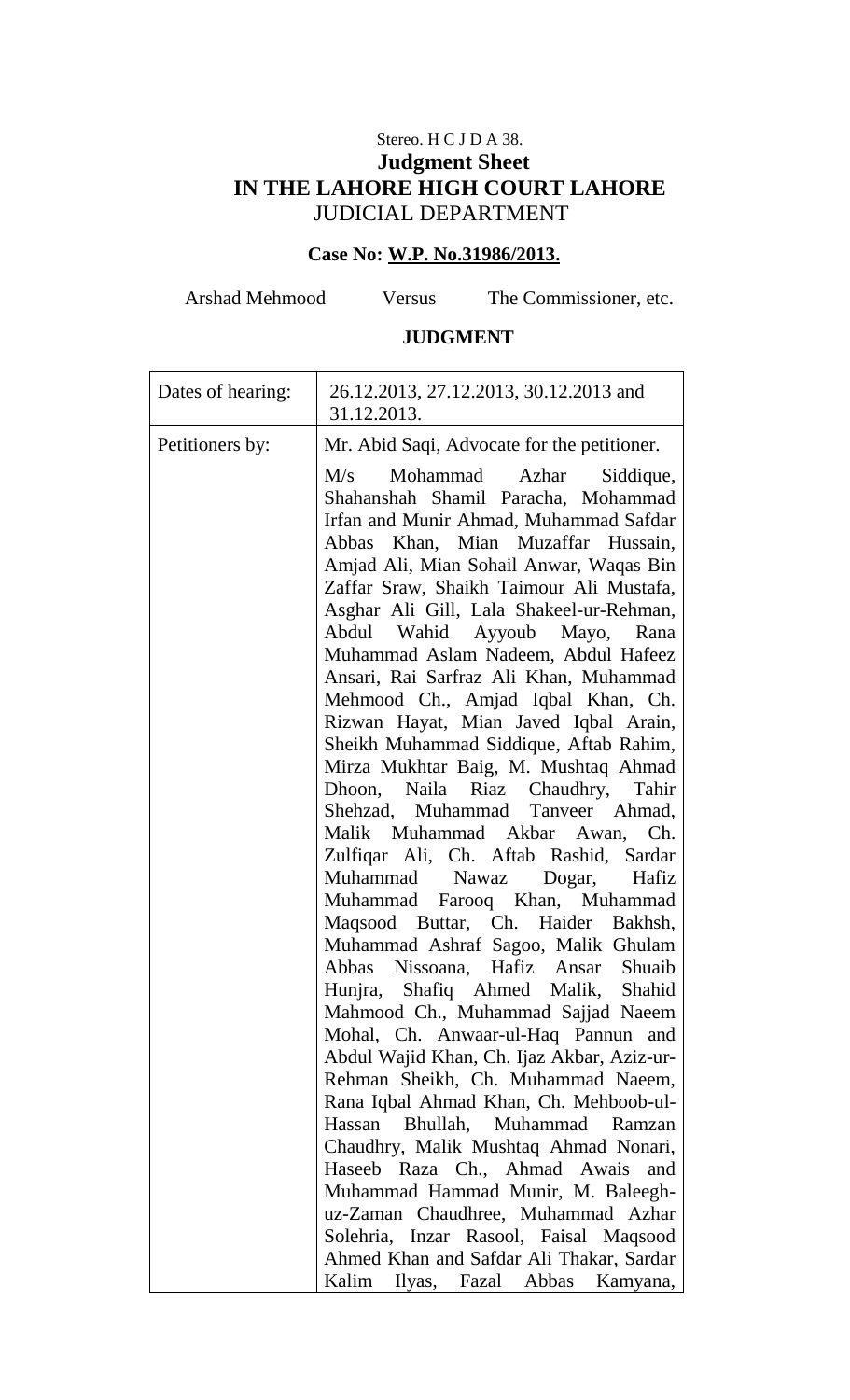Stereo. H C J D A 38.

**Judgment Sheet**

**IN THE LAHORE HIGH COURT LAHORE**

JUDICIAL DEPARTMENT

**Case No: W.P. No.31986/2013.**

Arshad Mehmood Versus The Commissioner, etc.

**JUDGMENT**

| | |
|---|---|
| Dates of hearing: | 26.12.2013, 27.12.2013, 30.12.2013 and 31.12.2013. |
| Petitioners by: | Mr. Abid Saqi, Advocate for the petitioner.<br><br>M/s Mohammad Azhar Siddique, Shahanshah Shamil Paracha, Mohammad Irfan and Munir Ahmad, Muhammad Safdar Abbas Khan, Mian Muzaffar Hussain, Amjad Ali, Mian Sohail Anwar, Waqas Bin Zaffar Sraw, Shaikh Taimour Ali Mustafa, Asghar Ali Gill, Lala Shakeel-ur-Rehman, Abdul Wahid Ayyoub Mayo, Rana Muhammad Aslam Nadeem, Abdul Hafeez Ansari, Rai Sarfraz Ali Khan, Muhammad Mehmood Ch., Amjad Iqbal Khan, Ch. Rizwan Hayat, Mian Javed Iqbal Arain, Sheikh Muhammad Siddique, Aftab Rahim, Mirza Mukhtar Baig, M. Mushtaq Ahmad Dhoon, Naila Riaz Chaudhry, Tahir Shehzad, Muhammad Tanveer Ahmad, Malik Muhammad Akbar Awan, Ch. Zulfiqar Ali, Ch. Aftab Rashid, Sardar Muhammad Nawaz Dogar, Hafiz Muhammad Farooq Khan, Muhammad Maqsood Buttar, Ch. Haider Bakhsh, Muhammad Ashraf Sagoo, Malik Ghulam Abbas Nissoana, Hafiz Ansar Shuaib Hunjra, Shafiq Ahmed Malik, Shahid Mahmood Ch., Muhammad Sajjad Naeem Mohal, Ch. Anwaar-ul-Haq Pannun and Abdul Wajid Khan, Ch. Ijaz Akbar, Aziz-ur-Rehman Sheikh, Ch. Muhammad Naeem, Rana Iqbal Ahmad Khan, Ch. Mehboob-ul-Hassan Bhullah, Muhammad Ramzan Chaudhry, Malik Mushtaq Ahmad Nonari, Haseeb Raza Ch., Ahmad Awais and Muhammad Hammad Munir, M. Baleegh-uz-Zaman Chaudhree, Muhammad Azhar Solehria, Inzar Rasool, Faisal Maqsood Ahmed Khan and Safdar Ali Thakar, Sardar Kalim Ilyas, Fazal Abbas Kamyana, |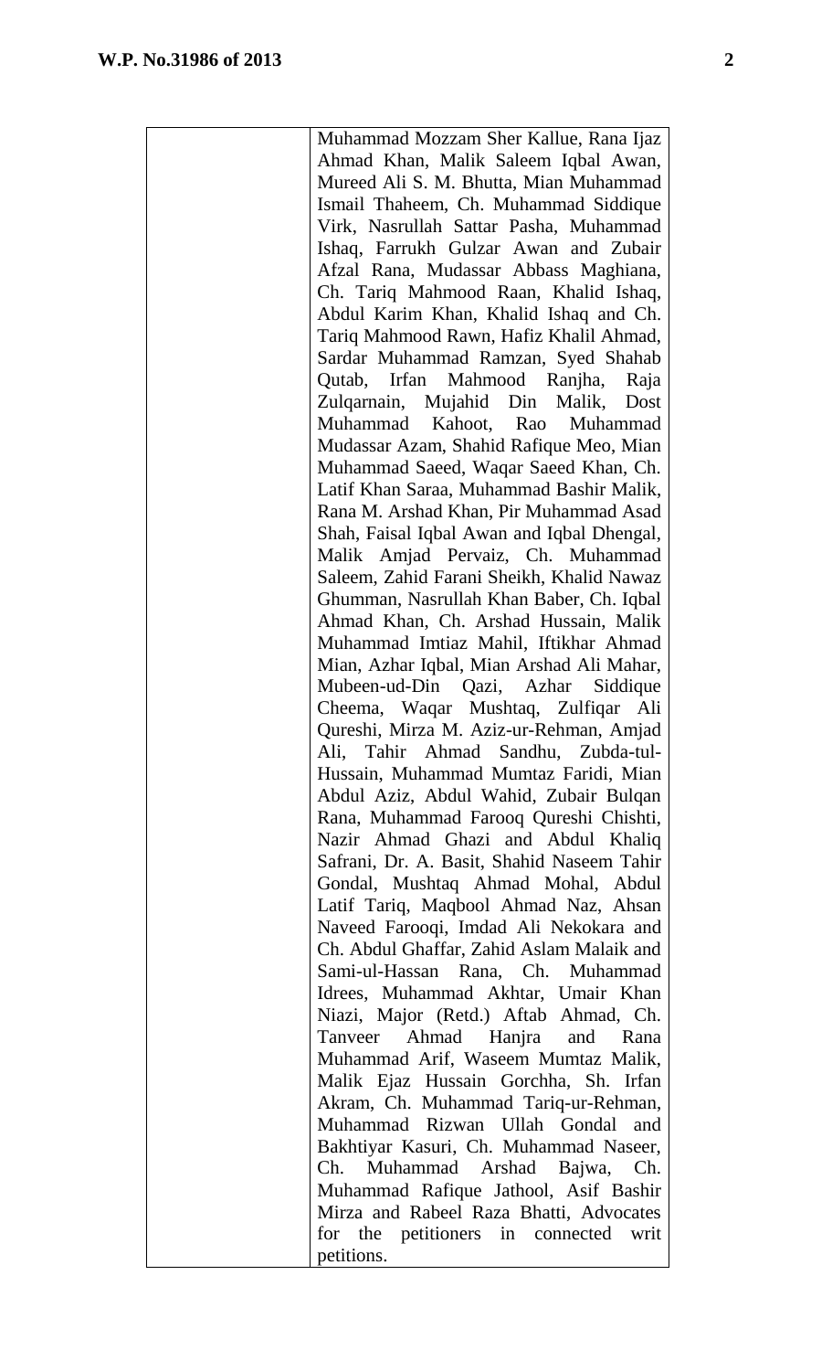|  | Muhammad Mozzam Sher Kallue, Rana Ijaz Ahmad Khan, Malik Saleem Iqbal Awan, Mureed Ali S. M. Bhutta, Mian Muhammad Ismail Thaheem, Ch. Muhammad Siddique Virk, Nasrullah Sattar Pasha, Muhammad Ishaq, Farrukh Gulzar Awan and Zubair Afzal Rana, Mudassar Abbass Maghiana, Ch. Tariq Mahmood Raan, Khalid Ishaq, Abdul Karim Khan, Khalid Ishaq and Ch. Tariq Mahmood Rawn, Hafiz Khalil Ahmad, Sardar Muhammad Ramzan, Syed Shahab Qutab, Irfan Mahmood Ranjha, Raja Zulqarnain, Mujahid Din Malik, Dost Muhammad Kahoot, Rao Muhammad Mudassar Azam, Shahid Rafique Meo, Mian Muhammad Saeed, Waqar Saeed Khan, Ch. Latif Khan Saraa, Muhammad Bashir Malik, Rana M. Arshad Khan, Pir Muhammad Asad Shah, Faisal Iqbal Awan and Iqbal Dhengal, Malik Amjad Pervaiz, Ch. Muhammad Saleem, Zahid Farani Sheikh, Khalid Nawaz Ghumman, Nasrullah Khan Baber, Ch. Iqbal Ahmad Khan, Ch. Arshad Hussain, Malik Muhammad Imtiaz Mahil, Iftikhar Ahmad Mian, Azhar Iqbal, Mian Arshad Ali Mahar, Mubeen-ud-Din Qazi, Azhar Siddique Cheema, Waqar Mushtaq, Zulfiqar Ali Qureshi, Mirza M. Aziz-ur-Rehman, Amjad Ali, Tahir Ahmad Sandhu, Zubda-tul-Hussain, Muhammad Mumtaz Faridi, Mian Abdul Aziz, Abdul Wahid, Zubair Bulqan Rana, Muhammad Farooq Qureshi Chishti, Nazir Ahmad Ghazi and Abdul Khaliq Safrani, Dr. A. Basit, Shahid Naseem Tahir Gondal, Mushtaq Ahmad Mohal, Abdul Latif Tariq, Maqbool Ahmad Naz, Ahsan Naveed Farooqi, Imdad Ali Nekokara and Ch. Abdul Ghaffar, Zahid Aslam Malaik and Sami-ul-Hassan Rana, Ch. Muhammad Idrees, Muhammad Akhtar, Umair Khan Niazi, Major (Retd.) Aftab Ahmad, Ch. Tanveer Ahmad Hanjra and Rana Muhammad Arif, Waseem Mumtaz Malik, Malik Ejaz Hussain Gorchha, Sh. Irfan Akram, Ch. Muhammad Tariq-ur-Rehman, Muhammad Rizwan Ullah Gondal and Bakhtiyar Kasuri, Ch. Muhammad Naseer, Ch. Muhammad Arshad Bajwa, Ch. Muhammad Rafique Jathool, Asif Bashir Mirza and Rabeel Raza Bhatti, Advocates for the petitioners in connected writ petitions. |
|---|---|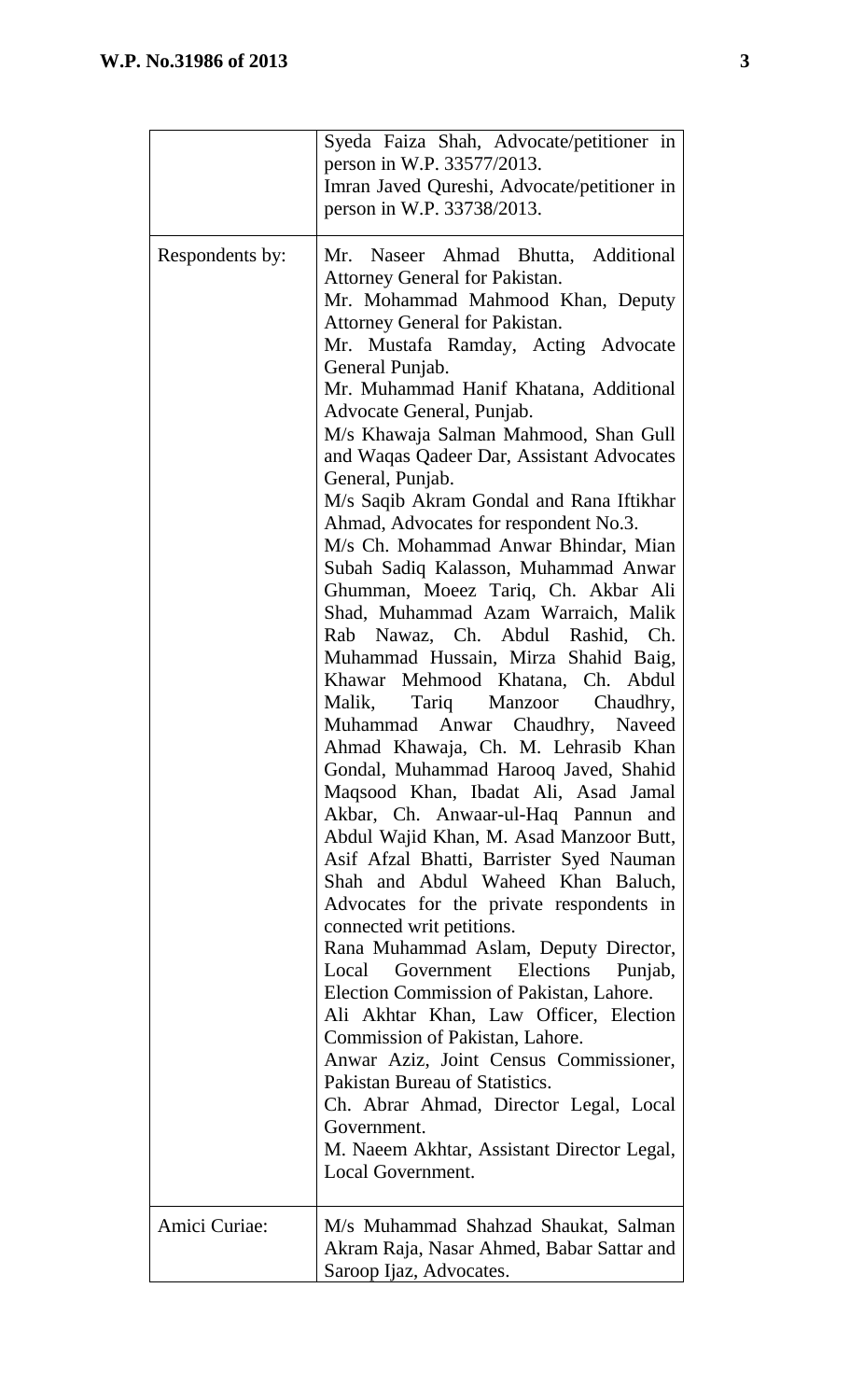| | |
|---|---|
| | Syeda Faiza Shah, Advocate/petitioner in person in W.P. 33577/2013.<br>Imran Javed Qureshi, Advocate/petitioner in person in W.P. 33738/2013. |
| Respondents by: | Mr. Naseer Ahmad Bhutta, Additional Attorney General for Pakistan.<br>Mr. Mohammad Mahmood Khan, Deputy Attorney General for Pakistan.<br>Mr. Mustafa Ramday, Acting Advocate General Punjab.<br>Mr. Muhammad Hanif Khatana, Additional Advocate General, Punjab.<br>M/s Khawaja Salman Mahmood, Shan Gull and Waqas Qadeer Dar, Assistant Advocates General, Punjab.<br>M/s Saqib Akram Gondal and Rana Iftikhar Ahmad, Advocates for respondent No.3.<br>M/s Ch. Mohammad Anwar Bhindar, Mian Subah Sadiq Kalasson, Muhammad Anwar Ghumman, Moeez Tariq, Ch. Akbar Ali Shad, Muhammad Azam Warraich, Malik Rab Nawaz, Ch. Abdul Rashid, Ch. Muhammad Hussain, Mirza Shahid Baig, Khawar Mehmood Khatana, Ch. Abdul Malik, Tariq Manzoor Chaudhry, Muhammad Anwar Chaudhry, Naveed Ahmad Khawaja, Ch. M. Lehrasib Khan Gondal, Muhammad Harooq Javed, Shahid Maqsood Khan, Ibadat Ali, Asad Jamal Akbar, Ch. Anwaar-ul-Haq Pannun and Abdul Wajid Khan, M. Asad Manzoor Butt, Asif Afzal Bhatti, Barrister Syed Nauman Shah and Abdul Waheed Khan Baluch, Advocates for the private respondents in connected writ petitions.<br>Rana Muhammad Aslam, Deputy Director, Local Government Elections Punjab, Election Commission of Pakistan, Lahore.<br>Ali Akhtar Khan, Law Officer, Election Commission of Pakistan, Lahore.<br>Anwar Aziz, Joint Census Commissioner, Pakistan Bureau of Statistics.<br>Ch. Abrar Ahmad, Director Legal, Local Government.<br>M. Naeem Akhtar, Assistant Director Legal, Local Government. |
| Amici Curiae: | M/s Muhammad Shahzad Shaukat, Salman Akram Raja, Nasar Ahmed, Babar Sattar and Saroop Ijaz, Advocates. |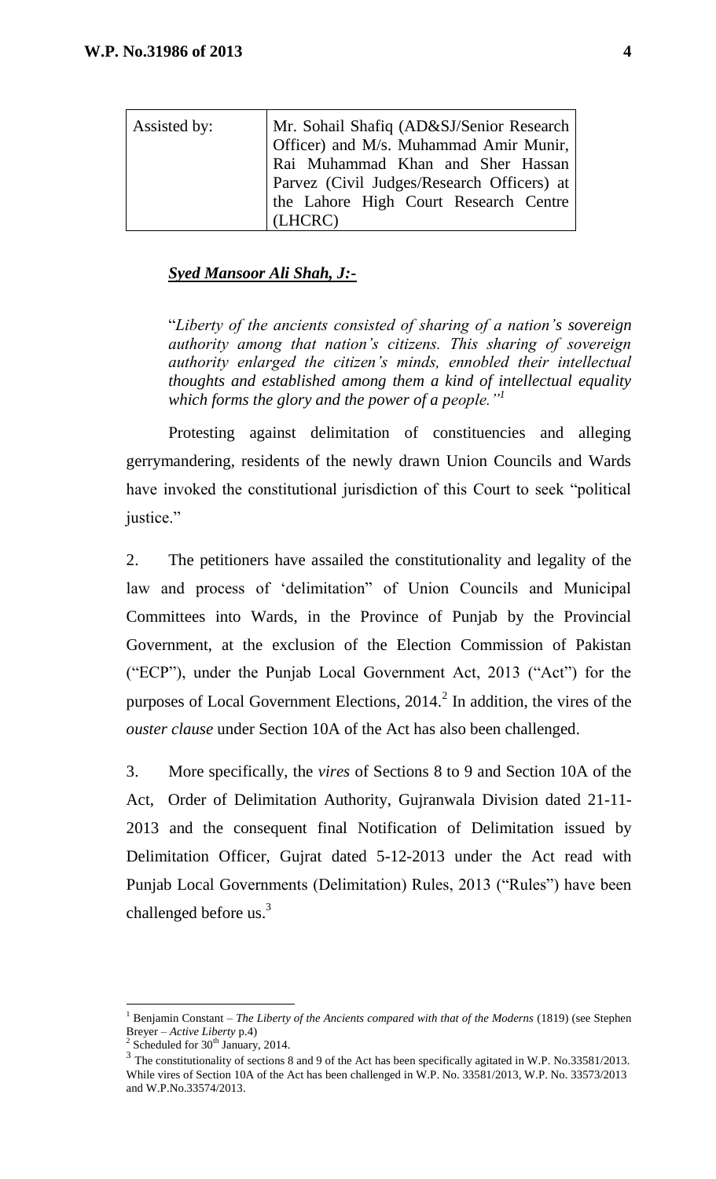| Assisted by: | Mr. Sohail Shafiq (AD&SJ/Senior Research Officer) and M/s. Muhammad Amir Munir, Rai Muhammad Khan and Sher Hassan Parvez (Civil Judges/Research Officers) at the Lahore High Court Research Centre (LHCRC) |
|---|---|

***Syed Mansoor Ali Shah, J:-***

"*Liberty of the ancients consisted of sharing of a nation's sovereign authority among that nation's citizens. This sharing of sovereign authority enlarged the citizen's minds, ennobled their intellectual thoughts and established among them a kind of intellectual equality which forms the glory and the power of a people."*[1]

Protesting against delimitation of constituencies and alleging gerrymandering, residents of the newly drawn Union Councils and Wards have invoked the constitutional jurisdiction of this Court to seek "political justice."

2. The petitioners have assailed the constitutionality and legality of the law and process of 'delimitation" of Union Councils and Municipal Committees into Wards, in the Province of Punjab by the Provincial Government, at the exclusion of the Election Commission of Pakistan ("ECP"), under the Punjab Local Government Act, 2013 ("Act") for the purposes of Local Government Elections, 2014.[2] In addition, the vires of the *ouster clause* under Section 10A of the Act has also been challenged.

3. More specifically, the *vires* of Sections 8 to 9 and Section 10A of the Act, Order of Delimitation Authority, Gujranwala Division dated 21-11-2013 and the consequent final Notification of Delimitation issued by Delimitation Officer, Gujrat dated 5-12-2013 under the Act read with Punjab Local Governments (Delimitation) Rules, 2013 ("Rules") have been challenged before us.[3]

---

[1] Benjamin Constant – *The Liberty of the Ancients compared with that of the Moderns* (1819) (see Stephen Breyer – *Active Liberty* p.4)

[2] Scheduled for 30th January, 2014.

[3] The constitutionality of sections 8 and 9 of the Act has been specifically agitated in W.P. No.33581/2013. While vires of Section 10A of the Act has been challenged in W.P. No. 33581/2013, W.P. No. 33573/2013 and W.P.No.33574/2013.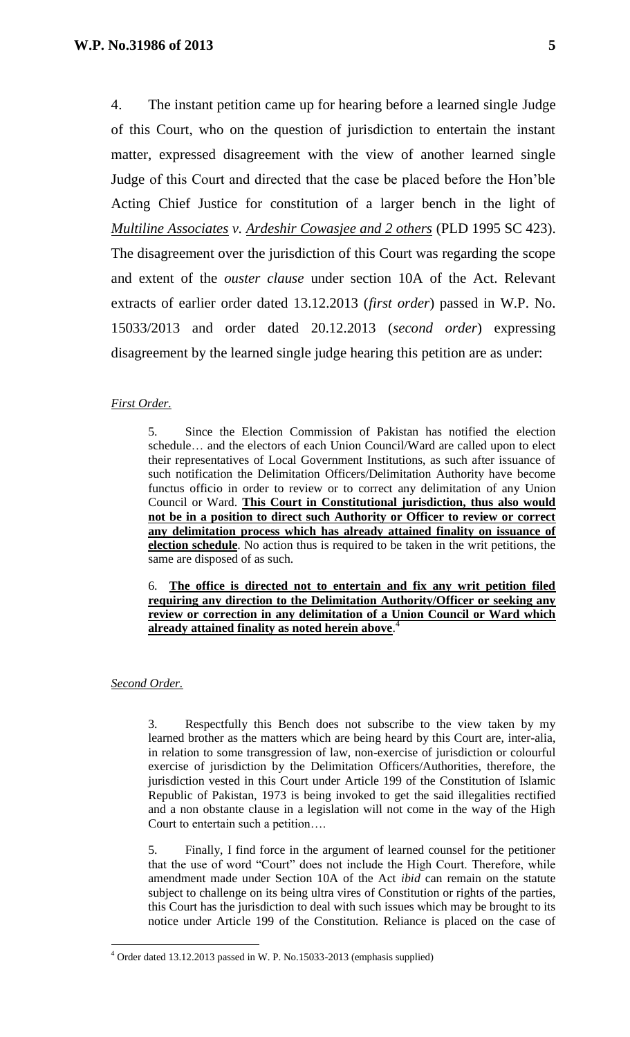4. The instant petition came up for hearing before a learned single Judge of this Court, who on the question of jurisdiction to entertain the instant matter, expressed disagreement with the view of another learned single Judge of this Court and directed that the case be placed before the Hon'ble Acting Chief Justice for constitution of a larger bench in the light of ***Multiline Associates** v. **Ardeshir Cowasjee and 2 others*** (PLD 1995 SC 423). The disagreement over the jurisdiction of this Court was regarding the scope and extent of the *ouster clause* under section 10A of the Act. Relevant extracts of earlier order dated 13.12.2013 (*first order*) passed in W.P. No. 15033/2013 and order dated 20.12.2013 (*second order*) expressing disagreement by the learned single judge hearing this petition are as under:

*First Order.*

> 5. Since the Election Commission of Pakistan has notified the election schedule… and the electors of each Union Council/Ward are called upon to elect their representatives of Local Government Institutions, as such after issuance of such notification the Delimitation Officers/Delimitation Authority have become functus officio in order to review or to correct any delimitation of any Union Council or Ward. **This Court in Constitutional jurisdiction, thus also would not be in a position to direct such Authority or Officer to review or correct any delimitation process which has already attained finality on issuance of election schedule**. No action thus is required to be taken in the writ petitions, the same are disposed of as such.
>
> 6. **The office is directed not to entertain and fix any writ petition filed requiring any direction to the Delimitation Authority/Officer or seeking any review or correction in any delimitation of a Union Council or Ward which already attained finality as noted herein above**.[4]

*Second Order.*

> 3. Respectfully this Bench does not subscribe to the view taken by my learned brother as the matters which are being heard by this Court are, inter-alia, in relation to some transgression of law, non-exercise of jurisdiction or colourful exercise of jurisdiction by the Delimitation Officers/Authorities, therefore, the jurisdiction vested in this Court under Article 199 of the Constitution of Islamic Republic of Pakistan, 1973 is being invoked to get the said illegalities rectified and a non obstante clause in a legislation will not come in the way of the High Court to entertain such a petition….
>
> 5. Finally, I find force in the argument of learned counsel for the petitioner that the use of word "Court" does not include the High Court. Therefore, while amendment made under Section 10A of the Act *ibid* can remain on the statute subject to challenge on its being ultra vires of Constitution or rights of the parties, this Court has the jurisdiction to deal with such issues which may be brought to its notice under Article 199 of the Constitution. Reliance is placed on the case of

---

[4] Order dated 13.12.2013 passed in W. P. No.15033-2013 (emphasis supplied)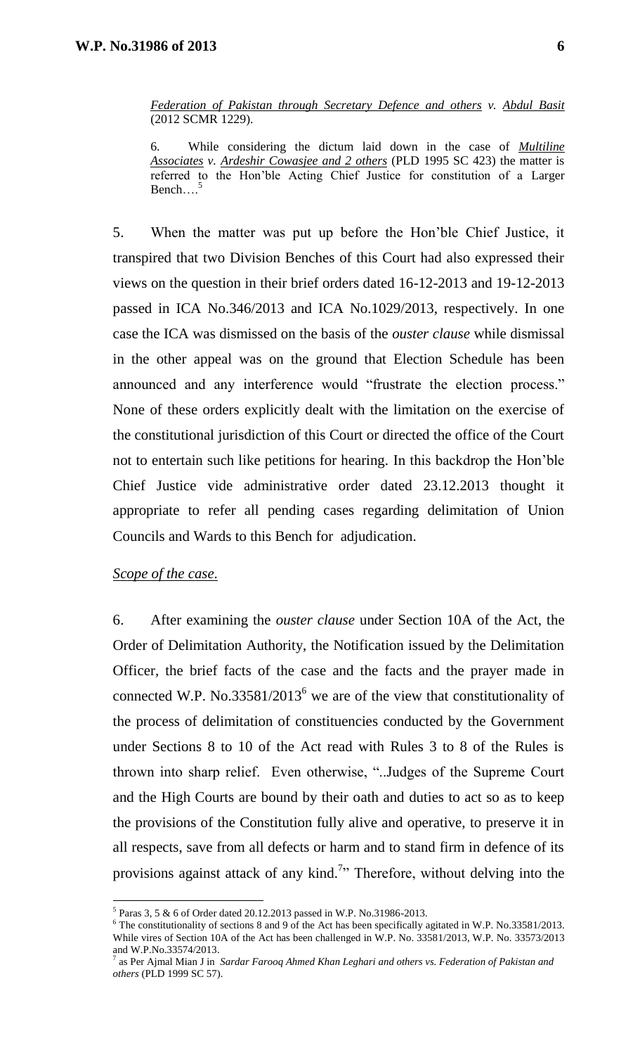*Federation of Pakistan through Secretary Defence and others v. Abdul Basit* (2012 SCMR 1229).

6. While considering the dictum laid down in the case of *Multiline Associates v. Ardeshir Cowasjee and 2 others* (PLD 1995 SC 423) the matter is referred to the Hon'ble Acting Chief Justice for constitution of a Larger Bench….[5]

5. When the matter was put up before the Hon'ble Chief Justice, it transpired that two Division Benches of this Court had also expressed their views on the question in their brief orders dated 16-12-2013 and 19-12-2013 passed in ICA No.346/2013 and ICA No.1029/2013, respectively. In one case the ICA was dismissed on the basis of the *ouster clause* while dismissal in the other appeal was on the ground that Election Schedule has been announced and any interference would "frustrate the election process." None of these orders explicitly dealt with the limitation on the exercise of the constitutional jurisdiction of this Court or directed the office of the Court not to entertain such like petitions for hearing. In this backdrop the Hon'ble Chief Justice vide administrative order dated 23.12.2013 thought it appropriate to refer all pending cases regarding delimitation of Union Councils and Wards to this Bench for adjudication.

*Scope of the case.*

6. After examining the *ouster clause* under Section 10A of the Act, the Order of Delimitation Authority, the Notification issued by the Delimitation Officer, the brief facts of the case and the facts and the prayer made in connected W.P. No.33581/2013[6] we are of the view that constitutionality of the process of delimitation of constituencies conducted by the Government under Sections 8 to 10 of the Act read with Rules 3 to 8 of the Rules is thrown into sharp relief. Even otherwise, "..Judges of the Supreme Court and the High Courts are bound by their oath and duties to act so as to keep the provisions of the Constitution fully alive and operative, to preserve it in all respects, save from all defects or harm and to stand firm in defence of its provisions against attack of any kind.[7]" Therefore, without delving into the

---

[5] Paras 3, 5 & 6 of Order dated 20.12.2013 passed in W.P. No.31986-2013.

[6] The constitutionality of sections 8 and 9 of the Act has been specifically agitated in W.P. No.33581/2013. While vires of Section 10A of the Act has been challenged in W.P. No. 33581/2013, W.P. No. 33573/2013 and W.P.No.33574/2013.

[7] as Per Ajmal Mian J in *Sardar Farooq Ahmed Khan Leghari and others vs. Federation of Pakistan and others* (PLD 1999 SC 57).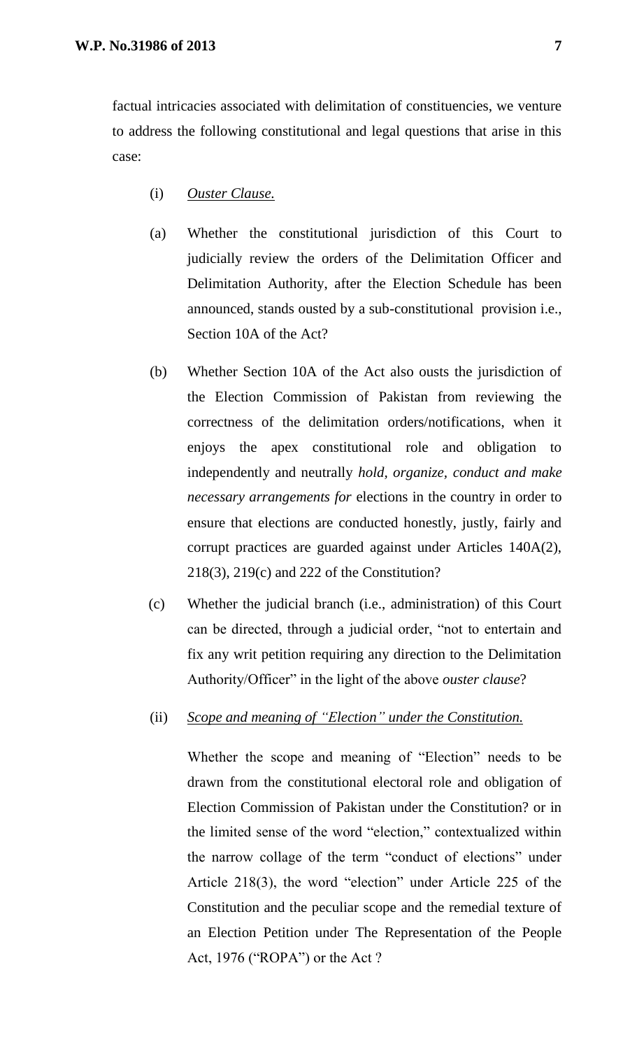factual intricacies associated with delimitation of constituencies, we venture to address the following constitutional and legal questions that arise in this case:

(i) *Ouster Clause.*

(a) Whether the constitutional jurisdiction of this Court to judicially review the orders of the Delimitation Officer and Delimitation Authority, after the Election Schedule has been announced, stands ousted by a sub-constitutional provision i.e., Section 10A of the Act?

(b) Whether Section 10A of the Act also ousts the jurisdiction of the Election Commission of Pakistan from reviewing the correctness of the delimitation orders/notifications, when it enjoys the apex constitutional role and obligation to independently and neutrally *hold, organize, conduct and make necessary arrangements for* elections in the country in order to ensure that elections are conducted honestly, justly, fairly and corrupt practices are guarded against under Articles 140A(2), 218(3), 219(c) and 222 of the Constitution?

(c) Whether the judicial branch (i.e., administration) of this Court can be directed, through a judicial order, "not to entertain and fix any writ petition requiring any direction to the Delimitation Authority/Officer" in the light of the above *ouster clause*?

(ii) *Scope and meaning of "Election" under the Constitution.*

Whether the scope and meaning of "Election" needs to be drawn from the constitutional electoral role and obligation of Election Commission of Pakistan under the Constitution? or in the limited sense of the word "election," contextualized within the narrow collage of the term "conduct of elections" under Article 218(3), the word "election" under Article 225 of the Constitution and the peculiar scope and the remedial texture of an Election Petition under The Representation of the People Act, 1976 ("ROPA") or the Act ?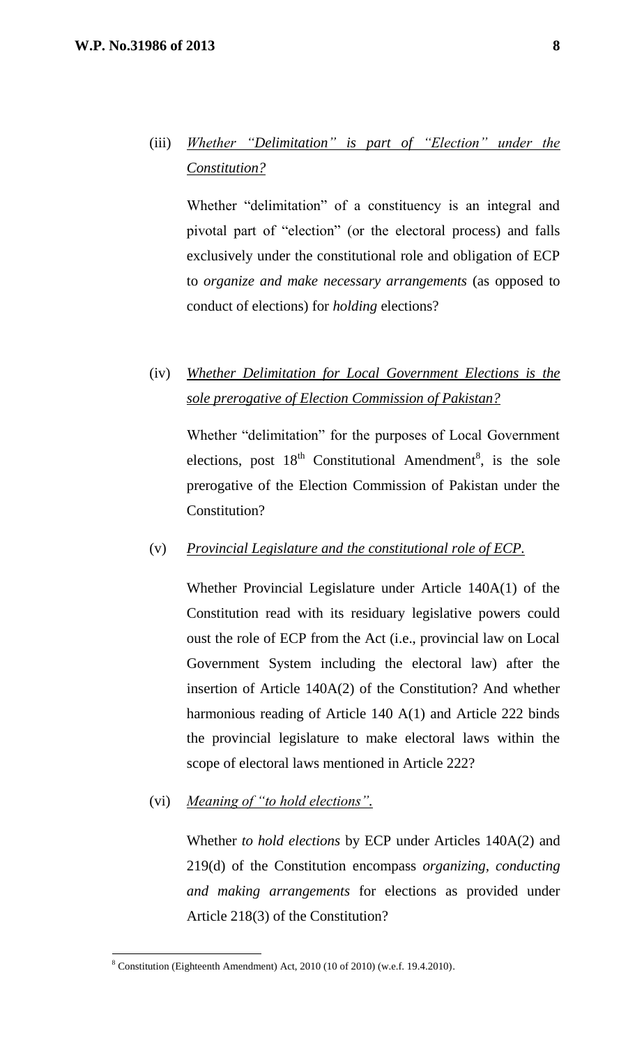(iii) *Whether "Delimitation" is part of "Election" under the Constitution?*

Whether "delimitation" of a constituency is an integral and pivotal part of "election" (or the electoral process) and falls exclusively under the constitutional role and obligation of ECP to *organize and make necessary arrangements* (as opposed to conduct of elections) for *holding* elections?

(iv) *Whether Delimitation for Local Government Elections is the sole prerogative of Election Commission of Pakistan?*

Whether "delimitation" for the purposes of Local Government elections, post 18th Constitutional Amendment[8], is the sole prerogative of the Election Commission of Pakistan under the Constitution?

(v) *Provincial Legislature and the constitutional role of ECP.*

Whether Provincial Legislature under Article 140A(1) of the Constitution read with its residuary legislative powers could oust the role of ECP from the Act (i.e., provincial law on Local Government System including the electoral law) after the insertion of Article 140A(2) of the Constitution? And whether harmonious reading of Article 140 A(1) and Article 222 binds the provincial legislature to make electoral laws within the scope of electoral laws mentioned in Article 222?

(vi) *Meaning of "to hold elections".*

Whether *to hold elections* by ECP under Articles 140A(2) and 219(d) of the Constitution encompass *organizing, conducting and making arrangements* for elections as provided under Article 218(3) of the Constitution?

---

[8] Constitution (Eighteenth Amendment) Act, 2010 (10 of 2010) (w.e.f. 19.4.2010).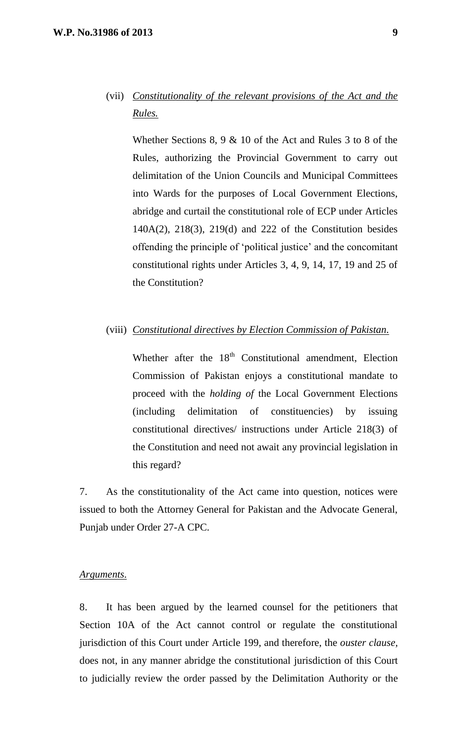(vii) *Constitutionality of the relevant provisions of the Act and the Rules.*

Whether Sections 8, 9 & 10 of the Act and Rules 3 to 8 of the Rules, authorizing the Provincial Government to carry out delimitation of the Union Councils and Municipal Committees into Wards for the purposes of Local Government Elections, abridge and curtail the constitutional role of ECP under Articles 140A(2), 218(3), 219(d) and 222 of the Constitution besides offending the principle of 'political justice' and the concomitant constitutional rights under Articles 3, 4, 9, 14, 17, 19 and 25 of the Constitution?

(viii) *Constitutional directives by Election Commission of Pakistan.*

Whether after the 18th Constitutional amendment, Election Commission of Pakistan enjoys a constitutional mandate to proceed with the *holding of* the Local Government Elections (including delimitation of constituencies) by issuing constitutional directives/ instructions under Article 218(3) of the Constitution and need not await any provincial legislation in this regard?

7. As the constitutionality of the Act came into question, notices were issued to both the Attorney General for Pakistan and the Advocate General, Punjab under Order 27-A CPC.

*Arguments.*

8. It has been argued by the learned counsel for the petitioners that Section 10A of the Act cannot control or regulate the constitutional jurisdiction of this Court under Article 199, and therefore, the *ouster clause,* does not, in any manner abridge the constitutional jurisdiction of this Court to judicially review the order passed by the Delimitation Authority or the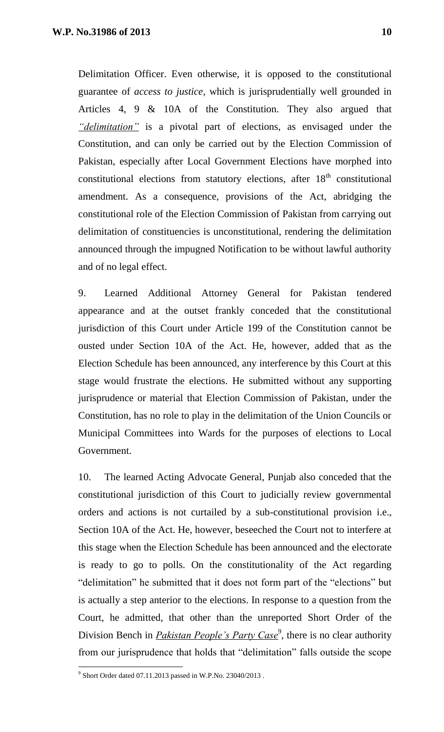Delimitation Officer. Even otherwise, it is opposed to the constitutional guarantee of *access to justice*, which is jurisprudentially well grounded in Articles 4, 9 & 10A of the Constitution. They also argued that *"delimitation"* is a pivotal part of elections, as envisaged under the Constitution, and can only be carried out by the Election Commission of Pakistan, especially after Local Government Elections have morphed into constitutional elections from statutory elections, after 18th constitutional amendment. As a consequence, provisions of the Act, abridging the constitutional role of the Election Commission of Pakistan from carrying out delimitation of constituencies is unconstitutional, rendering the delimitation announced through the impugned Notification to be without lawful authority and of no legal effect.

9. Learned Additional Attorney General for Pakistan tendered appearance and at the outset frankly conceded that the constitutional jurisdiction of this Court under Article 199 of the Constitution cannot be ousted under Section 10A of the Act. He, however, added that as the Election Schedule has been announced, any interference by this Court at this stage would frustrate the elections. He submitted without any supporting jurisprudence or material that Election Commission of Pakistan, under the Constitution, has no role to play in the delimitation of the Union Councils or Municipal Committees into Wards for the purposes of elections to Local Government.

10. The learned Acting Advocate General, Punjab also conceded that the constitutional jurisdiction of this Court to judicially review governmental orders and actions is not curtailed by a sub-constitutional provision i.e., Section 10A of the Act. He, however, beseeched the Court not to interfere at this stage when the Election Schedule has been announced and the electorate is ready to go to polls. On the constitutionality of the Act regarding "delimitation" he submitted that it does not form part of the "elections" but is actually a step anterior to the elections. In response to a question from the Court, he admitted, that other than the unreported Short Order of the Division Bench in ***Pakistan People's Party Case***[9], there is no clear authority from our jurisprudence that holds that "delimitation" falls outside the scope

[9] Short Order dated 07.11.2013 passed in W.P.No. 23040/2013 .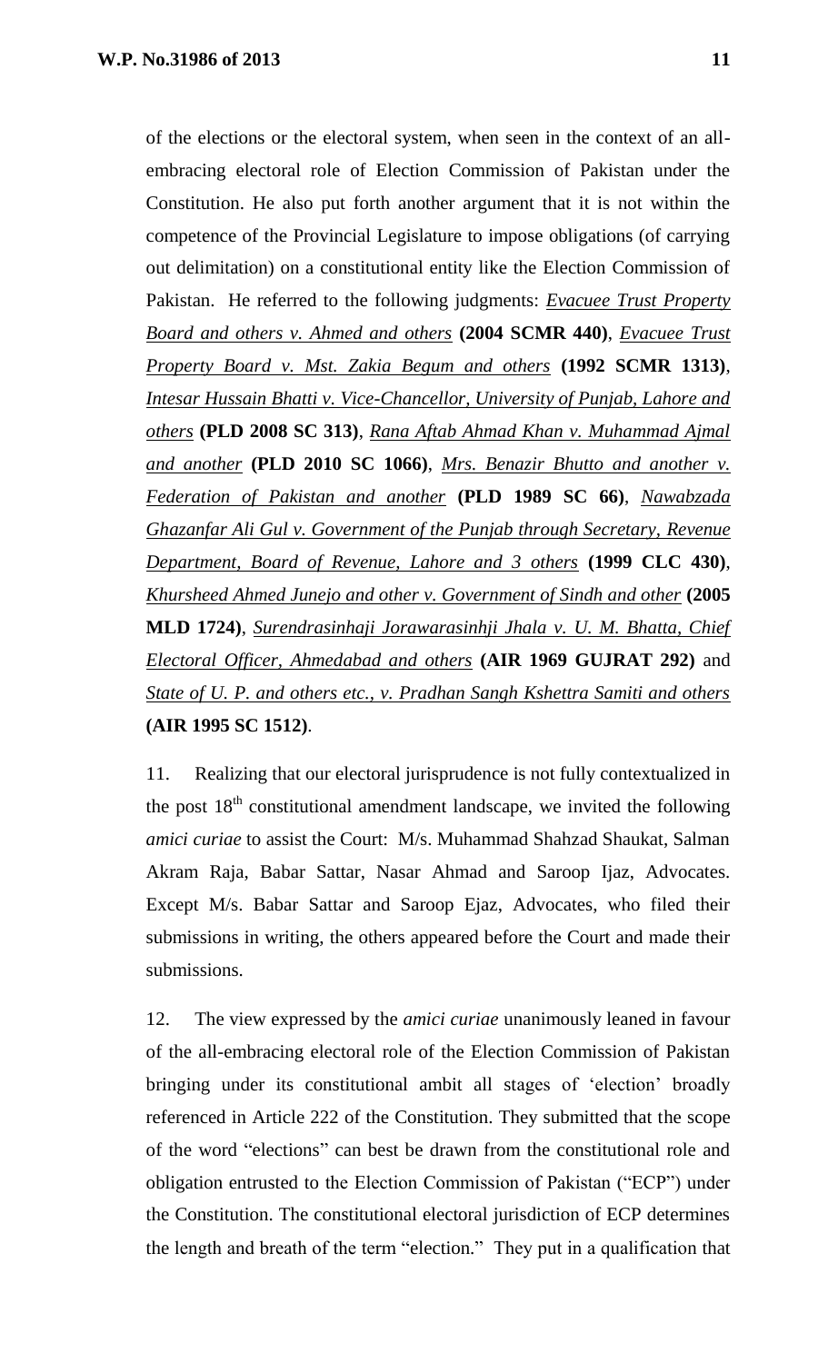of the elections or the electoral system, when seen in the context of an all-embracing electoral role of Election Commission of Pakistan under the Constitution. He also put forth another argument that it is not within the competence of the Provincial Legislature to impose obligations (of carrying out delimitation) on a constitutional entity like the Election Commission of Pakistan. He referred to the following judgments: *Evacuee Trust Property Board and others v. Ahmed and others* **(2004 SCMR 440)**, *Evacuee Trust Property Board v. Mst. Zakia Begum and others* **(1992 SCMR 1313)**, *Intesar Hussain Bhatti v. Vice-Chancellor, University of Punjab, Lahore and others* **(PLD 2008 SC 313)**, *Rana Aftab Ahmad Khan v. Muhammad Ajmal and another* **(PLD 2010 SC 1066)**, *Mrs. Benazir Bhutto and another v. Federation of Pakistan and another* **(PLD 1989 SC 66)**, *Nawabzada Ghazanfar Ali Gul v. Government of the Punjab through Secretary, Revenue Department, Board of Revenue, Lahore and 3 others* **(1999 CLC 430)**, *Khursheed Ahmed Junejo and other v. Government of Sindh and other* **(2005 MLD 1724)**, *Surendrasinhaji Jorawarasinhji Jhala v. U. M. Bhatta, Chief Electoral Officer, Ahmedabad and others* **(AIR 1969 GUJRAT 292)** and *State of U. P. and others etc., v. Pradhan Sangh Kshettra Samiti and others* **(AIR 1995 SC 1512)**.

11. Realizing that our electoral jurisprudence is not fully contextualized in the post 18th constitutional amendment landscape, we invited the following *amici curiae* to assist the Court: M/s. Muhammad Shahzad Shaukat, Salman Akram Raja, Babar Sattar, Nasar Ahmad and Saroop Ijaz, Advocates. Except M/s. Babar Sattar and Saroop Ejaz, Advocates, who filed their submissions in writing, the others appeared before the Court and made their submissions.

12. The view expressed by the *amici curiae* unanimously leaned in favour of the all-embracing electoral role of the Election Commission of Pakistan bringing under its constitutional ambit all stages of 'election' broadly referenced in Article 222 of the Constitution. They submitted that the scope of the word "elections" can best be drawn from the constitutional role and obligation entrusted to the Election Commission of Pakistan ("ECP") under the Constitution. The constitutional electoral jurisdiction of ECP determines the length and breath of the term "election." They put in a qualification that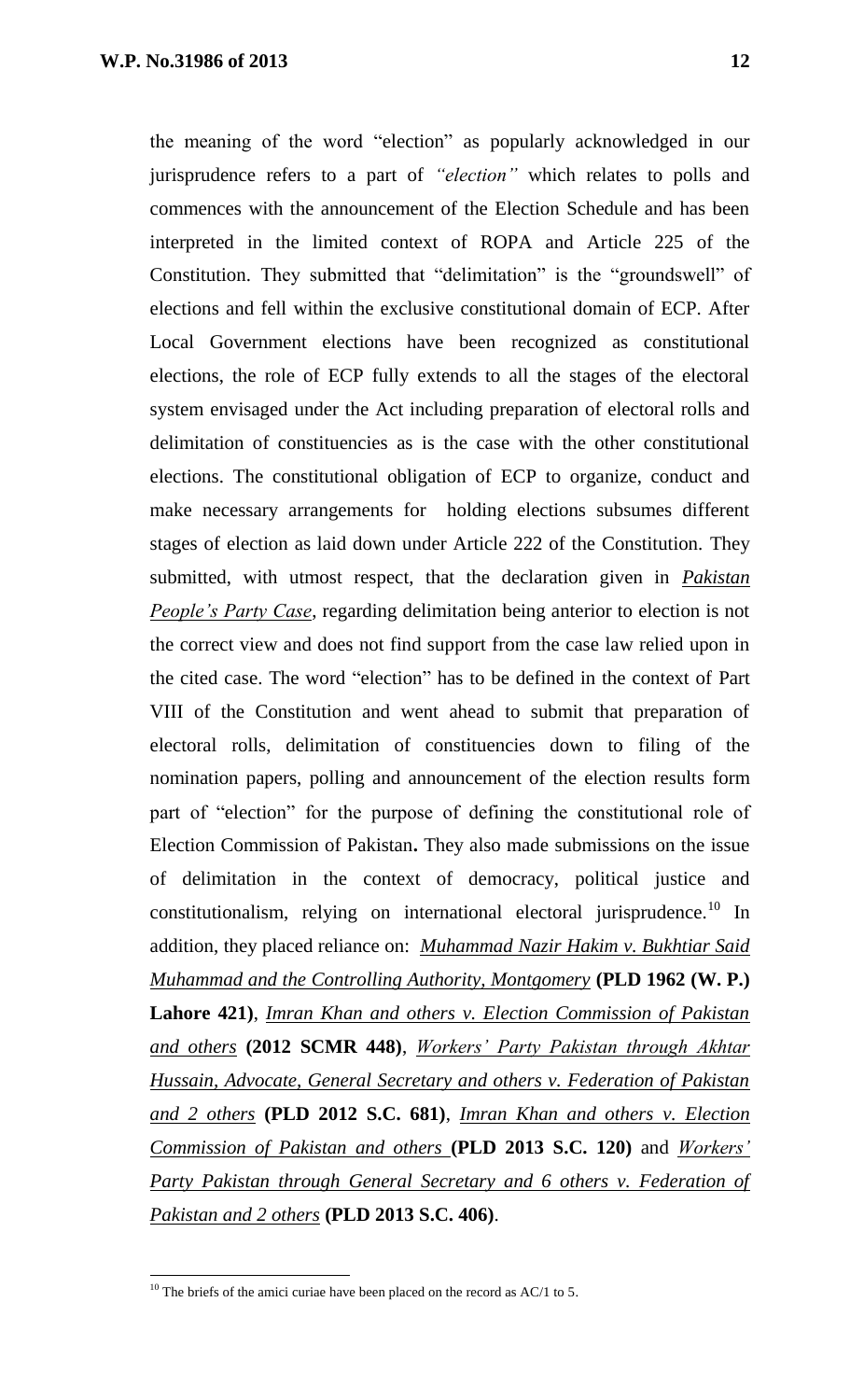the meaning of the word "election" as popularly acknowledged in our jurisprudence refers to a part of *"election"* which relates to polls and commences with the announcement of the Election Schedule and has been interpreted in the limited context of ROPA and Article 225 of the Constitution. They submitted that "delimitation" is the "groundswell" of elections and fell within the exclusive constitutional domain of ECP. After Local Government elections have been recognized as constitutional elections, the role of ECP fully extends to all the stages of the electoral system envisaged under the Act including preparation of electoral rolls and delimitation of constituencies as is the case with the other constitutional elections. The constitutional obligation of ECP to organize, conduct and make necessary arrangements for holding elections subsumes different stages of election as laid down under Article 222 of the Constitution. They submitted, with utmost respect, that the declaration given in *Pakistan People's Party Case*, regarding delimitation being anterior to election is not the correct view and does not find support from the case law relied upon in the cited case. The word "election" has to be defined in the context of Part VIII of the Constitution and went ahead to submit that preparation of electoral rolls, delimitation of constituencies down to filing of the nomination papers, polling and announcement of the election results form part of "election" for the purpose of defining the constitutional role of Election Commission of Pakistan**.** They also made submissions on the issue of delimitation in the context of democracy, political justice and constitutionalism, relying on international electoral jurisprudence.[10] In addition, they placed reliance on: *Muhammad Nazir Hakim v. Bukhtiar Said Muhammad and the Controlling Authority, Montgomery* **(PLD 1962 (W. P.) Lahore 421)**, *Imran Khan and others v. Election Commission of Pakistan and others* **(2012 SCMR 448)**, *Workers' Party Pakistan through Akhtar Hussain, Advocate, General Secretary and others v. Federation of Pakistan and 2 others* **(PLD 2012 S.C. 681)**, *Imran Khan and others v. Election Commission of Pakistan and others* **(PLD 2013 S.C. 120)** and *Workers' Party Pakistan through General Secretary and 6 others v. Federation of Pakistan and 2 others* **(PLD 2013 S.C. 406)**.

[10] The briefs of the amici curiae have been placed on the record as AC/1 to 5.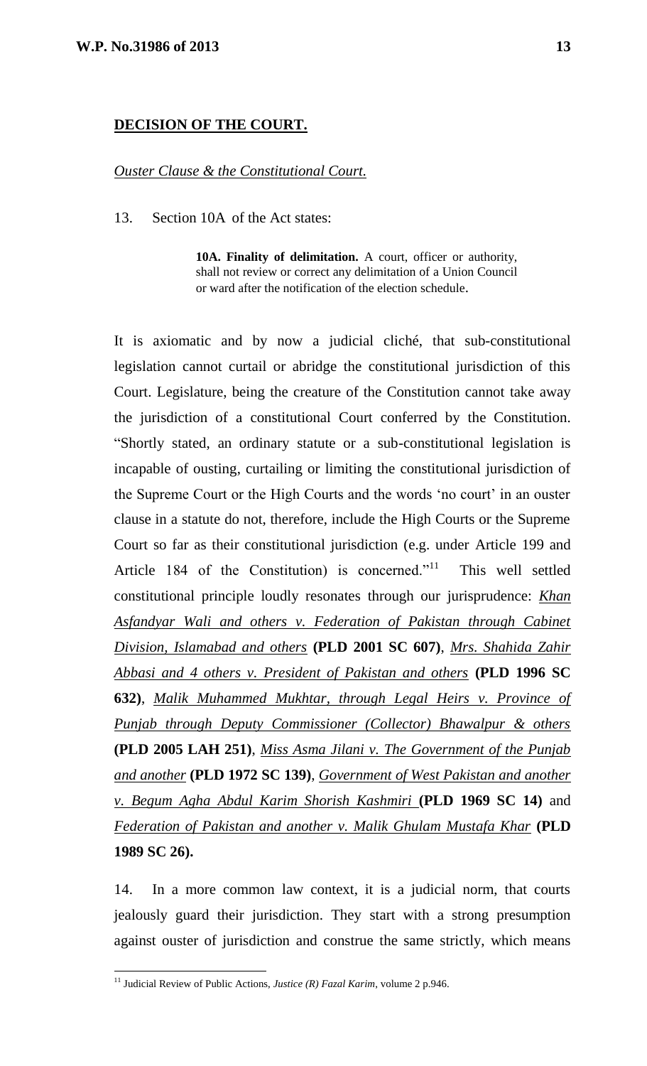**DECISION OF THE COURT.**

*Ouster Clause & the Constitutional Court.*

13. Section 10A of the Act states:

> **10A. Finality of delimitation.** A court, officer or authority, shall not review or correct any delimitation of a Union Council or ward after the notification of the election schedule.

It is axiomatic and by now a judicial cliché, that sub-constitutional legislation cannot curtail or abridge the constitutional jurisdiction of this Court. Legislature, being the creature of the Constitution cannot take away the jurisdiction of a constitutional Court conferred by the Constitution. "Shortly stated, an ordinary statute or a sub-constitutional legislation is incapable of ousting, curtailing or limiting the constitutional jurisdiction of the Supreme Court or the High Courts and the words 'no court' in an ouster clause in a statute do not, therefore, include the High Courts or the Supreme Court so far as their constitutional jurisdiction (e.g. under Article 199 and Article 184 of the Constitution) is concerned."[11] This well settled constitutional principle loudly resonates through our jurisprudence: *Khan Asfandyar Wali and others v. Federation of Pakistan through Cabinet Division, Islamabad and others* **(PLD 2001 SC 607)**, *Mrs. Shahida Zahir Abbasi and 4 others v. President of Pakistan and others* **(PLD 1996 SC 632)**, *Malik Muhammed Mukhtar, through Legal Heirs v. Province of Punjab through Deputy Commissioner (Collector) Bhawalpur & others* **(PLD 2005 LAH 251)**, *Miss Asma Jilani v. The Government of the Punjab and another* **(PLD 1972 SC 139)**, *Government of West Pakistan and another v. Begum Agha Abdul Karim Shorish Kashmiri* **(PLD 1969 SC 14)** and *Federation of Pakistan and another v. Malik Ghulam Mustafa Khar* **(PLD 1989 SC 26).**

14. In a more common law context, it is a judicial norm, that courts jealously guard their jurisdiction. They start with a strong presumption against ouster of jurisdiction and construe the same strictly, which means

---

[11] Judicial Review of Public Actions, *Justice (R) Fazal Karim*, volume 2 p.946.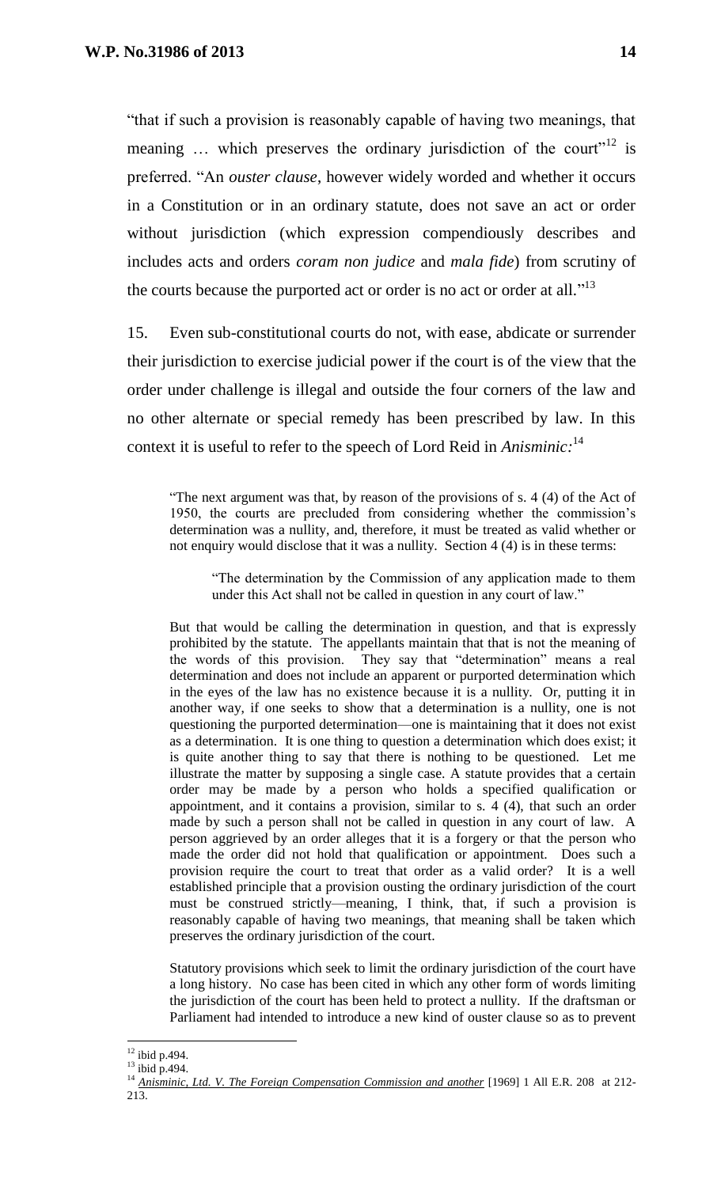"that if such a provision is reasonably capable of having two meanings, that meaning … which preserves the ordinary jurisdiction of the court"[12] is preferred. "An *ouster clause*, however widely worded and whether it occurs in a Constitution or in an ordinary statute, does not save an act or order without jurisdiction (which expression compendiously describes and includes acts and orders *coram non judice* and *mala fide*) from scrutiny of the courts because the purported act or order is no act or order at all."[13]

15. Even sub-constitutional courts do not, with ease, abdicate or surrender their jurisdiction to exercise judicial power if the court is of the view that the order under challenge is illegal and outside the four corners of the law and no other alternate or special remedy has been prescribed by law. In this context it is useful to refer to the speech of Lord Reid in *Anisminic:*[14]

> "The next argument was that, by reason of the provisions of s. 4 (4) of the Act of 1950, the courts are precluded from considering whether the commission's determination was a nullity, and, therefore, it must be treated as valid whether or not enquiry would disclose that it was a nullity. Section 4 (4) is in these terms:
>
> > "The determination by the Commission of any application made to them under this Act shall not be called in question in any court of law."
>
> But that would be calling the determination in question, and that is expressly prohibited by the statute. The appellants maintain that that is not the meaning of the words of this provision. They say that "determination" means a real determination and does not include an apparent or purported determination which in the eyes of the law has no existence because it is a nullity. Or, putting it in another way, if one seeks to show that a determination is a nullity, one is not questioning the purported determination—one is maintaining that it does not exist as a determination. It is one thing to question a determination which does exist; it is quite another thing to say that there is nothing to be questioned. Let me illustrate the matter by supposing a single case. A statute provides that a certain order may be made by a person who holds a specified qualification or appointment, and it contains a provision, similar to s. 4 (4), that such an order made by such a person shall not be called in question in any court of law. A person aggrieved by an order alleges that it is a forgery or that the person who made the order did not hold that qualification or appointment. Does such a provision require the court to treat that order as a valid order? It is a well established principle that a provision ousting the ordinary jurisdiction of the court must be construed strictly—meaning, I think, that, if such a provision is reasonably capable of having two meanings, that meaning shall be taken which preserves the ordinary jurisdiction of the court.
>
> Statutory provisions which seek to limit the ordinary jurisdiction of the court have a long history. No case has been cited in which any other form of words limiting the jurisdiction of the court has been held to protect a nullity. If the draftsman or Parliament had intended to introduce a new kind of ouster clause so as to prevent

---

[12] ibid p.494.

[13] ibid p.494.

[14] *Anisminic, Ltd. V. The Foreign Compensation Commission and another* [1969] 1 All E.R. 208 at 212-213.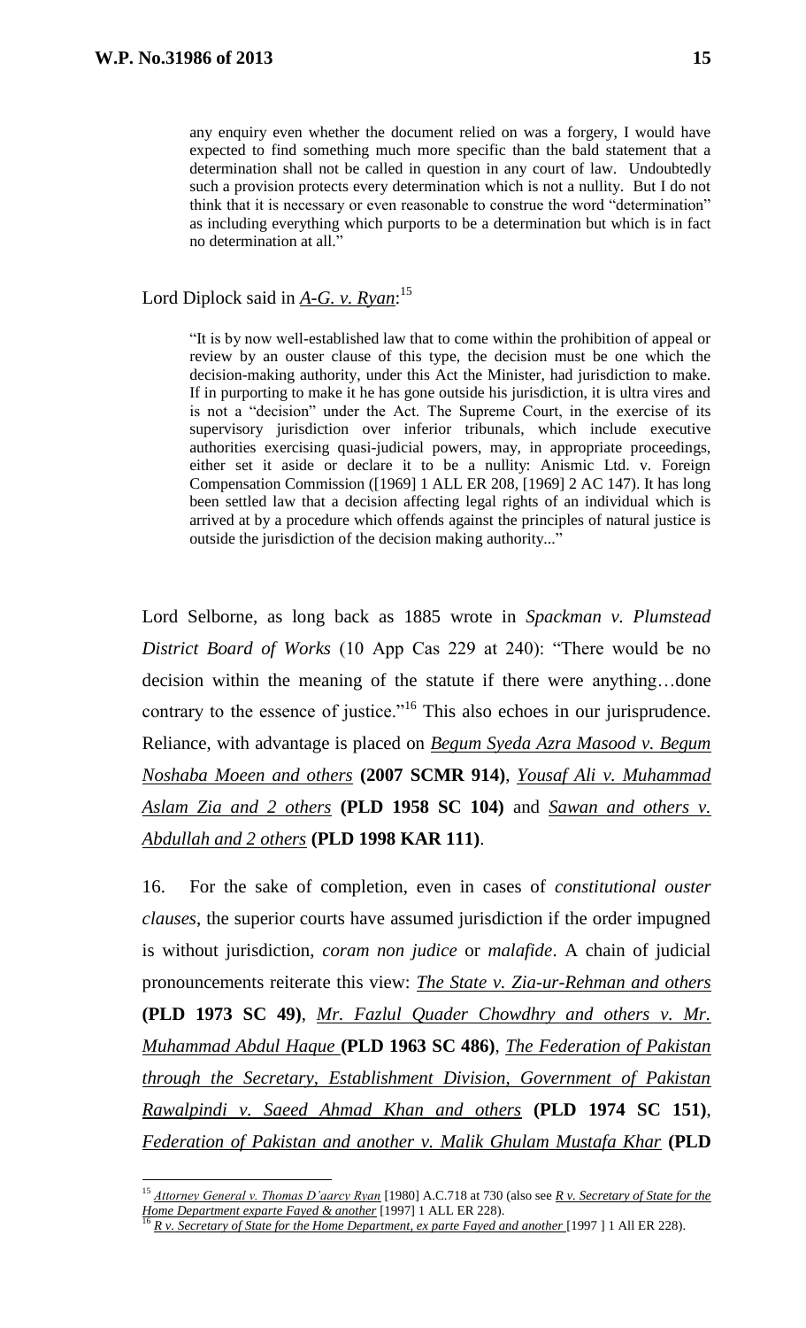> any enquiry even whether the document relied on was a forgery, I would have expected to find something much more specific than the bald statement that a determination shall not be called in question in any court of law. Undoubtedly such a provision protects every determination which is not a nullity. But I do not think that it is necessary or even reasonable to construe the word "determination" as including everything which purports to be a determination but which is in fact no determination at all."

Lord Diplock said in ***A-G. v. Ryan***:[15]

> "It is by now well-established law that to come within the prohibition of appeal or review by an ouster clause of this type, the decision must be one which the decision-making authority, under this Act the Minister, had jurisdiction to make. If in purporting to make it he has gone outside his jurisdiction, it is ultra vires and is not a "decision" under the Act. The Supreme Court, in the exercise of its supervisory jurisdiction over inferior tribunals, which include executive authorities exercising quasi-judicial powers, may, in appropriate proceedings, either set it aside or declare it to be a nullity: Anismic Ltd. v. Foreign Compensation Commission ([1969] 1 ALL ER 208, [1969] 2 AC 147). It has long been settled law that a decision affecting legal rights of an individual which is arrived at by a procedure which offends against the principles of natural justice is outside the jurisdiction of the decision making authority..."

Lord Selborne, as long back as 1885 wrote in *Spackman v. Plumstead District Board of Works* (10 App Cas 229 at 240): "There would be no decision within the meaning of the statute if there were anything…done contrary to the essence of justice."[16] This also echoes in our jurisprudence. Reliance, with advantage is placed on *Begum Syeda Azra Masood v. Begum Noshaba Moeen and others* **(2007 SCMR 914)**, *Yousaf Ali v. Muhammad Aslam Zia and 2 others* **(PLD 1958 SC 104)** and *Sawan and others v. Abdullah and 2 others* **(PLD 1998 KAR 111)**.

16. For the sake of completion, even in cases of *constitutional ouster clauses*, the superior courts have assumed jurisdiction if the order impugned is without jurisdiction, *coram non judice* or *malafide*. A chain of judicial pronouncements reiterate this view: *The State v. Zia-ur-Rehman and others* **(PLD 1973 SC 49)**, *Mr. Fazlul Quader Chowdhry and others v. Mr. Muhammad Abdul Haque* **(PLD 1963 SC 486)**, *The Federation of Pakistan through the Secretary, Establishment Division, Government of Pakistan Rawalpindi v. Saeed Ahmad Khan and others* **(PLD 1974 SC 151)**, *Federation of Pakistan and another v. Malik Ghulam Mustafa Khar* **(PLD**

---

[15] ***Attorney General v. Thomas D'aarcy Ryan*** [1980] A.C.718 at 730 (also see ***R v. Secretary of State for the Home Department exparte Fayed & another*** [1997] 1 ALL ER 228).

[16] ***R v. Secretary of State for the Home Department, ex parte Fayed and another*** [1997 ] 1 All ER 228).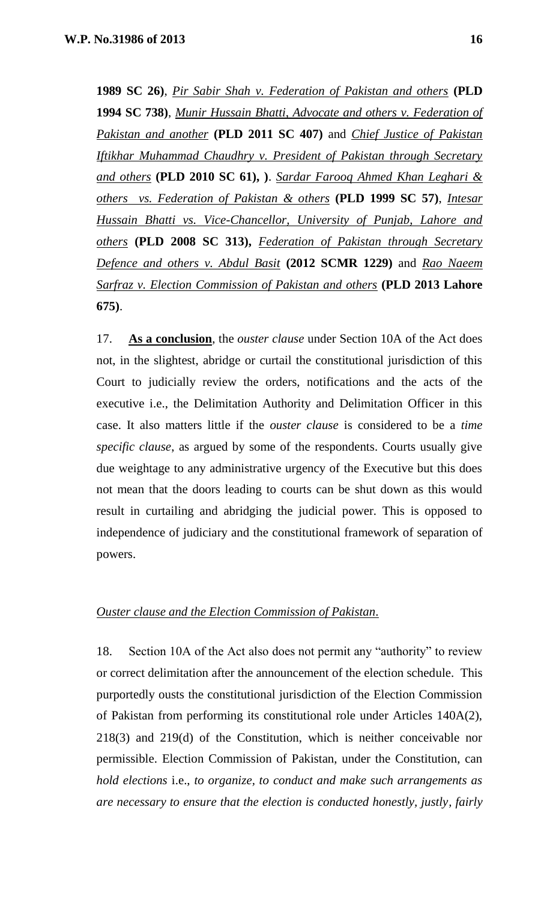**1989 SC 26)**, *Pir Sabir Shah v. Federation of Pakistan and others* **(PLD 1994 SC 738)**, *Munir Hussain Bhatti, Advocate and others v. Federation of Pakistan and another* **(PLD 2011 SC 407)** and *Chief Justice of Pakistan Iftikhar Muhammad Chaudhry v. President of Pakistan through Secretary and others* **(PLD 2010 SC 61), )**. *Sardar Farooq Ahmed Khan Leghari & others vs. Federation of Pakistan & others* **(PLD 1999 SC 57)**, *Intesar Hussain Bhatti vs. Vice-Chancellor, University of Punjab, Lahore and others* **(PLD 2008 SC 313),** *Federation of Pakistan through Secretary Defence and others v. Abdul Basit* **(2012 SCMR 1229)** and *Rao Naeem Sarfraz v. Election Commission of Pakistan and others* **(PLD 2013 Lahore 675)**.

17. **As a conclusion**, the *ouster clause* under Section 10A of the Act does not, in the slightest, abridge or curtail the constitutional jurisdiction of this Court to judicially review the orders, notifications and the acts of the executive i.e., the Delimitation Authority and Delimitation Officer in this case. It also matters little if the *ouster clause* is considered to be a *time specific clause*, as argued by some of the respondents. Courts usually give due weightage to any administrative urgency of the Executive but this does not mean that the doors leading to courts can be shut down as this would result in curtailing and abridging the judicial power. This is opposed to independence of judiciary and the constitutional framework of separation of powers.

*Ouster clause and the Election Commission of Pakistan*.

18. Section 10A of the Act also does not permit any "authority" to review or correct delimitation after the announcement of the election schedule. This purportedly ousts the constitutional jurisdiction of the Election Commission of Pakistan from performing its constitutional role under Articles 140A(2), 218(3) and 219(d) of the Constitution, which is neither conceivable nor permissible. Election Commission of Pakistan, under the Constitution, can *hold elections* i.e., *to organize, to conduct and make such arrangements as are necessary to ensure that the election is conducted honestly, justly, fairly*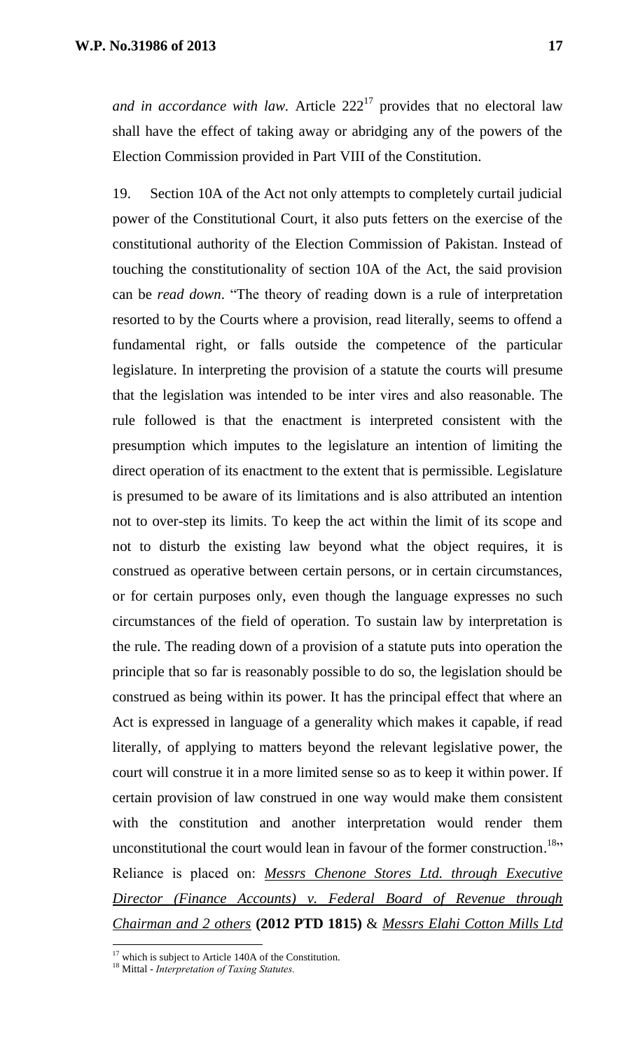*and in accordance with law*. Article 222[17] provides that no electoral law shall have the effect of taking away or abridging any of the powers of the Election Commission provided in Part VIII of the Constitution.

19. Section 10A of the Act not only attempts to completely curtail judicial power of the Constitutional Court, it also puts fetters on the exercise of the constitutional authority of the Election Commission of Pakistan. Instead of touching the constitutionality of section 10A of the Act, the said provision can be *read down*. "The theory of reading down is a rule of interpretation resorted to by the Courts where a provision, read literally, seems to offend a fundamental right, or falls outside the competence of the particular legislature. In interpreting the provision of a statute the courts will presume that the legislation was intended to be inter vires and also reasonable. The rule followed is that the enactment is interpreted consistent with the presumption which imputes to the legislature an intention of limiting the direct operation of its enactment to the extent that is permissible. Legislature is presumed to be aware of its limitations and is also attributed an intention not to over-step its limits. To keep the act within the limit of its scope and not to disturb the existing law beyond what the object requires, it is construed as operative between certain persons, or in certain circumstances, or for certain purposes only, even though the language expresses no such circumstances of the field of operation. To sustain law by interpretation is the rule. The reading down of a provision of a statute puts into operation the principle that so far is reasonably possible to do so, the legislation should be construed as being within its power. It has the principal effect that where an Act is expressed in language of a generality which makes it capable, if read literally, of applying to matters beyond the relevant legislative power, the court will construe it in a more limited sense so as to keep it within power. If certain provision of law construed in one way would make them consistent with the constitution and another interpretation would render them unconstitutional the court would lean in favour of the former construction.[18]" Reliance is placed on: *Messrs Chenone Stores Ltd. through Executive Director (Finance Accounts) v. Federal Board of Revenue through Chairman and 2 others* **(2012 PTD 1815)** & *Messrs Elahi Cotton Mills Ltd*

---

[17] which is subject to Article 140A of the Constitution.

[18] Mittal - *Interpretation of Taxing Statutes.*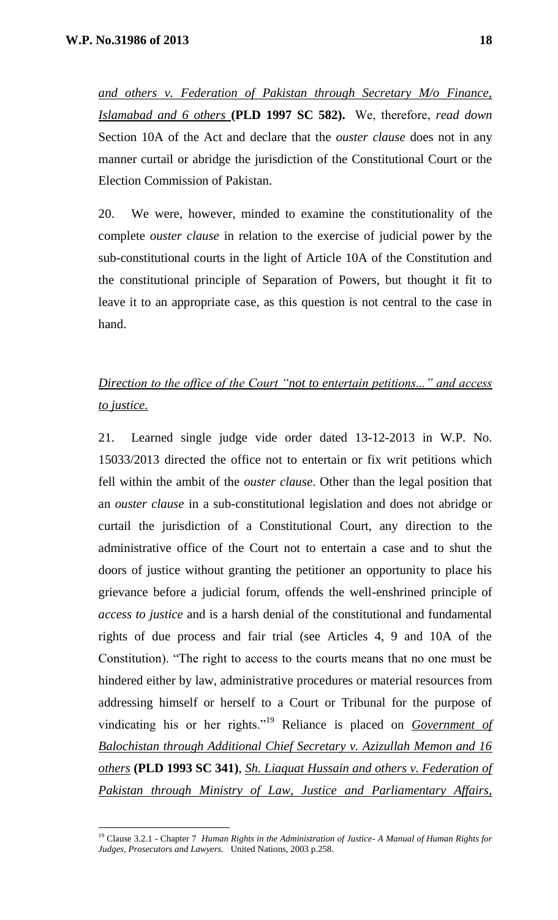*and others v. Federation of Pakistan through Secretary M/o Finance, Islamabad and 6 others* **(PLD 1997 SC 582).** We, therefore, *read down* Section 10A of the Act and declare that the *ouster clause* does not in any manner curtail or abridge the jurisdiction of the Constitutional Court or the Election Commission of Pakistan.

20. We were, however, minded to examine the constitutionality of the complete *ouster clause* in relation to the exercise of judicial power by the sub-constitutional courts in the light of Article 10A of the Constitution and the constitutional principle of Separation of Powers, but thought it fit to leave it to an appropriate case, as this question is not central to the case in hand.

*Direction to the office of the Court "not to entertain petitions..." and access to justice.*

21. Learned single judge vide order dated 13-12-2013 in W.P. No. 15033/2013 directed the office not to entertain or fix writ petitions which fell within the ambit of the *ouster clause*. Other than the legal position that an *ouster clause* in a sub-constitutional legislation and does not abridge or curtail the jurisdiction of a Constitutional Court, any direction to the administrative office of the Court not to entertain a case and to shut the doors of justice without granting the petitioner an opportunity to place his grievance before a judicial forum, offends the well-enshrined principle of *access to justice* and is a harsh denial of the constitutional and fundamental rights of due process and fair trial (see Articles 4, 9 and 10A of the Constitution). "The right to access to the courts means that no one must be hindered either by law, administrative procedures or material resources from addressing himself or herself to a Court or Tribunal for the purpose of vindicating his or her rights."[19] Reliance is placed on *Government of Balochistan through Additional Chief Secretary v. Azizullah Memon and 16 others* **(PLD 1993 SC 341)**, *Sh. Liaquat Hussain and others v. Federation of Pakistan through Ministry of Law, Justice and Parliamentary Affairs,*

---

[19] Clause 3.2.1 - Chapter 7 *Human Rights in the Administration of Justice- A Manual of Human Rights for Judges, Prosecutors and Lawyers.* United Nations, 2003 p.258.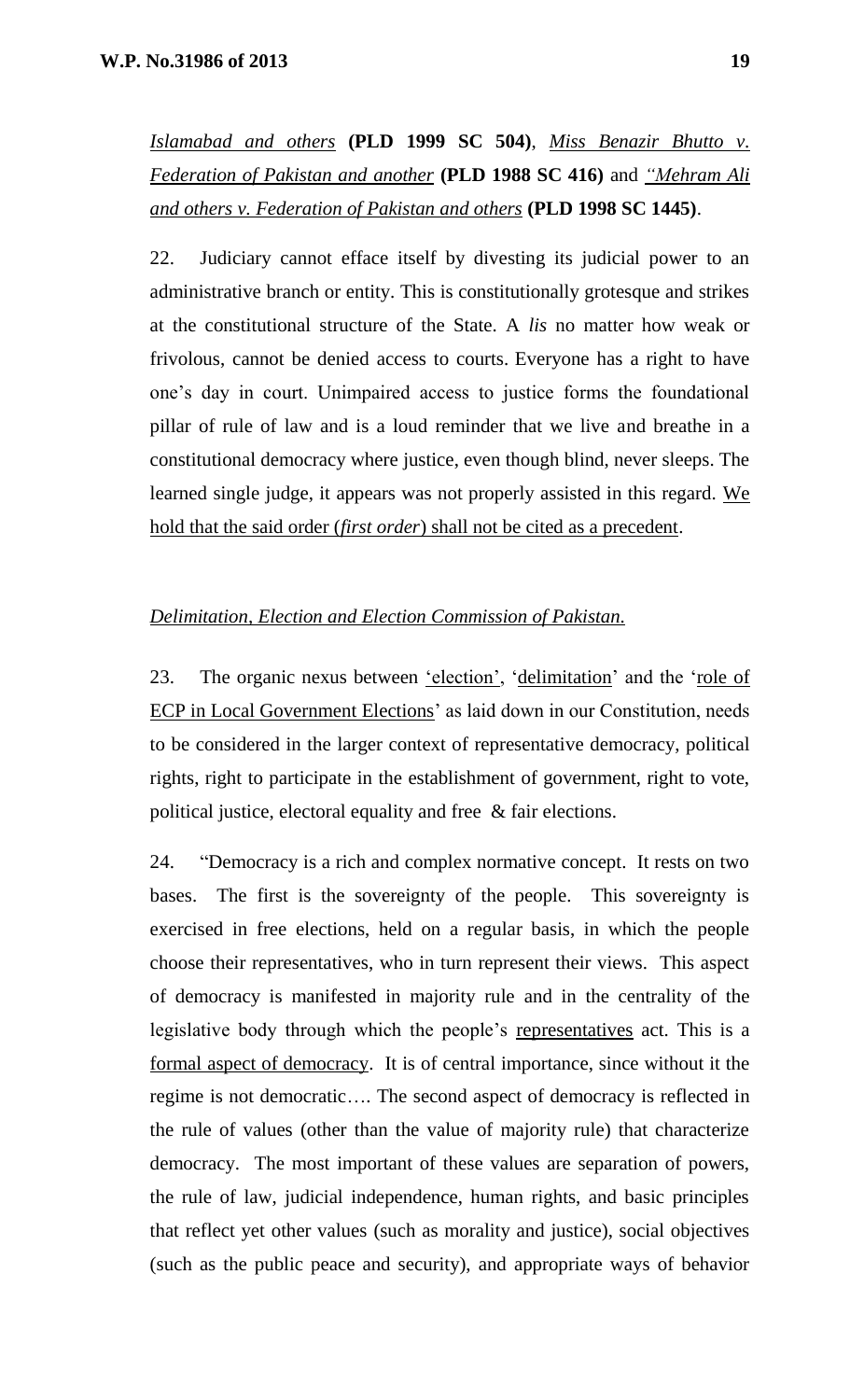*Islamabad and others* **(PLD 1999 SC 504)**, *Miss Benazir Bhutto v. Federation of Pakistan and another* **(PLD 1988 SC 416)** and *"Mehram Ali and others v. Federation of Pakistan and others* **(PLD 1998 SC 1445)**.

22. Judiciary cannot efface itself by divesting its judicial power to an administrative branch or entity. This is constitutionally grotesque and strikes at the constitutional structure of the State. A *lis* no matter how weak or frivolous, cannot be denied access to courts. Everyone has a right to have one's day in court. Unimpaired access to justice forms the foundational pillar of rule of law and is a loud reminder that we live and breathe in a constitutional democracy where justice, even though blind, never sleeps. The learned single judge, it appears was not properly assisted in this regard. We hold that the said order (*first order*) shall not be cited as a precedent.

*Delimitation, Election and Election Commission of Pakistan.*

23. The organic nexus between 'election', 'delimitation' and the 'role of ECP in Local Government Elections' as laid down in our Constitution, needs to be considered in the larger context of representative democracy, political rights, right to participate in the establishment of government, right to vote, political justice, electoral equality and free & fair elections.

24. "Democracy is a rich and complex normative concept. It rests on two bases. The first is the sovereignty of the people. This sovereignty is exercised in free elections, held on a regular basis, in which the people choose their representatives, who in turn represent their views. This aspect of democracy is manifested in majority rule and in the centrality of the legislative body through which the people's representatives act. This is a formal aspect of democracy. It is of central importance, since without it the regime is not democratic…. The second aspect of democracy is reflected in the rule of values (other than the value of majority rule) that characterize democracy. The most important of these values are separation of powers, the rule of law, judicial independence, human rights, and basic principles that reflect yet other values (such as morality and justice), social objectives (such as the public peace and security), and appropriate ways of behavior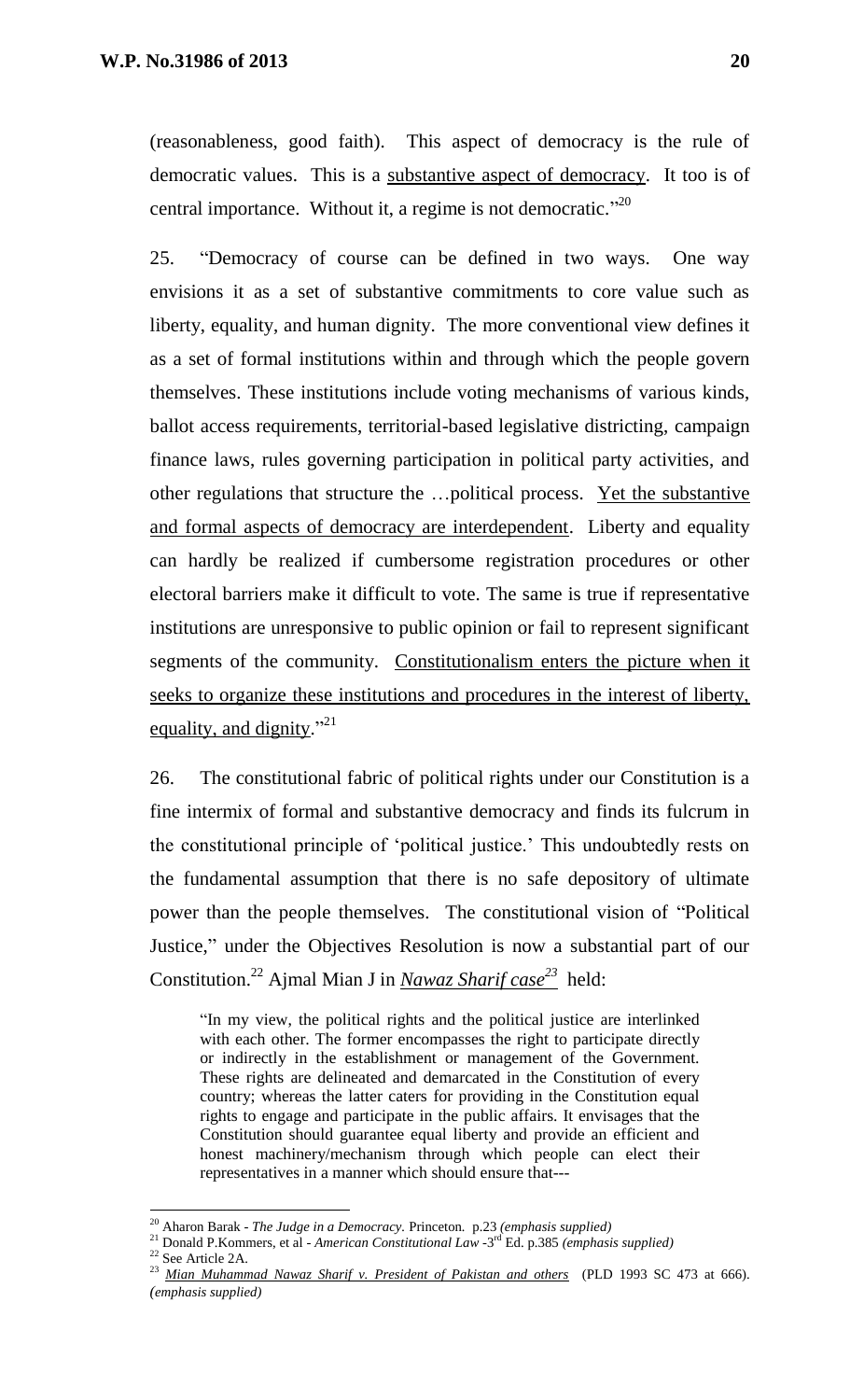(reasonableness, good faith). This aspect of democracy is the rule of democratic values. This is a <u>substantive aspect of democracy</u>. It too is of central importance. Without it, a regime is not democratic."[20]

25. "Democracy of course can be defined in two ways. One way envisions it as a set of substantive commitments to core value such as liberty, equality, and human dignity. The more conventional view defines it as a set of formal institutions within and through which the people govern themselves. These institutions include voting mechanisms of various kinds, ballot access requirements, territorial-based legislative districting, campaign finance laws, rules governing participation in political party activities, and other regulations that structure the …political process. <u>Yet the substantive and formal aspects of democracy are interdependent</u>. Liberty and equality can hardly be realized if cumbersome registration procedures or other electoral barriers make it difficult to vote. The same is true if representative institutions are unresponsive to public opinion or fail to represent significant segments of the community. <u>Constitutionalism enters the picture when it seeks to organize these institutions and procedures in the interest of liberty, equality, and dignity</u>."[21]

26. The constitutional fabric of political rights under our Constitution is a fine intermix of formal and substantive democracy and finds its fulcrum in the constitutional principle of 'political justice.' This undoubtedly rests on the fundamental assumption that there is no safe depository of ultimate power than the people themselves. The constitutional vision of "Political Justice," under the Objectives Resolution is now a substantial part of our Constitution.[22] Ajmal Mian J in <u>*Nawaz Sharif case*</u>[23] held:

> "In my view, the political rights and the political justice are interlinked with each other. The former encompasses the right to participate directly or indirectly in the establishment or management of the Government. These rights are delineated and demarcated in the Constitution of every country; whereas the latter caters for providing in the Constitution equal rights to engage and participate in the public affairs. It envisages that the Constitution should guarantee equal liberty and provide an efficient and honest machinery/mechanism through which people can elect their representatives in a manner which should ensure that---

---

[20] Aharon Barak - *The Judge in a Democracy.* Princeton. p.23 *(emphasis supplied)*

[21] Donald P.Kommers, et al - *American Constitutional Law* -3rd Ed. p.385 *(emphasis supplied)*

[22] See Article 2A.

[23] <u>*Mian Muhammad Nawaz Sharif v. President of Pakistan and others*</u> (PLD 1993 SC 473 at 666). *(emphasis supplied)*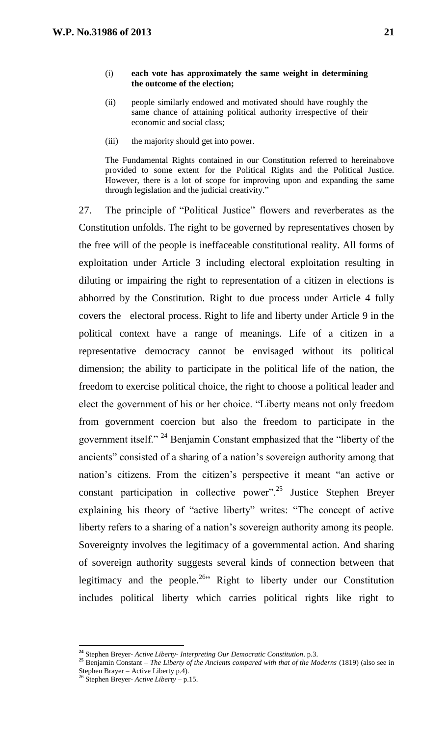> (i) **each vote has approximately the same weight in determining the outcome of the election;**
>
> (ii) people similarly endowed and motivated should have roughly the same chance of attaining political authority irrespective of their economic and social class;
>
> (iii) the majority should get into power.
>
> The Fundamental Rights contained in our Constitution referred to hereinabove provided to some extent for the Political Rights and the Political Justice. However, there is a lot of scope for improving upon and expanding the same through legislation and the judicial creativity."

27. The principle of "Political Justice" flowers and reverberates as the Constitution unfolds. The right to be governed by representatives chosen by the free will of the people is ineffaceable constitutional reality. All forms of exploitation under Article 3 including electoral exploitation resulting in diluting or impairing the right to representation of a citizen in elections is abhorred by the Constitution. Right to due process under Article 4 fully covers the electoral process. Right to life and liberty under Article 9 in the political context have a range of meanings. Life of a citizen in a representative democracy cannot be envisaged without its political dimension; the ability to participate in the political life of the nation, the freedom to exercise political choice, the right to choose a political leader and elect the government of his or her choice. "Liberty means not only freedom from government coercion but also the freedom to participate in the government itself." [24] Benjamin Constant emphasized that the "liberty of the ancients" consisted of a sharing of a nation's sovereign authority among that nation's citizens. From the citizen's perspective it meant "an active or constant participation in collective power".[25] Justice Stephen Breyer explaining his theory of "active liberty" writes: "The concept of active liberty refers to a sharing of a nation's sovereign authority among its people. Sovereignty involves the legitimacy of a governmental action. And sharing of sovereign authority suggests several kinds of connection between that legitimacy and the people.[26]" Right to liberty under our Constitution includes political liberty which carries political rights like right to

---

[24] Stephen Breyer- *Active Liberty- Interpreting Our Democratic Constitution*. p.3.

[25] Benjamin Constant – *The Liberty of the Ancients compared with that of the Moderns* (1819) (also see in Stephen Brayer – Active Liberty p.4).

[26] Stephen Breyer- *Active Liberty* – p.15.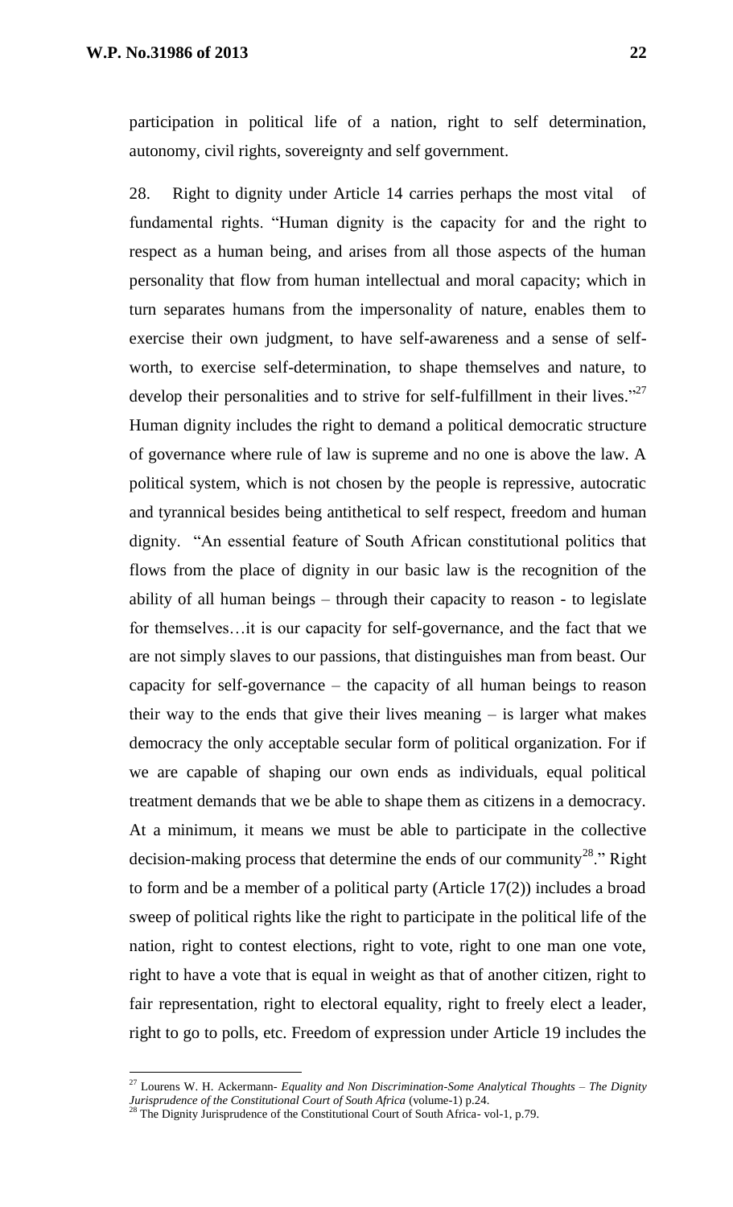participation in political life of a nation, right to self determination, autonomy, civil rights, sovereignty and self government.

28. Right to dignity under Article 14 carries perhaps the most vital of fundamental rights. "Human dignity is the capacity for and the right to respect as a human being, and arises from all those aspects of the human personality that flow from human intellectual and moral capacity; which in turn separates humans from the impersonality of nature, enables them to exercise their own judgment, to have self-awareness and a sense of self-worth, to exercise self-determination, to shape themselves and nature, to develop their personalities and to strive for self-fulfillment in their lives."[27] Human dignity includes the right to demand a political democratic structure of governance where rule of law is supreme and no one is above the law. A political system, which is not chosen by the people is repressive, autocratic and tyrannical besides being antithetical to self respect, freedom and human dignity. "An essential feature of South African constitutional politics that flows from the place of dignity in our basic law is the recognition of the ability of all human beings – through their capacity to reason - to legislate for themselves…it is our capacity for self-governance, and the fact that we are not simply slaves to our passions, that distinguishes man from beast. Our capacity for self-governance – the capacity of all human beings to reason their way to the ends that give their lives meaning – is larger what makes democracy the only acceptable secular form of political organization. For if we are capable of shaping our own ends as individuals, equal political treatment demands that we be able to shape them as citizens in a democracy. At a minimum, it means we must be able to participate in the collective decision-making process that determine the ends of our community[28]." Right to form and be a member of a political party (Article 17(2)) includes a broad sweep of political rights like the right to participate in the political life of the nation, right to contest elections, right to vote, right to one man one vote, right to have a vote that is equal in weight as that of another citizen, right to fair representation, right to electoral equality, right to freely elect a leader, right to go to polls, etc. Freedom of expression under Article 19 includes the

---

[27] Lourens W. H. Ackermann- *Equality and Non Discrimination-Some Analytical Thoughts – The Dignity Jurisprudence of the Constitutional Court of South Africa* (volume-1) p.24.

[28] The Dignity Jurisprudence of the Constitutional Court of South Africa- vol-1, p.79.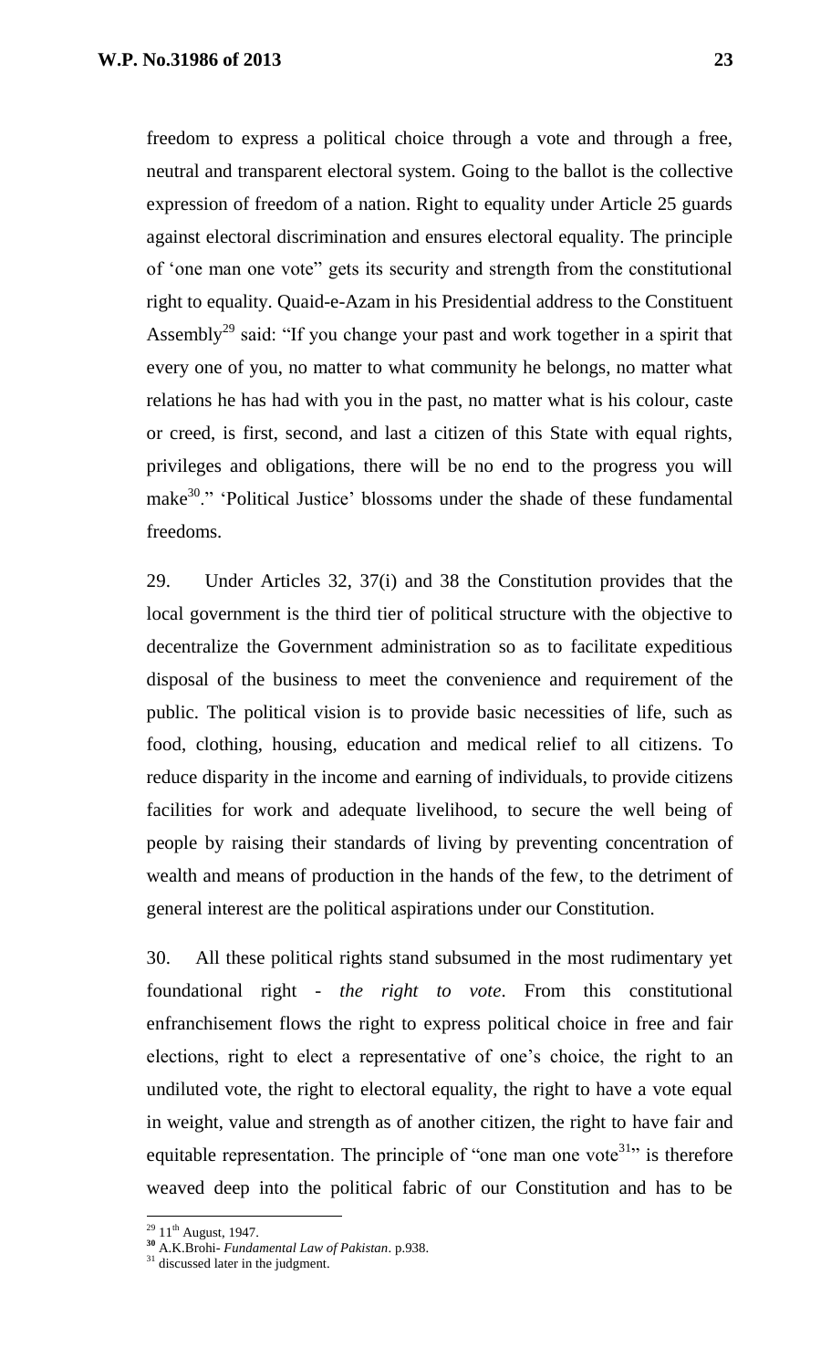freedom to express a political choice through a vote and through a free, neutral and transparent electoral system. Going to the ballot is the collective expression of freedom of a nation. Right to equality under Article 25 guards against electoral discrimination and ensures electoral equality. The principle of 'one man one vote" gets its security and strength from the constitutional right to equality. Quaid-e-Azam in his Presidential address to the Constituent Assembly[29] said: "If you change your past and work together in a spirit that every one of you, no matter to what community he belongs, no matter what relations he has had with you in the past, no matter what is his colour, caste or creed, is first, second, and last a citizen of this State with equal rights, privileges and obligations, there will be no end to the progress you will make[30]." 'Political Justice' blossoms under the shade of these fundamental freedoms.

29. Under Articles 32, 37(i) and 38 the Constitution provides that the local government is the third tier of political structure with the objective to decentralize the Government administration so as to facilitate expeditious disposal of the business to meet the convenience and requirement of the public. The political vision is to provide basic necessities of life, such as food, clothing, housing, education and medical relief to all citizens. To reduce disparity in the income and earning of individuals, to provide citizens facilities for work and adequate livelihood, to secure the well being of people by raising their standards of living by preventing concentration of wealth and means of production in the hands of the few, to the detriment of general interest are the political aspirations under our Constitution.

30. All these political rights stand subsumed in the most rudimentary yet foundational right - *the right to vote*. From this constitutional enfranchisement flows the right to express political choice in free and fair elections, right to elect a representative of one's choice, the right to an undiluted vote, the right to electoral equality, the right to have a vote equal in weight, value and strength as of another citizen, the right to have fair and equitable representation. The principle of "one man one vote[31]" is therefore weaved deep into the political fabric of our Constitution and has to be

---

[29] 11th August, 1947.

[30] A.K.Brohi- *Fundamental Law of Pakistan*. p.938.

[31] discussed later in the judgment.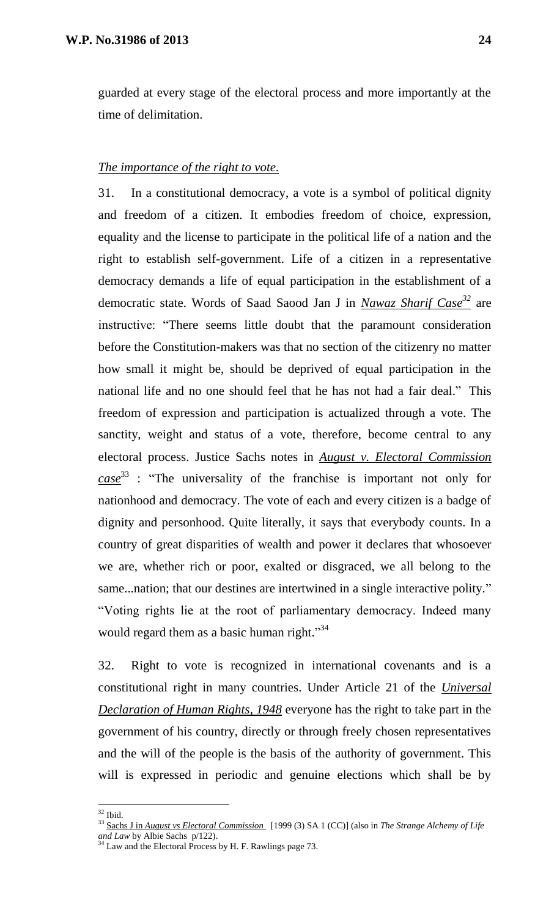guarded at every stage of the electoral process and more importantly at the time of delimitation.

*The importance of the right to vote.*

31. In a constitutional democracy, a vote is a symbol of political dignity and freedom of a citizen. It embodies freedom of choice, expression, equality and the license to participate in the political life of a nation and the right to establish self-government. Life of a citizen in a representative democracy demands a life of equal participation in the establishment of a democratic state. Words of Saad Saood Jan J in ***Nawaz Sharif Case***[32] are instructive: "There seems little doubt that the paramount consideration before the Constitution-makers was that no section of the citizenry no matter how small it might be, should be deprived of equal participation in the national life and no one should feel that he has not had a fair deal." This freedom of expression and participation is actualized through a vote. The sanctity, weight and status of a vote, therefore, become central to any electoral process. Justice Sachs notes in ***August v. Electoral Commission case***[33] : "The universality of the franchise is important not only for nationhood and democracy. The vote of each and every citizen is a badge of dignity and personhood. Quite literally, it says that everybody counts. In a country of great disparities of wealth and power it declares that whosoever we are, whether rich or poor, exalted or disgraced, we all belong to the same...nation; that our destinies are intertwined in a single interactive polity." "Voting rights lie at the root of parliamentary democracy. Indeed many would regard them as a basic human right."[34]

32. Right to vote is recognized in international covenants and is a constitutional right in many countries. Under Article 21 of the ***Universal Declaration of Human Rights, 1948*** everyone has the right to take part in the government of his country, directly or through freely chosen representatives and the will of the people is the basis of the authority of government. This will is expressed in periodic and genuine elections which shall be by

---

[32] Ibid.

[33] Sachs J in *August vs Electoral Commission* [1999 (3) SA 1 (CC)] (also in *The Strange Alchemy of Life and Law* by Albie Sachs p/122).

[34] Law and the Electoral Process by H. F. Rawlings page 73.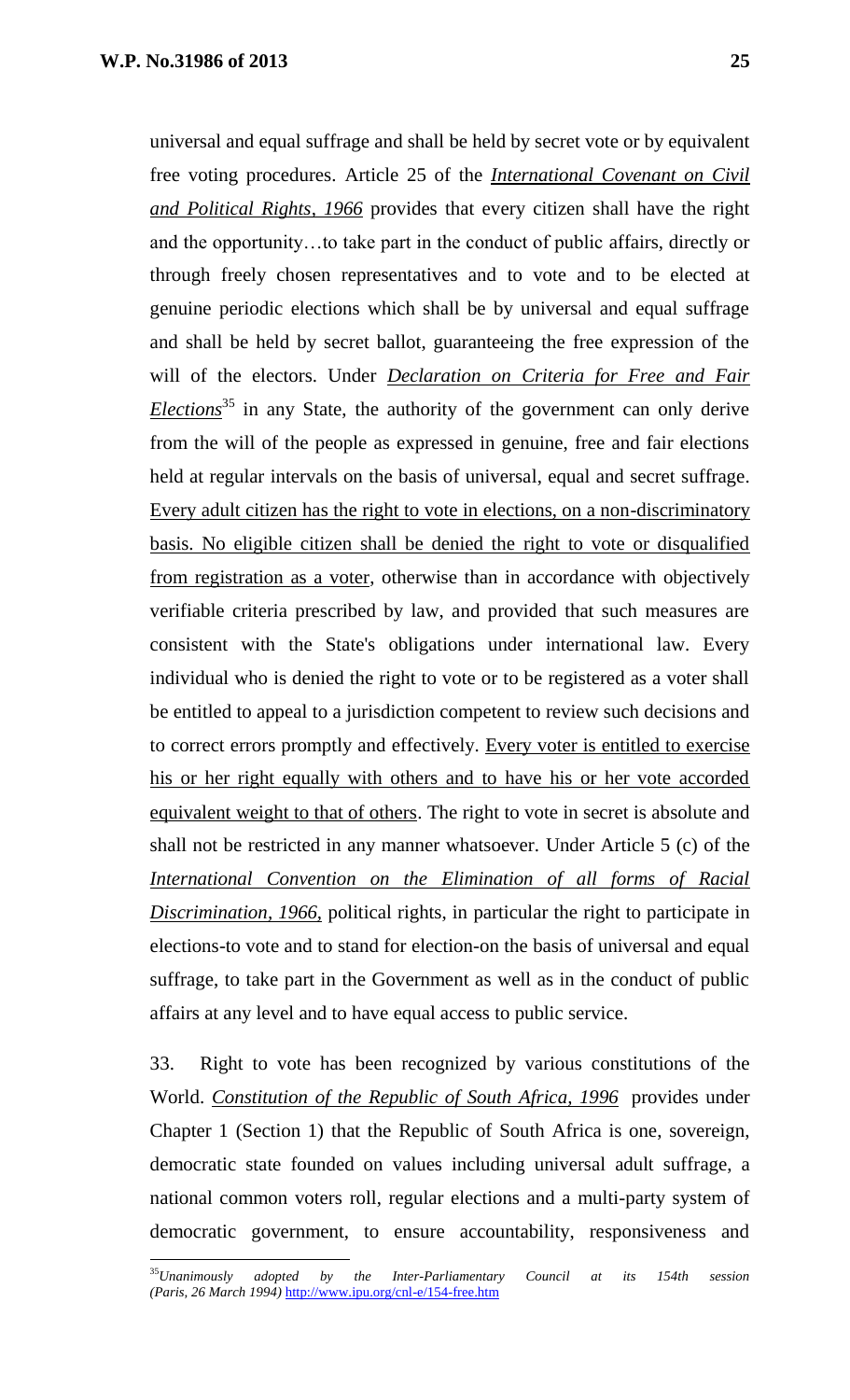universal and equal suffrage and shall be held by secret vote or by equivalent free voting procedures. Article 25 of the *International Covenant on Civil and Political Rights, 1966* provides that every citizen shall have the right and the opportunity…to take part in the conduct of public affairs, directly or through freely chosen representatives and to vote and to be elected at genuine periodic elections which shall be by universal and equal suffrage and shall be held by secret ballot, guaranteeing the free expression of the will of the electors. Under *Declaration on Criteria for Free and Fair Elections*[35] in any State, the authority of the government can only derive from the will of the people as expressed in genuine, free and fair elections held at regular intervals on the basis of universal, equal and secret suffrage. Every adult citizen has the right to vote in elections, on a non-discriminatory basis. No eligible citizen shall be denied the right to vote or disqualified from registration as a voter, otherwise than in accordance with objectively verifiable criteria prescribed by law, and provided that such measures are consistent with the State's obligations under international law. Every individual who is denied the right to vote or to be registered as a voter shall be entitled to appeal to a jurisdiction competent to review such decisions and to correct errors promptly and effectively. Every voter is entitled to exercise his or her right equally with others and to have his or her vote accorded equivalent weight to that of others. The right to vote in secret is absolute and shall not be restricted in any manner whatsoever. Under Article 5 (c) of the *International Convention on the Elimination of all forms of Racial Discrimination, 1966,* political rights, in particular the right to participate in elections-to vote and to stand for election-on the basis of universal and equal suffrage, to take part in the Government as well as in the conduct of public affairs at any level and to have equal access to public service.

33. Right to vote has been recognized by various constitutions of the World. *Constitution of the Republic of South Africa, 1996* provides under Chapter 1 (Section 1) that the Republic of South Africa is one, sovereign, democratic state founded on values including universal adult suffrage, a national common voters roll, regular elections and a multi-party system of democratic government, to ensure accountability, responsiveness and

---

[35] *Unanimously adopted by the Inter-Parliamentary Council at its 154th session (Paris, 26 March 1994)* http://www.ipu.org/cnl-e/154-free.htm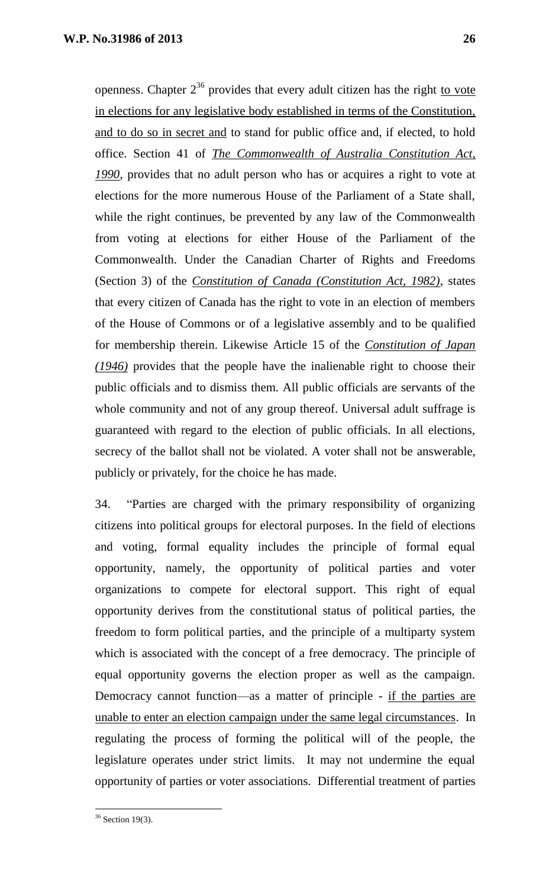openness. Chapter 2[36] provides that every adult citizen has the right <u>to vote in elections for any legislative body established in terms of the Constitution, and to do so in secret and</u> to stand for public office and, if elected, to hold office. Section 41 of <u>*The Commonwealth of Australia Constitution Act, 1990*</u>, provides that no adult person who has or acquires a right to vote at elections for the more numerous House of the Parliament of a State shall, while the right continues, be prevented by any law of the Commonwealth from voting at elections for either House of the Parliament of the Commonwealth. Under the Canadian Charter of Rights and Freedoms (Section 3) of the <u>*Constitution of Canada (Constitution Act, 1982)*</u>, states that every citizen of Canada has the right to vote in an election of members of the House of Commons or of a legislative assembly and to be qualified for membership therein. Likewise Article 15 of the <u>*Constitution of Japan (1946)*</u> provides that the people have the inalienable right to choose their public officials and to dismiss them. All public officials are servants of the whole community and not of any group thereof. Universal adult suffrage is guaranteed with regard to the election of public officials. In all elections, secrecy of the ballot shall not be violated. A voter shall not be answerable, publicly or privately, for the choice he has made.

34. "Parties are charged with the primary responsibility of organizing citizens into political groups for electoral purposes. In the field of elections and voting, formal equality includes the principle of formal equal opportunity, namely, the opportunity of political parties and voter organizations to compete for electoral support. This right of equal opportunity derives from the constitutional status of political parties, the freedom to form political parties, and the principle of a multiparty system which is associated with the concept of a free democracy. The principle of equal opportunity governs the election proper as well as the campaign. Democracy cannot function—as a matter of principle - <u>if the parties are unable to enter an election campaign under the same legal circumstances</u>. In regulating the process of forming the political will of the people, the legislature operates under strict limits. It may not undermine the equal opportunity of parties or voter associations. Differential treatment of parties

---

[36] Section 19(3).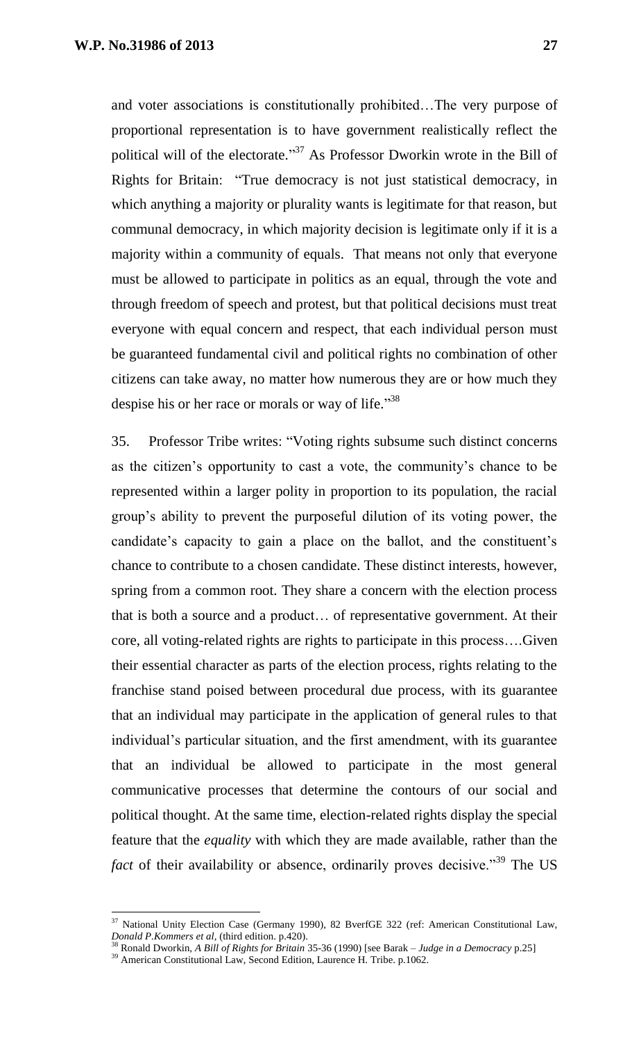and voter associations is constitutionally prohibited…The very purpose of proportional representation is to have government realistically reflect the political will of the electorate."[37] As Professor Dworkin wrote in the Bill of Rights for Britain: "True democracy is not just statistical democracy, in which anything a majority or plurality wants is legitimate for that reason, but communal democracy, in which majority decision is legitimate only if it is a majority within a community of equals. That means not only that everyone must be allowed to participate in politics as an equal, through the vote and through freedom of speech and protest, but that political decisions must treat everyone with equal concern and respect, that each individual person must be guaranteed fundamental civil and political rights no combination of other citizens can take away, no matter how numerous they are or how much they despise his or her race or morals or way of life."[38]

35. Professor Tribe writes: "Voting rights subsume such distinct concerns as the citizen's opportunity to cast a vote, the community's chance to be represented within a larger polity in proportion to its population, the racial group's ability to prevent the purposeful dilution of its voting power, the candidate's capacity to gain a place on the ballot, and the constituent's chance to contribute to a chosen candidate. These distinct interests, however, spring from a common root. They share a concern with the election process that is both a source and a product… of representative government. At their core, all voting-related rights are rights to participate in this process….Given their essential character as parts of the election process, rights relating to the franchise stand poised between procedural due process, with its guarantee that an individual may participate in the application of general rules to that individual's particular situation, and the first amendment, with its guarantee that an individual be allowed to participate in the most general communicative processes that determine the contours of our social and political thought. At the same time, election-related rights display the special feature that the *equality* with which they are made available, rather than the *fact* of their availability or absence, ordinarily proves decisive."[39] The US

---

[37] National Unity Election Case (Germany 1990), 82 BverfGE 322 (ref: American Constitutional Law, *Donald P.Kommers et al*, (third edition. p.420).

[38] Ronald Dworkin, *A Bill of Rights for Britain* 35-36 (1990) [see Barak – *Judge in a Democracy* p.25]

[39] American Constitutional Law, Second Edition, Laurence H. Tribe. p.1062.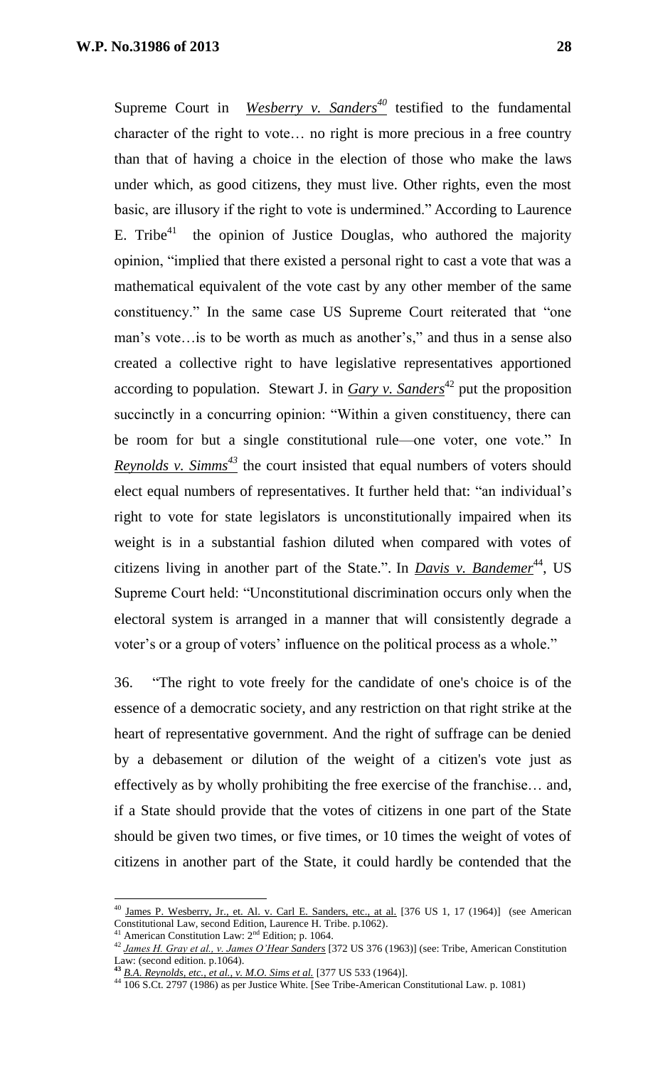Supreme Court in ***Wesberry v. Sanders***[40] testified to the fundamental character of the right to vote… no right is more precious in a free country than that of having a choice in the election of those who make the laws under which, as good citizens, they must live. Other rights, even the most basic, are illusory if the right to vote is undermined." According to Laurence E. Tribe[41] the opinion of Justice Douglas, who authored the majority opinion, "implied that there existed a personal right to cast a vote that was a mathematical equivalent of the vote cast by any other member of the same constituency." In the same case US Supreme Court reiterated that "one man's vote…is to be worth as much as another's," and thus in a sense also created a collective right to have legislative representatives apportioned according to population. Stewart J. in ***Gary v. Sanders***[42] put the proposition succinctly in a concurring opinion: "Within a given constituency, there can be room for but a single constitutional rule—one voter, one vote." In ***Reynolds v. Simms***[43] the court insisted that equal numbers of voters should elect equal numbers of representatives. It further held that: "an individual's right to vote for state legislators is unconstitutionally impaired when its weight is in a substantial fashion diluted when compared with votes of citizens living in another part of the State.". In ***Davis v. Bandemer***[44], US Supreme Court held: "Unconstitutional discrimination occurs only when the electoral system is arranged in a manner that will consistently degrade a voter's or a group of voters' influence on the political process as a whole."

36. "The right to vote freely for the candidate of one's choice is of the essence of a democratic society, and any restriction on that right strike at the heart of representative government. And the right of suffrage can be denied by a debasement or dilution of the weight of a citizen's vote just as effectively as by wholly prohibiting the free exercise of the franchise… and, if a State should provide that the votes of citizens in one part of the State should be given two times, or five times, or 10 times the weight of votes of citizens in another part of the State, it could hardly be contended that the

---

[40] James P. Wesberry, Jr., et. Al. v. Carl E. Sanders, etc., at al. [376 US 1, 17 (1964)] (see American Constitutional Law, second Edition, Laurence H. Tribe. p.1062).

[41] American Constitution Law: 2nd Edition; p. 1064.

[42] *James H. Gray et al., v. James O'Hear Sanders* [372 US 376 (1963)] (see: Tribe, American Constitution Law: (second edition. p.1064).

[43] *B.A. Reynolds, etc., et al., v. M.O. Sims et al.* [377 US 533 (1964)].

[44] 106 S.Ct. 2797 (1986) as per Justice White. [See Tribe-American Constitutional Law. p. 1081)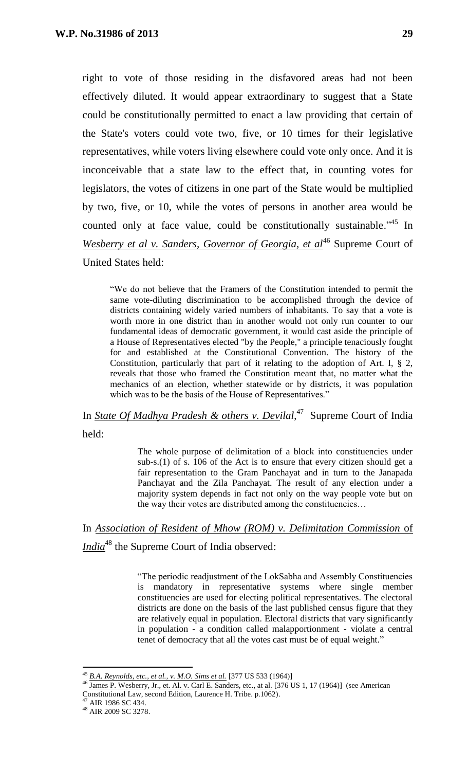right to vote of those residing in the disfavored areas had not been effectively diluted. It would appear extraordinary to suggest that a State could be constitutionally permitted to enact a law providing that certain of the State's voters could vote two, five, or 10 times for their legislative representatives, while voters living elsewhere could vote only once. And it is inconceivable that a state law to the effect that, in counting votes for legislators, the votes of citizens in one part of the State would be multiplied by two, five, or 10, while the votes of persons in another area would be counted only at face value, could be constitutionally sustainable."[45] In *Wesberry et al v. Sanders, Governor of Georgia, et al*[46] Supreme Court of United States held:

> "We do not believe that the Framers of the Constitution intended to permit the same vote-diluting discrimination to be accomplished through the device of districts containing widely varied numbers of inhabitants. To say that a vote is worth more in one district than in another would not only run counter to our fundamental ideas of democratic government, it would cast aside the principle of a House of Representatives elected "by the People," a principle tenaciously fought for and established at the Constitutional Convention. The history of the Constitution, particularly that part of it relating to the adoption of Art. I, § 2, reveals that those who framed the Constitution meant that, no matter what the mechanics of an election, whether statewide or by districts, it was population which was to be the basis of the House of Representatives."

In *State Of Madhya Pradesh & others v. Devilal*,[47] Supreme Court of India held:

> The whole purpose of delimitation of a block into constituencies under sub-s.(1) of s. 106 of the Act is to ensure that every citizen should get a fair representation to the Gram Panchayat and in turn to the Janapada Panchayat and the Zila Panchayat. The result of any election under a majority system depends in fact not only on the way people vote but on the way their votes are distributed among the constituencies…

In *Association of Resident of Mhow (ROM) v. Delimitation Commission of India*[48] the Supreme Court of India observed:

> "The periodic readjustment of the LokSabha and Assembly Constituencies is mandatory in representative systems where single member constituencies are used for electing political representatives. The electoral districts are done on the basis of the last published census figure that they are relatively equal in population. Electoral districts that vary significantly in population - a condition called malapportionment - violate a central tenet of democracy that all the votes cast must be of equal weight."

---

[45] *B.A. Reynolds, etc., et al., v. M.O. Sims et al.* [377 US 533 (1964)]

[46] James P. Wesberry, Jr., et. Al. v. Carl E. Sanders, etc., at al. [376 US 1, 17 (1964)] (see American Constitutional Law, second Edition, Laurence H. Tribe. p.1062).

[47] AIR 1986 SC 434.

[48] AIR 2009 SC 3278.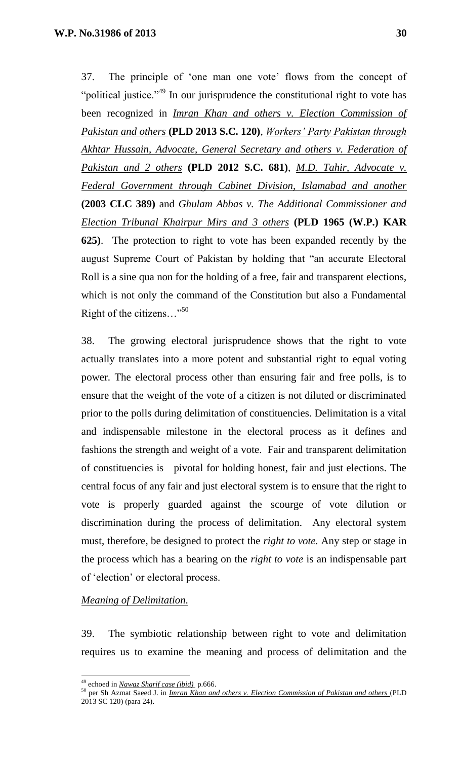37. The principle of 'one man one vote' flows from the concept of "political justice."[49] In our jurisprudence the constitutional right to vote has been recognized in ***Imran Khan and others v. Election Commission of Pakistan and others*** **(PLD 2013 S.C. 120)**, ***Workers' Party Pakistan through Akhtar Hussain, Advocate, General Secretary and others v. Federation of Pakistan and 2 others*** **(PLD 2012 S.C. 681)**, ***M.D. Tahir, Advocate v. Federal Government through Cabinet Division, Islamabad and another*** **(2003 CLC 389)** and ***Ghulam Abbas v. The Additional Commissioner and Election Tribunal Khairpur Mirs and 3 others*** **(PLD 1965 (W.P.) KAR 625)**. The protection to right to vote has been expanded recently by the august Supreme Court of Pakistan by holding that "an accurate Electoral Roll is a sine qua non for the holding of a free, fair and transparent elections, which is not only the command of the Constitution but also a Fundamental Right of the citizens…"[50]

38. The growing electoral jurisprudence shows that the right to vote actually translates into a more potent and substantial right to equal voting power. The electoral process other than ensuring fair and free polls, is to ensure that the weight of the vote of a citizen is not diluted or discriminated prior to the polls during delimitation of constituencies. Delimitation is a vital and indispensable milestone in the electoral process as it defines and fashions the strength and weight of a vote. Fair and transparent delimitation of constituencies is pivotal for holding honest, fair and just elections. The central focus of any fair and just electoral system is to ensure that the right to vote is properly guarded against the scourge of vote dilution or discrimination during the process of delimitation. Any electoral system must, therefore, be designed to protect the *right to vote*. Any step or stage in the process which has a bearing on the *right to vote* is an indispensable part of 'election' or electoral process.

***Meaning of Delimitation.***

39. The symbiotic relationship between right to vote and delimitation requires us to examine the meaning and process of delimitation and the

---

[49] echoed in ***Nawaz Sharif case (ibid)*** p.666.

[50] per Sh Azmat Saeed J. in ***Imran Khan and others v. Election Commission of Pakistan and others*** (PLD 2013 SC 120) (para 24).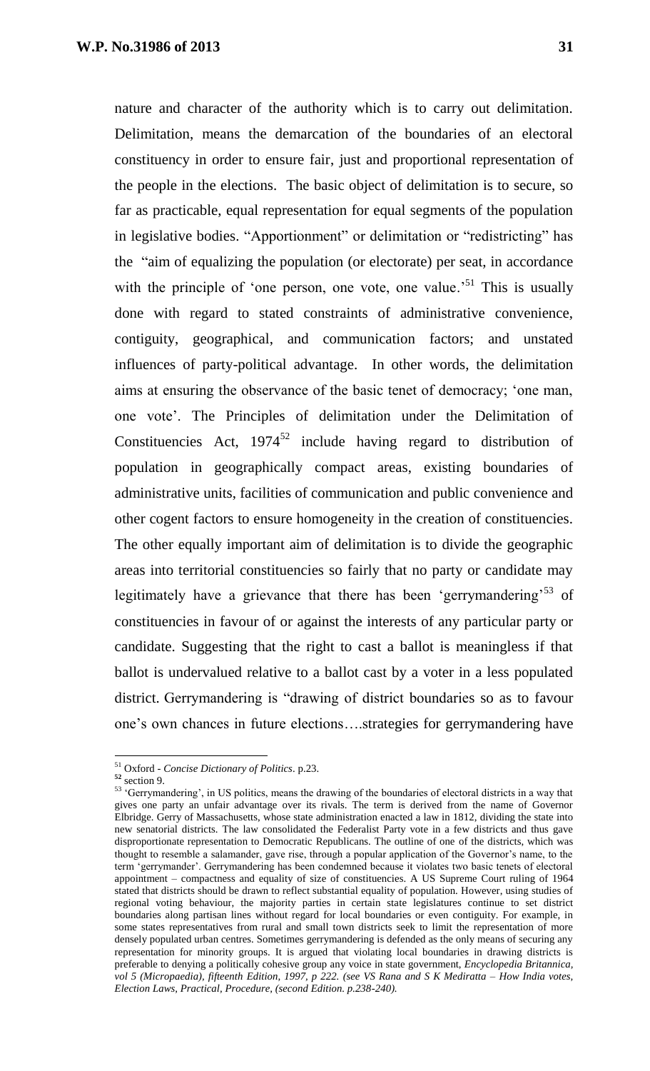nature and character of the authority which is to carry out delimitation. Delimitation, means the demarcation of the boundaries of an electoral constituency in order to ensure fair, just and proportional representation of the people in the elections. The basic object of delimitation is to secure, so far as practicable, equal representation for equal segments of the population in legislative bodies. "Apportionment" or delimitation or "redistricting" has the "aim of equalizing the population (or electorate) per seat, in accordance with the principle of 'one person, one vote, one value.'[51] This is usually done with regard to stated constraints of administrative convenience, contiguity, geographical, and communication factors; and unstated influences of party-political advantage. In other words, the delimitation aims at ensuring the observance of the basic tenet of democracy; 'one man, one vote'. The Principles of delimitation under the Delimitation of Constituencies Act, 1974[52] include having regard to distribution of population in geographically compact areas, existing boundaries of administrative units, facilities of communication and public convenience and other cogent factors to ensure homogeneity in the creation of constituencies. The other equally important aim of delimitation is to divide the geographic areas into territorial constituencies so fairly that no party or candidate may legitimately have a grievance that there has been 'gerrymandering'[53] of constituencies in favour of or against the interests of any particular party or candidate. Suggesting that the right to cast a ballot is meaningless if that ballot is undervalued relative to a ballot cast by a voter in a less populated district. Gerrymandering is "drawing of district boundaries so as to favour one's own chances in future elections….strategies for gerrymandering have

---

[51] Oxford - *Concise Dictionary of Politics*. p.23.

[52] section 9.

[53] 'Gerrymandering', in US politics, means the drawing of the boundaries of electoral districts in a way that gives one party an unfair advantage over its rivals. The term is derived from the name of Governor Elbridge. Gerry of Massachusetts, whose state administration enacted a law in 1812, dividing the state into new senatorial districts. The law consolidated the Federalist Party vote in a few districts and thus gave disproportionate representation to Democratic Republicans. The outline of one of the districts, which was thought to resemble a salamander, gave rise, through a popular application of the Governor's name, to the term 'gerrymander'. Gerrymandering has been condemned because it violates two basic tenets of electoral appointment – compactness and equality of size of constituencies. A US Supreme Court ruling of 1964 stated that districts should be drawn to reflect substantial equality of population. However, using studies of regional voting behaviour, the majority parties in certain state legislatures continue to set district boundaries along partisan lines without regard for local boundaries or even contiguity. For example, in some states representatives from rural and small town districts seek to limit the representation of more densely populated urban centres. Sometimes gerrymandering is defended as the only means of securing any representation for minority groups. It is argued that violating local boundaries in drawing districts is preferable to denying a politically cohesive group any voice in state government, *Encyclopedia Britannica, vol 5 (Micropaedia), fifteenth Edition, 1997, p 222. (see VS Rana and S K Mediratta – How India votes, Election Laws, Practical, Procedure, (second Edition. p.238-240).*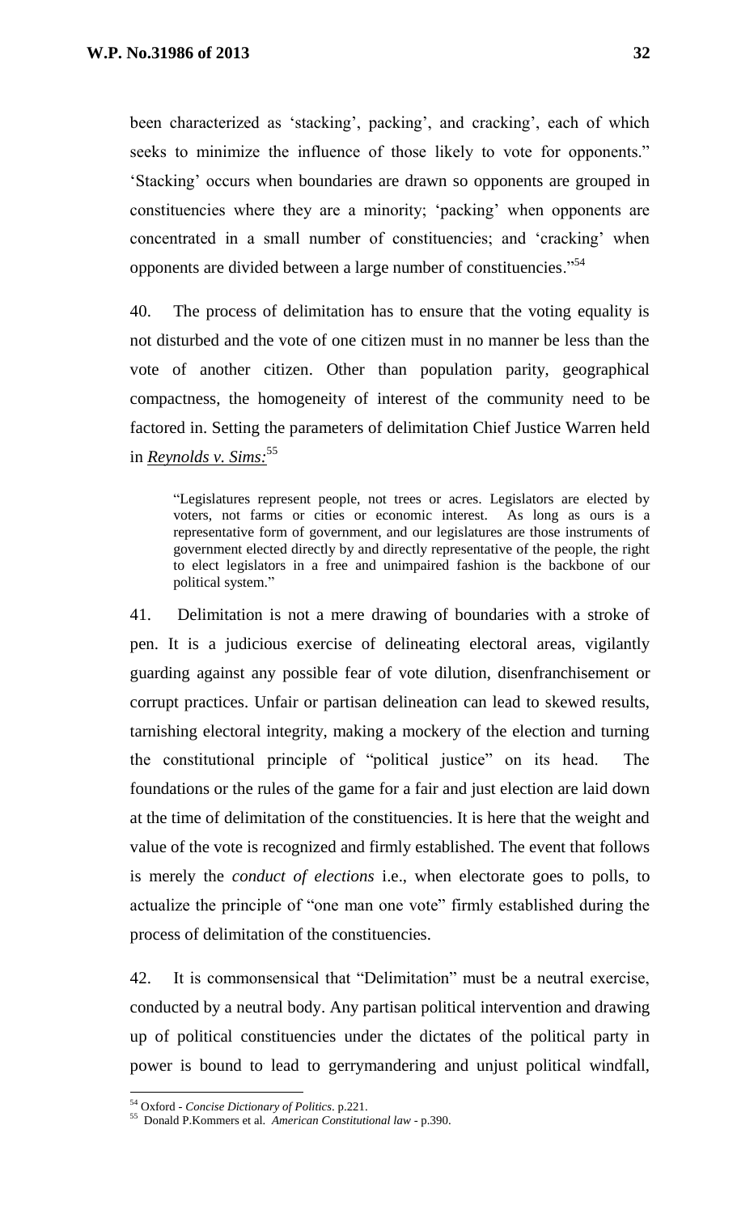been characterized as 'stacking', packing', and cracking', each of which seeks to minimize the influence of those likely to vote for opponents." 'Stacking' occurs when boundaries are drawn so opponents are grouped in constituencies where they are a minority; 'packing' when opponents are concentrated in a small number of constituencies; and 'cracking' when opponents are divided between a large number of constituencies."[54]

40. The process of delimitation has to ensure that the voting equality is not disturbed and the vote of one citizen must in no manner be less than the vote of another citizen. Other than population parity, geographical compactness, the homogeneity of interest of the community need to be factored in. Setting the parameters of delimitation Chief Justice Warren held in ***Reynolds v. Sims:***[55]

> "Legislatures represent people, not trees or acres. Legislators are elected by voters, not farms or cities or economic interest. As long as ours is a representative form of government, and our legislatures are those instruments of government elected directly by and directly representative of the people, the right to elect legislators in a free and unimpaired fashion is the backbone of our political system."

41. Delimitation is not a mere drawing of boundaries with a stroke of pen. It is a judicious exercise of delineating electoral areas, vigilantly guarding against any possible fear of vote dilution, disenfranchisement or corrupt practices. Unfair or partisan delineation can lead to skewed results, tarnishing electoral integrity, making a mockery of the election and turning the constitutional principle of "political justice" on its head. The foundations or the rules of the game for a fair and just election are laid down at the time of delimitation of the constituencies. It is here that the weight and value of the vote is recognized and firmly established. The event that follows is merely the *conduct of elections* i.e., when electorate goes to polls, to actualize the principle of "one man one vote" firmly established during the process of delimitation of the constituencies.

42. It is commonsensical that "Delimitation" must be a neutral exercise, conducted by a neutral body. Any partisan political intervention and drawing up of political constituencies under the dictates of the political party in power is bound to lead to gerrymandering and unjust political windfall,

---

[54] Oxford - *Concise Dictionary of Politics*. p.221.

[55] Donald P.Kommers et al. *American Constitutional law* - p.390.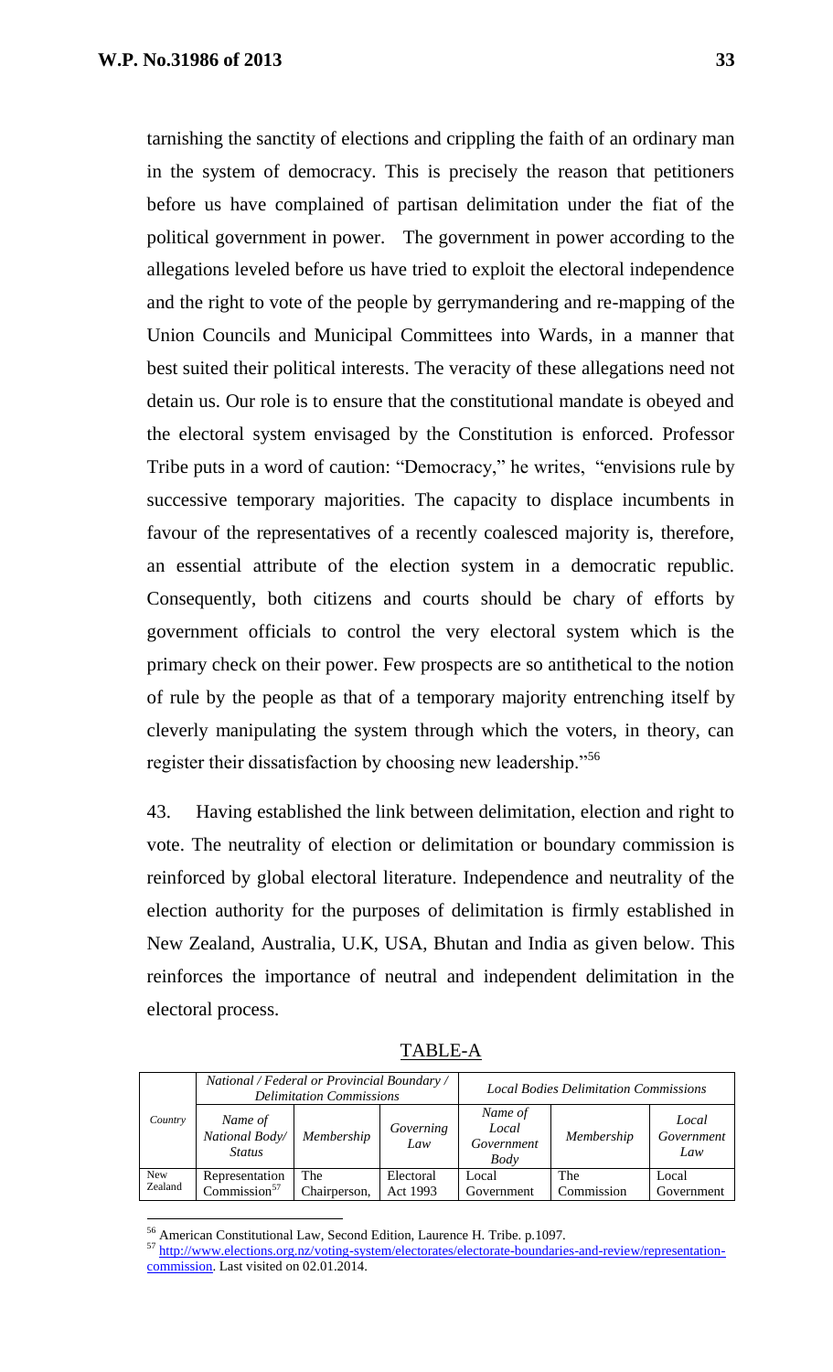tarnishing the sanctity of elections and crippling the faith of an ordinary man in the system of democracy. This is precisely the reason that petitioners before us have complained of partisan delimitation under the fiat of the political government in power. The government in power according to the allegations leveled before us have tried to exploit the electoral independence and the right to vote of the people by gerrymandering and re-mapping of the Union Councils and Municipal Committees into Wards, in a manner that best suited their political interests. The veracity of these allegations need not detain us. Our role is to ensure that the constitutional mandate is obeyed and the electoral system envisaged by the Constitution is enforced. Professor Tribe puts in a word of caution: "Democracy," he writes, "envisions rule by successive temporary majorities. The capacity to displace incumbents in favour of the representatives of a recently coalesced majority is, therefore, an essential attribute of the election system in a democratic republic. Consequently, both citizens and courts should be chary of efforts by government officials to control the very electoral system which is the primary check on their power. Few prospects are so antithetical to the notion of rule by the people as that of a temporary majority entrenching itself by cleverly manipulating the system through which the voters, in theory, can register their dissatisfaction by choosing new leadership."[56]

43. Having established the link between delimitation, election and right to vote. The neutrality of election or delimitation or boundary commission is reinforced by global electoral literature. Independence and neutrality of the election authority for the purposes of delimitation is firmly established in New Zealand, Australia, U.K, USA, Bhutan and India as given below. This reinforces the importance of neutral and independent delimitation in the electoral process.

TABLE-A

| Country | *National / Federal or Provincial Boundary / Delimitation Commissions* | | | *Local Bodies Delimitation Commissions* | | |
|---|---|---|---|---|---|---|
| | *Name of National Body/ Status* | *Membership* | *Governing Law* | *Name of Local Government Body* | *Membership* | *Local Government Law* |
| New Zealand | Representation Commission[57] | The Chairperson, | Electoral Act 1993 | Local Government | The Commission | Local Government |

[56] American Constitutional Law, Second Edition, Laurence H. Tribe. p.1097.

[57] http://www.elections.org.nz/voting-system/electorates/electorate-boundaries-and-review/representation-commission. Last visited on 02.01.2014.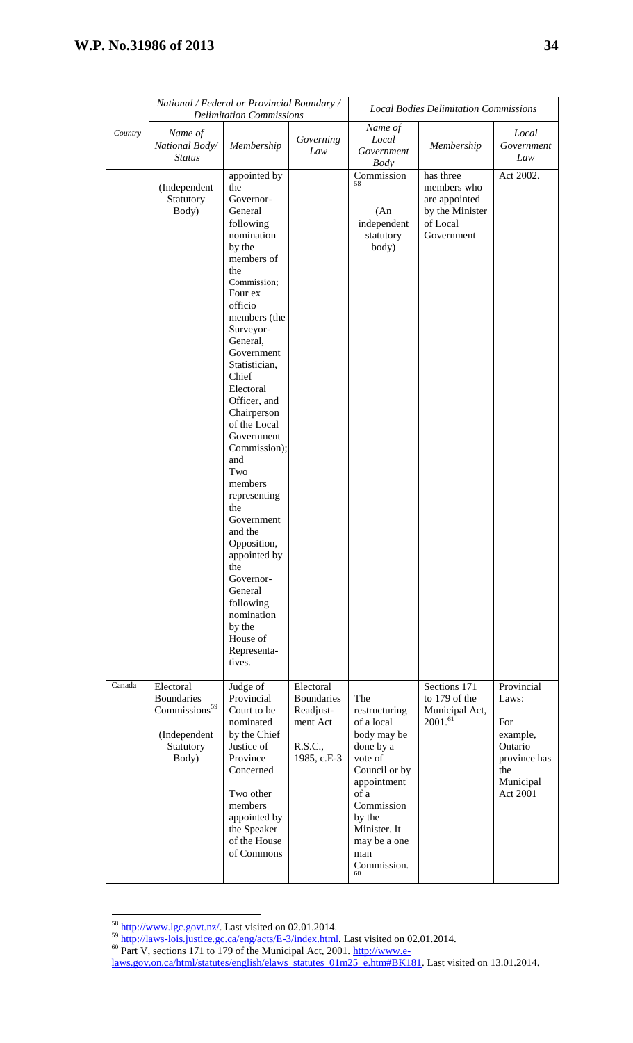| | National / Federal or Provincial Boundary / Delimitation Commissions | | | Local Bodies Delimitation Commissions | | |
|---|---|---|---|---|---|---|
| *Country* | *Name of National Body/ Status* | *Membership* | *Governing Law* | *Name of Local Government Body* | *Membership* | *Local Government Law* |
| | (Independent Statutory Body) | appointed by the Governor-General following nomination by the members of the Commission; Four ex officio members (the Surveyor-General, Government Statistician, Chief Electoral Officer, and Chairperson of the Local Government Commission); and Two members representing the Government and the Opposition, appointed by the Governor-General following nomination by the House of Representa-tives. | | Commission [58] (An independent statutory body) | has three members who are appointed by the Minister of Local Government | Act 2002. |
| Canada | Electoral Boundaries Commissions[59] (Independent Statutory Body) | Judge of Provincial Court to be nominated by the Chief Justice of Province Concerned Two other members appointed by the Speaker of the House of Commons | Electoral Boundaries Readjust-ment Act R.S.C., 1985, c.E-3 | The restructuring of a local body may be done by a vote of Council or by appointment of a Commission by the Minister. It may be a one man Commission.[60] | Sections 171 to 179 of the Municipal Act, 2001.[61] | Provincial Laws: For example, Ontario province has the Municipal Act 2001 |

[58] http://www.lgc.govt.nz/. Last visited on 02.01.2014.

[59] http://laws-lois.justice.gc.ca/eng/acts/E-3/index.html. Last visited on 02.01.2014.

[60] Part V, sections 171 to 179 of the Municipal Act, 2001. http://www.e-laws.gov.on.ca/html/statutes/english/elaws_statutes_01m25_e.htm#BK181. Last visited on 13.01.2014.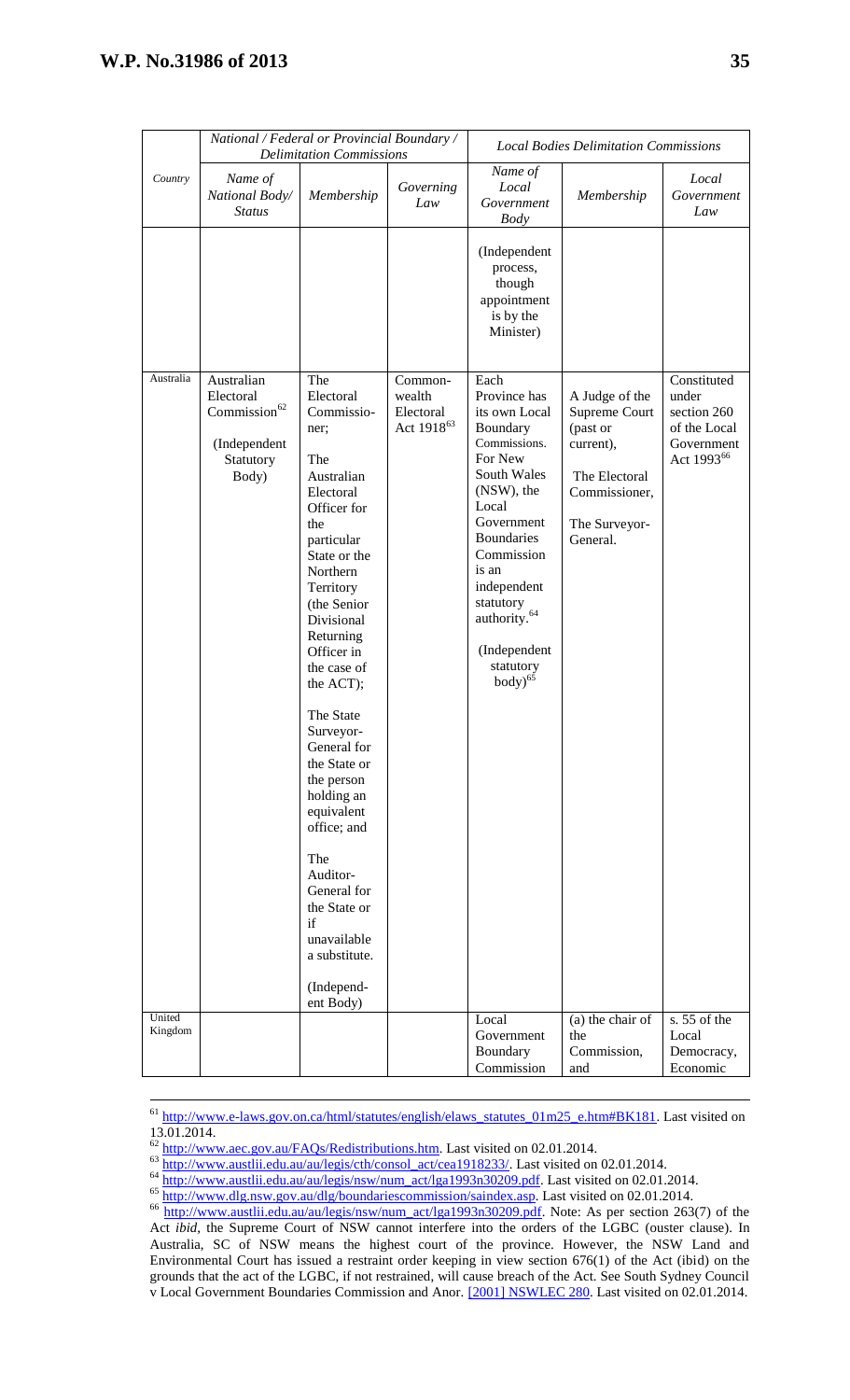| | National / Federal or Provincial Boundary / Delimitation Commissions | | | Local Bodies Delimitation Commissions | | |
|---|---|---|---|---|---|---|
| *Country* | *Name of National Body/ Status* | *Membership* | *Governing Law* | *Name of Local Government Body* | *Membership* | *Local Government Law* |
| | | | | (Independent process, though appointment is by the Minister) | | |
| Australia | Australian Electoral Commission[62] (Independent Statutory Body) | The Electoral Commissioner; The Australian Electoral Officer for the particular State or the Northern Territory (the Senior Divisional Returning Officer in the case of the ACT); The State Surveyor-General for the State or the person holding an equivalent office; and The Auditor-General for the State or if unavailable a substitute. (Independent Body) | Commonwealth Electoral Act 1918[63] | Each Province has its own Local Boundary Commissions. For New South Wales (NSW), the Local Government Boundaries Commission is an independent statutory authority.[64] (Independent statutory body)[65] | A Judge of the Supreme Court (past or current), The Electoral Commissioner, The Surveyor-General. | Constituted under section 260 of the Local Government Act 1993[66] |
| United Kingdom | | | | Local Government Boundary Commission | (a) the chair of the Commission, and | s. 55 of the Local Democracy, Economic |

---

[61] http://www.e-laws.gov.on.ca/html/statutes/english/elaws_statutes_01m25_e.htm#BK181. Last visited on 13.01.2014.

[62] http://www.aec.gov.au/FAQs/Redistributions.htm. Last visited on 02.01.2014.

[63] http://www.austlii.edu.au/au/legis/cth/consol_act/cea1918233/. Last visited on 02.01.2014.

[64] http://www.austlii.edu.au/au/legis/nsw/num_act/lga1993n30209.pdf. Last visited on 02.01.2014.

[65] http://www.dlg.nsw.gov.au/dlg/boundariescommission/saindex.asp. Last visited on 02.01.2014.

[66] http://www.austlii.edu.au/au/legis/nsw/num_act/lga1993n30209.pdf. Note: As per section 263(7) of the Act *ibid*, the Supreme Court of NSW cannot interfere into the orders of the LGBC (ouster clause). In Australia, SC of NSW means the highest court of the province. However, the NSW Land and Environmental Court has issued a restraint order keeping in view section 676(1) of the Act (ibid) on the grounds that the act of the LGBC, if not restrained, will cause breach of the Act. See South Sydney Council v Local Government Boundaries Commission and Anor. [2001] NSWLEC 280. Last visited on 02.01.2014.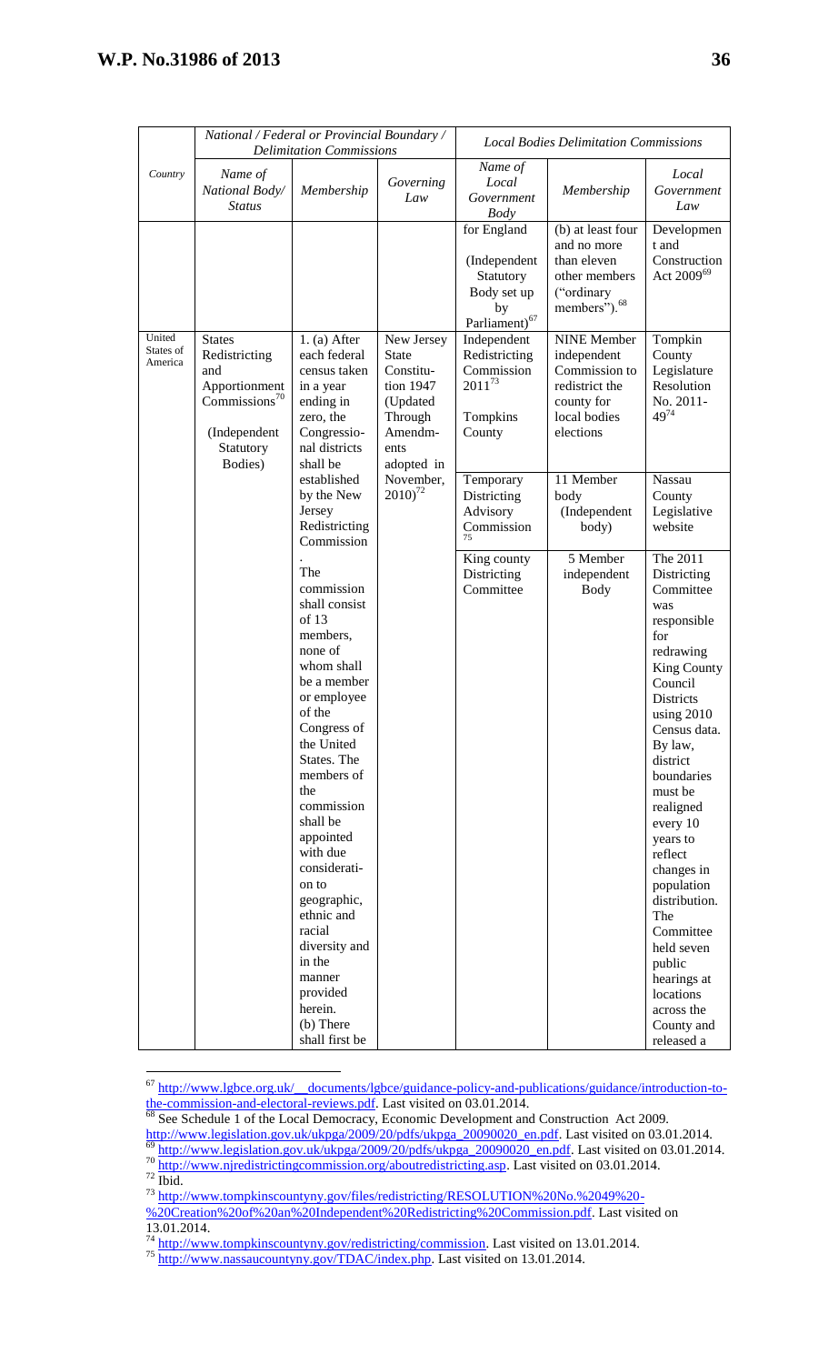| Country | National / Federal or Provincial Boundary / Delimitation Commissions | | | Local Bodies Delimitation Commissions | | |
|---|---|---|---|---|---|---|
| | *Name of National Body/ Status* | *Membership* | *Governing Law* | *Name of Local Government Body* | *Membership* | *Local Government Law* |
| | | | | for England (Independent Statutory Body set up by Parliament)[67] | (b) at least four and no more than eleven other members ("ordinary members").[68] | Development and Construction Act 2009[69] |
| United States of America | States Redistricting and Apportionment Commissions[70] (Independent Statutory Bodies) | 1. (a) After each federal census taken in a year ending in zero, the Congressional districts shall be established by the New Jersey Redistricting Commission. The commission shall consist of 13 members, none of whom shall be a member or employee of the Congress of the United States. The members of the commission shall be appointed with due consideration to geographic, ethnic and racial diversity and in the manner provided herein. (b) There shall first be | New Jersey State Constitution 1947 (Updated Through Amendments adopted in November, 2010)[72] | Independent Redistricting Commission 2011[73] Tompkins County | NINE Member independent Commission to redistrict the county for local bodies elections | Tompkin County Legislature Resolution No. 2011-49[74] |
| | | | | Temporary Districting Advisory Commission[75] | 11 Member body (Independent body) | Nassau County Legislative website |
| | | | | King county Districting Committee | 5 Member independent Body | The 2011 Districting Committee was responsible for redrawing King County Council Districts using 2010 Census data. By law, district boundaries must be realigned every 10 years to reflect changes in population distribution. The Committee held seven public hearings at locations across the County and released a |

[67] http://www.lgbce.org.uk/__documents/lgbce/guidance-policy-and-publications/guidance/introduction-to-the-commission-and-electoral-reviews.pdf. Last visited on 03.01.2014.

[68] See Schedule 1 of the Local Democracy, Economic Development and Construction Act 2009. http://www.legislation.gov.uk/ukpga/2009/20/pdfs/ukpga_20090020_en.pdf. Last visited on 03.01.2014.

[69] http://www.legislation.gov.uk/ukpga/2009/20/pdfs/ukpga_20090020_en.pdf. Last visited on 03.01.2014.

[70] http://www.njredistrictingcommission.org/aboutredistricting.asp. Last visited on 03.01.2014.

[72] Ibid.

[73] http://www.tompkinscountyny.gov/files/redistricting/RESOLUTION%20No.%2049%20-%20Creation%20of%20an%20Independent%20Redistricting%20Commission.pdf. Last visited on 13.01.2014.

[74] http://www.tompkinscountyny.gov/redistricting/commission. Last visited on 13.01.2014.

[75] http://www.nassaucountyny.gov/TDAC/index.php. Last visited on 13.01.2014.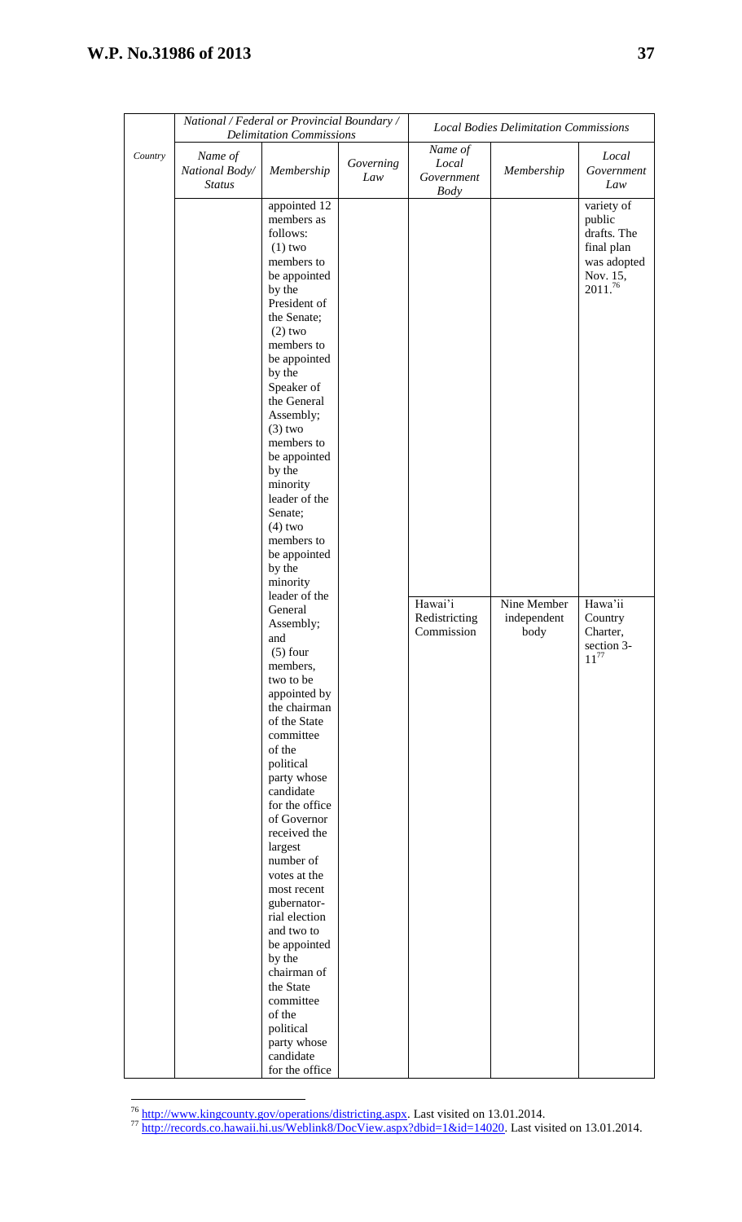| Country | National / Federal or Provincial Boundary / Delimitation Commissions | | | Local Bodies Delimitation Commissions | | |
|---|---|---|---|---|---|---|
| | *Name of National Body/ Status* | *Membership* | *Governing Law* | *Name of Local Government Body* | *Membership* | *Local Government Law* |
| | | appointed 12 members as follows: (1) two members to be appointed by the President of the Senate; (2) two members to be appointed by the Speaker of the General Assembly; (3) two members to be appointed by the minority leader of the Senate; (4) two members to be appointed by the minority leader of the General Assembly; and (5) four members, two to be appointed by the chairman of the State committee of the political party whose candidate for the office of Governor received the largest number of votes at the most recent gubernatorial election and two to be appointed by the chairman of the State committee of the political party whose candidate for the office | | | | variety of public drafts. The final plan was adopted Nov. 15, 2011.[76] |
| | | | | Hawai'i Redistricting Commission | Nine Member independent body | Hawa'ii Country Charter, section 3-11[77] |

[76] http://www.kingcounty.gov/operations/districting.aspx. Last visited on 13.01.2014.

[77] http://records.co.hawaii.hi.us/Weblink8/DocView.aspx?dbid=1&id=14020. Last visited on 13.01.2014.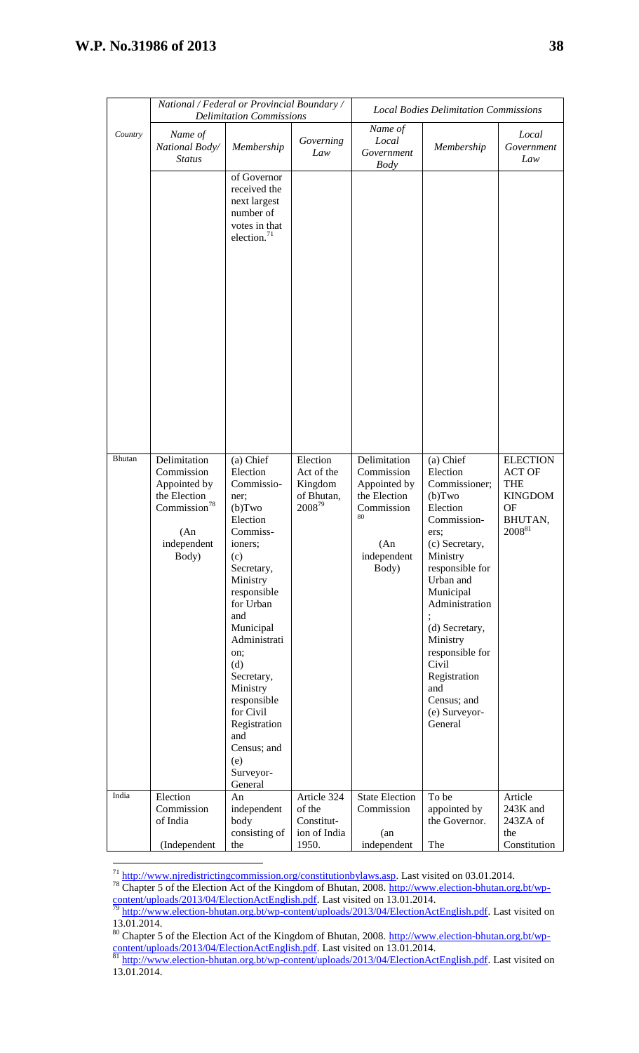| | National / Federal or Provincial Boundary / Delimitation Commissions | | | Local Bodies Delimitation Commissions | | |
|---|---|---|---|---|---|---|
| Country | Name of National Body/ Status | Membership | Governing Law | Name of Local Government Body | Membership | Local Government Law |
| | | of Governor received the next largest number of votes in that election.[71] | | | | |
| Bhutan | Delimitation Commission Appointed by the Election Commission[78] (An independent Body) | (a) Chief Election Commissioner; (b)Two Election Commissioners; (c) Secretary, Ministry responsible for Urban and Municipal Administration; (d) Secretary, Ministry responsible for Civil Registration and Census; and (e) Surveyor-General | Election Act of the Kingdom of Bhutan, 2008[79] | Delimitation Commission Appointed by the Election Commission[80] (An independent Body) | (a) Chief Election Commissioner; (b)Two Election Commissioners; (c) Secretary, Ministry responsible for Urban and Municipal Administration; (d) Secretary, Ministry responsible for Civil Registration and Census; and (e) Surveyor-General | ELECTION ACT OF THE KINGDOM OF BHUTAN, 2008[81] |
| India | Election Commission of India (Independent | An independent body consisting of the | Article 324 of the Constitution of India 1950. | State Election Commission (an independent | To be appointed by the Governor. The | Article 243K and 243ZA of the Constitution |

---

[71] http://www.njredistrictingcommission.org/constitutionbylaws.asp. Last visited on 03.01.2014.

[78] Chapter 5 of the Election Act of the Kingdom of Bhutan, 2008. http://www.election-bhutan.org.bt/wp-content/uploads/2013/04/ElectionActEnglish.pdf. Last visited on 13.01.2014.

[79] http://www.election-bhutan.org.bt/wp-content/uploads/2013/04/ElectionActEnglish.pdf. Last visited on 13.01.2014.

[80] Chapter 5 of the Election Act of the Kingdom of Bhutan, 2008. http://www.election-bhutan.org.bt/wp-content/uploads/2013/04/ElectionActEnglish.pdf. Last visited on 13.01.2014.

[81] http://www.election-bhutan.org.bt/wp-content/uploads/2013/04/ElectionActEnglish.pdf. Last visited on 13.01.2014.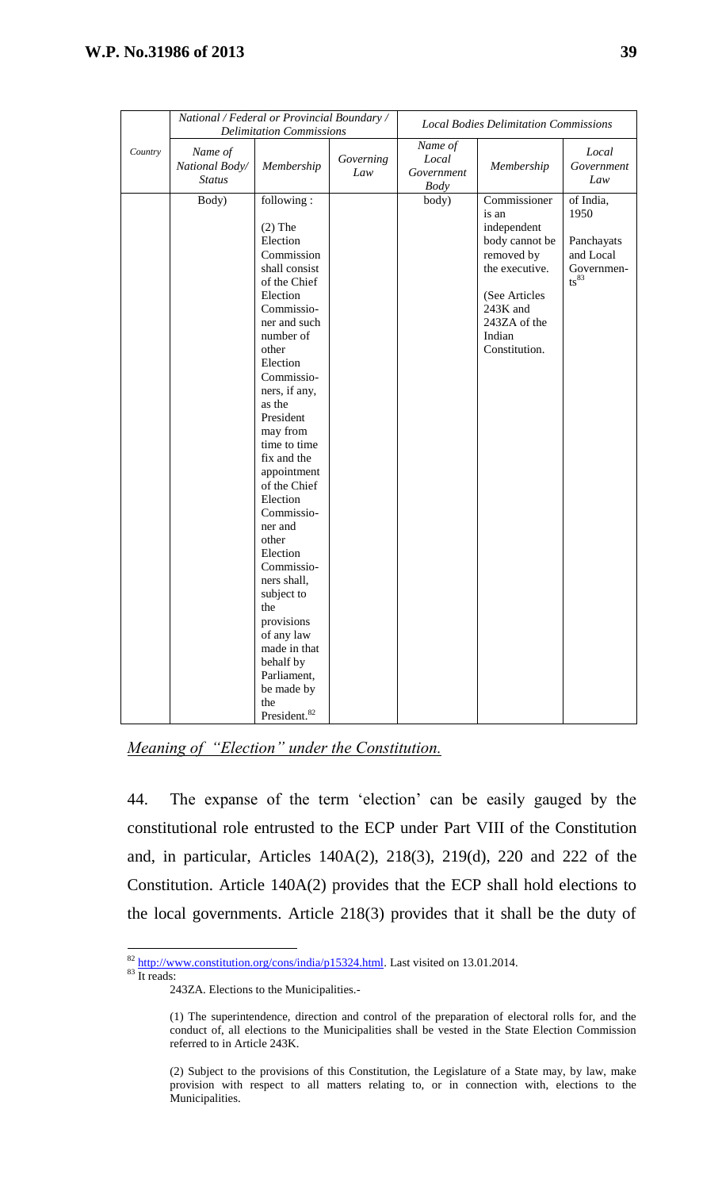| Country | National / Federal or Provincial Boundary / Delimitation Commissions | | | Local Bodies Delimitation Commissions | | |
|---|---|---|---|---|---|---|
| | Name of National Body/ Status | Membership | Governing Law | Name of Local Government Body | Membership | Local Government Law |
| | Body) | following : (2) The Election Commission shall consist of the Chief Election Commissioner and such number of other Election Commissioners, if any, as the President may from time to time fix and the appointment of the Chief Election Commissioner and other Election Commissioners shall, subject to the provisions of any law made in that behalf by Parliament, be made by the President.[82] | | body) | Commissioner is an independent body cannot be removed by the executive. (See Articles 243K and 243ZA of the Indian Constitution. | of India, 1950 Panchayats and Local Governments[83] |

*Meaning of "Election" under the Constitution.*

44. The expanse of the term 'election' can be easily gauged by the constitutional role entrusted to the ECP under Part VIII of the Constitution and, in particular, Articles 140A(2), 218(3), 219(d), 220 and 222 of the Constitution. Article 140A(2) provides that the ECP shall hold elections to the local governments. Article 218(3) provides that it shall be the duty of

---

[82] http://www.constitution.org/cons/india/p15324.html. Last visited on 13.01.2014.

[83] It reads:

243ZA. Elections to the Municipalities.-

(1) The superintendence, direction and control of the preparation of electoral rolls for, and the conduct of, all elections to the Municipalities shall be vested in the State Election Commission referred to in Article 243K.

(2) Subject to the provisions of this Constitution, the Legislature of a State may, by law, make provision with respect to all matters relating to, or in connection with, elections to the Municipalities.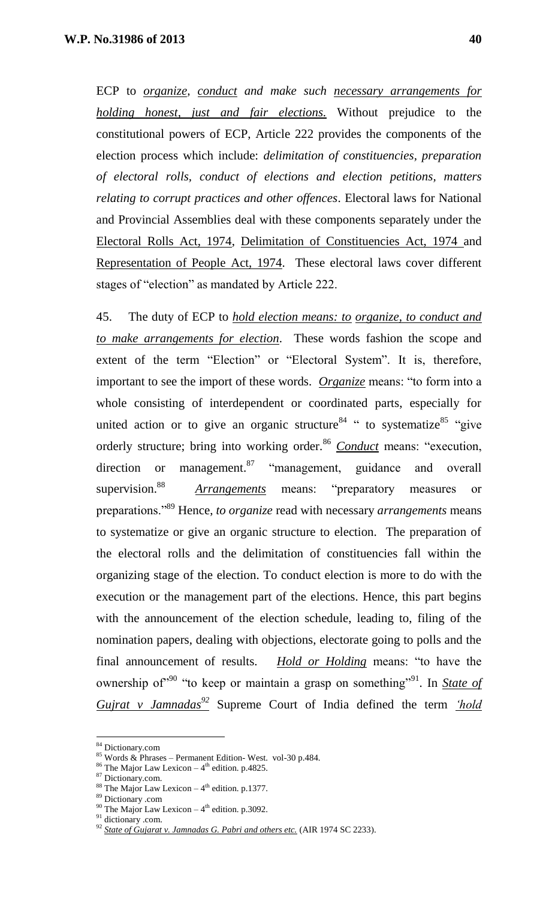ECP to ***organize***, ***conduct*** *and make such* ***necessary arrangements for holding honest, just and fair elections.*** Without prejudice to the constitutional powers of ECP, Article 222 provides the components of the election process which include: *delimitation of constituencies, preparation of electoral rolls, conduct of elections and election petitions, matters relating to corrupt practices and other offences*. Electoral laws for National and Provincial Assemblies deal with these components separately under the Electoral Rolls Act, 1974, Delimitation of Constituencies Act, 1974 and Representation of People Act, 1974. These electoral laws cover different stages of "election" as mandated by Article 222.

45. The duty of ECP to ***hold election means: to organize, to conduct and to make arrangements for election***. These words fashion the scope and extent of the term "Election" or "Electoral System". It is, therefore, important to see the import of these words. ***Organize*** means: "to form into a whole consisting of interdependent or coordinated parts, especially for united action or to give an organic structure[84] " to systematize[85] "give orderly structure; bring into working order.[86] ***Conduct*** means: "execution, direction or management.[87] "management, guidance and overall supervision.[88] ***Arrangements*** means: "preparatory measures or preparations."[89] Hence, *to organize* read with necessary *arrangements* means to systematize or give an organic structure to election. The preparation of the electoral rolls and the delimitation of constituencies fall within the organizing stage of the election. To conduct election is more to do with the execution or the management part of the elections. Hence, this part begins with the announcement of the election schedule, leading to, filing of the nomination papers, dealing with objections, electorate going to polls and the final announcement of results. ***Hold or Holding*** means: "to have the ownership of"[90] "to keep or maintain a grasp on something"[91]. In ***State of Gujrat v Jamnadas***[92] Supreme Court of India defined the term *'hold*

---

[84] Dictionary.com

[85] Words & Phrases – Permanent Edition- West. vol-30 p.484.

[86] The Major Law Lexicon – 4th edition. p.4825.

[87] Dictionary.com.

[88] The Major Law Lexicon – 4th edition. p.1377.

[89] Dictionary .com

[90] The Major Law Lexicon – 4th edition. p.3092.

[91] dictionary .com.

[92] *State of Gujarat v. Jamnadas G. Pabri and others etc.* (AIR 1974 SC 2233).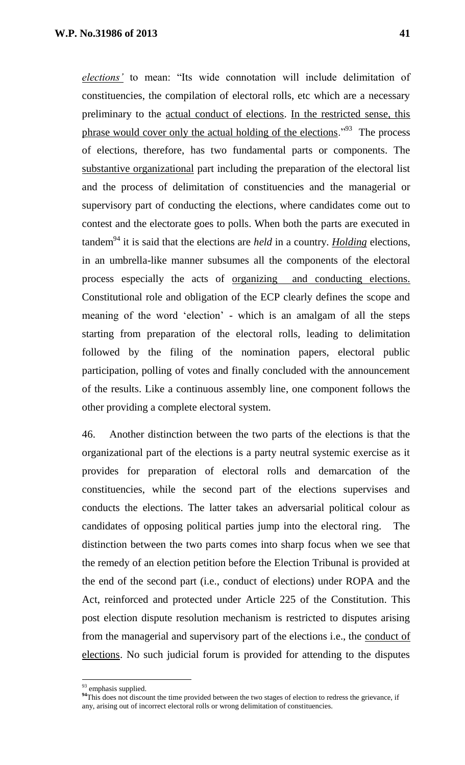*elections'* to mean: "Its wide connotation will include delimitation of constituencies, the compilation of electoral rolls, etc which are a necessary preliminary to the actual conduct of elections. In the restricted sense, this phrase would cover only the actual holding of the elections."[93] The process of elections, therefore, has two fundamental parts or components. The substantive organizational part including the preparation of the electoral list and the process of delimitation of constituencies and the managerial or supervisory part of conducting the elections, where candidates come out to contest and the electorate goes to polls. When both the parts are executed in tandem[94] it is said that the elections are *held* in a country. ***Holding*** elections, in an umbrella-like manner subsumes all the components of the electoral process especially the acts of organizing and conducting elections. Constitutional role and obligation of the ECP clearly defines the scope and meaning of the word 'election' - which is an amalgam of all the steps starting from preparation of the electoral rolls, leading to delimitation followed by the filing of the nomination papers, electoral public participation, polling of votes and finally concluded with the announcement of the results. Like a continuous assembly line, one component follows the other providing a complete electoral system.

46. Another distinction between the two parts of the elections is that the organizational part of the elections is a party neutral systemic exercise as it provides for preparation of electoral rolls and demarcation of the constituencies, while the second part of the elections supervises and conducts the elections. The latter takes an adversarial political colour as candidates of opposing political parties jump into the electoral ring. The distinction between the two parts comes into sharp focus when we see that the remedy of an election petition before the Election Tribunal is provided at the end of the second part (i.e., conduct of elections) under ROPA and the Act, reinforced and protected under Article 225 of the Constitution. This post election dispute resolution mechanism is restricted to disputes arising from the managerial and supervisory part of the elections i.e., the conduct of elections. No such judicial forum is provided for attending to the disputes

---

[93] emphasis supplied.

[94] This does not discount the time provided between the two stages of election to redress the grievance, if any, arising out of incorrect electoral rolls or wrong delimitation of constituencies.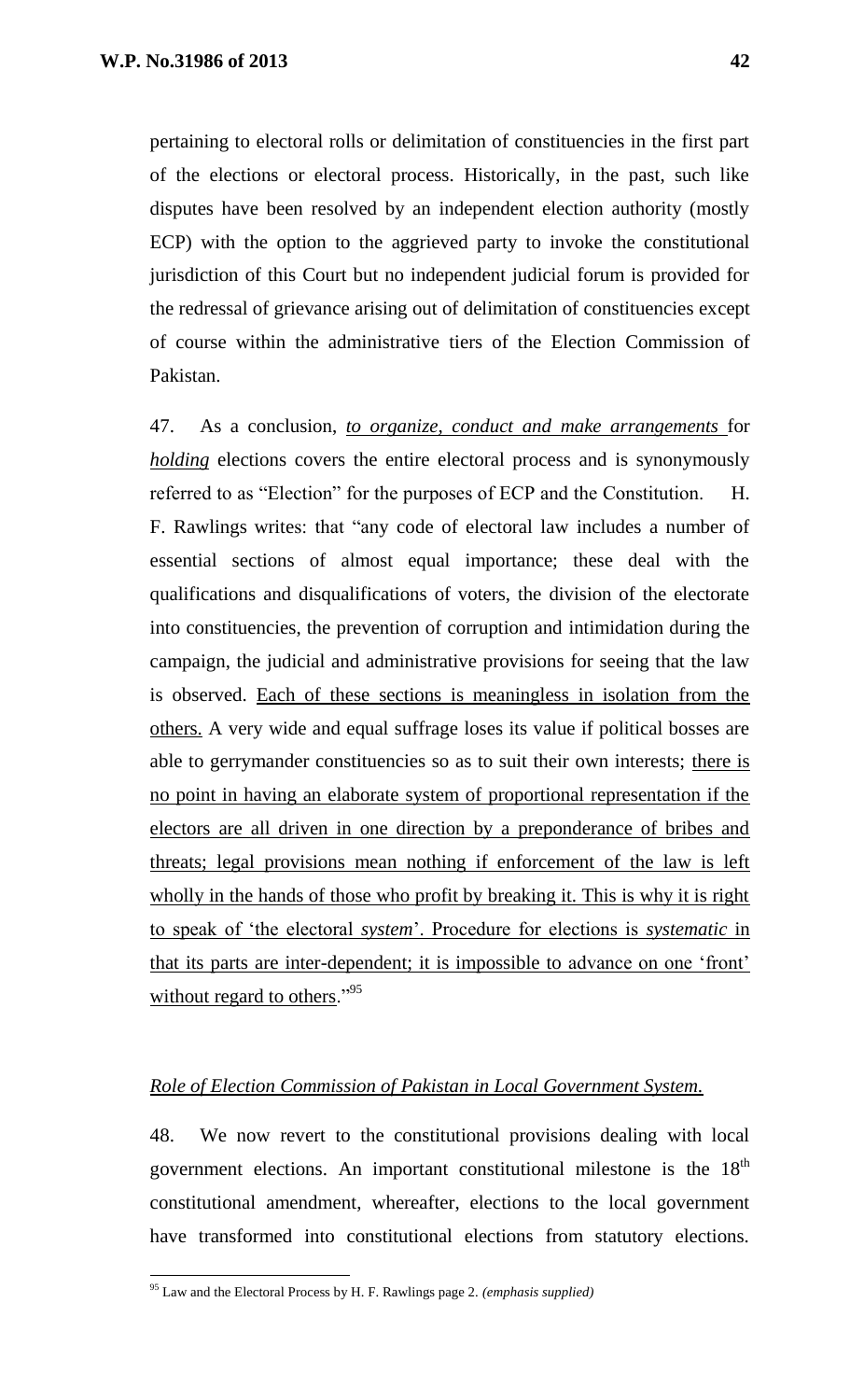pertaining to electoral rolls or delimitation of constituencies in the first part of the elections or electoral process. Historically, in the past, such like disputes have been resolved by an independent election authority (mostly ECP) with the option to the aggrieved party to invoke the constitutional jurisdiction of this Court but no independent judicial forum is provided for the redressal of grievance arising out of delimitation of constituencies except of course within the administrative tiers of the Election Commission of Pakistan.

47. As a conclusion, *to organize, conduct and make arrangements* for *holding* elections covers the entire electoral process and is synonymously referred to as "Election" for the purposes of ECP and the Constitution. H. F. Rawlings writes: that "any code of electoral law includes a number of essential sections of almost equal importance; these deal with the qualifications and disqualifications of voters, the division of the electorate into constituencies, the prevention of corruption and intimidation during the campaign, the judicial and administrative provisions for seeing that the law is observed. Each of these sections is meaningless in isolation from the others. A very wide and equal suffrage loses its value if political bosses are able to gerrymander constituencies so as to suit their own interests; there is no point in having an elaborate system of proportional representation if the electors are all driven in one direction by a preponderance of bribes and threats; legal provisions mean nothing if enforcement of the law is left wholly in the hands of those who profit by breaking it. This is why it is right to speak of 'the electoral *system*'. Procedure for elections is *systematic* in that its parts are inter-dependent; it is impossible to advance on one 'front' without regard to others."[95]

*Role of Election Commission of Pakistan in Local Government System.*

48. We now revert to the constitutional provisions dealing with local government elections. An important constitutional milestone is the 18th constitutional amendment, whereafter, elections to the local government have transformed into constitutional elections from statutory elections.

---

[95] Law and the Electoral Process by H. F. Rawlings page 2. *(emphasis supplied)*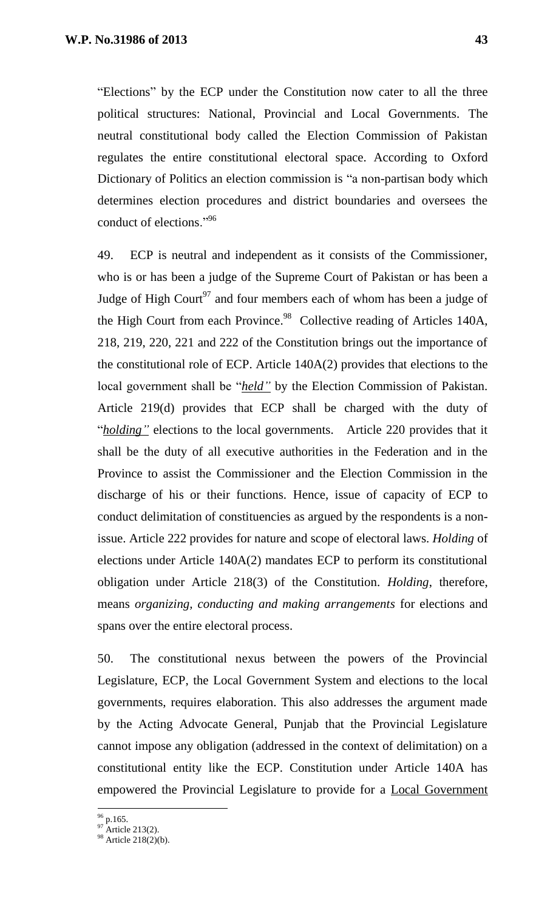"Elections" by the ECP under the Constitution now cater to all the three political structures: National, Provincial and Local Governments. The neutral constitutional body called the Election Commission of Pakistan regulates the entire constitutional electoral space. According to Oxford Dictionary of Politics an election commission is "a non-partisan body which determines election procedures and district boundaries and oversees the conduct of elections."[96]

49. ECP is neutral and independent as it consists of the Commissioner, who is or has been a judge of the Supreme Court of Pakistan or has been a Judge of High Court[97] and four members each of whom has been a judge of the High Court from each Province.[98] Collective reading of Articles 140A, 218, 219, 220, 221 and 222 of the Constitution brings out the importance of the constitutional role of ECP. Article 140A(2) provides that elections to the local government shall be "***held"*** by the Election Commission of Pakistan. Article 219(d) provides that ECP shall be charged with the duty of "***holding"*** elections to the local governments. Article 220 provides that it shall be the duty of all executive authorities in the Federation and in the Province to assist the Commissioner and the Election Commission in the discharge of his or their functions. Hence, issue of capacity of ECP to conduct delimitation of constituencies as argued by the respondents is a non-issue. Article 222 provides for nature and scope of electoral laws. *Holding* of elections under Article 140A(2) mandates ECP to perform its constitutional obligation under Article 218(3) of the Constitution. *Holding*, therefore, means *organizing, conducting and making arrangements* for elections and spans over the entire electoral process.

50. The constitutional nexus between the powers of the Provincial Legislature, ECP, the Local Government System and elections to the local governments, requires elaboration. This also addresses the argument made by the Acting Advocate General, Punjab that the Provincial Legislature cannot impose any obligation (addressed in the context of delimitation) on a constitutional entity like the ECP. Constitution under Article 140A has empowered the Provincial Legislature to provide for a Local Government

---

[96] p.165.
[97] Article 213(2).
[98] Article 218(2)(b).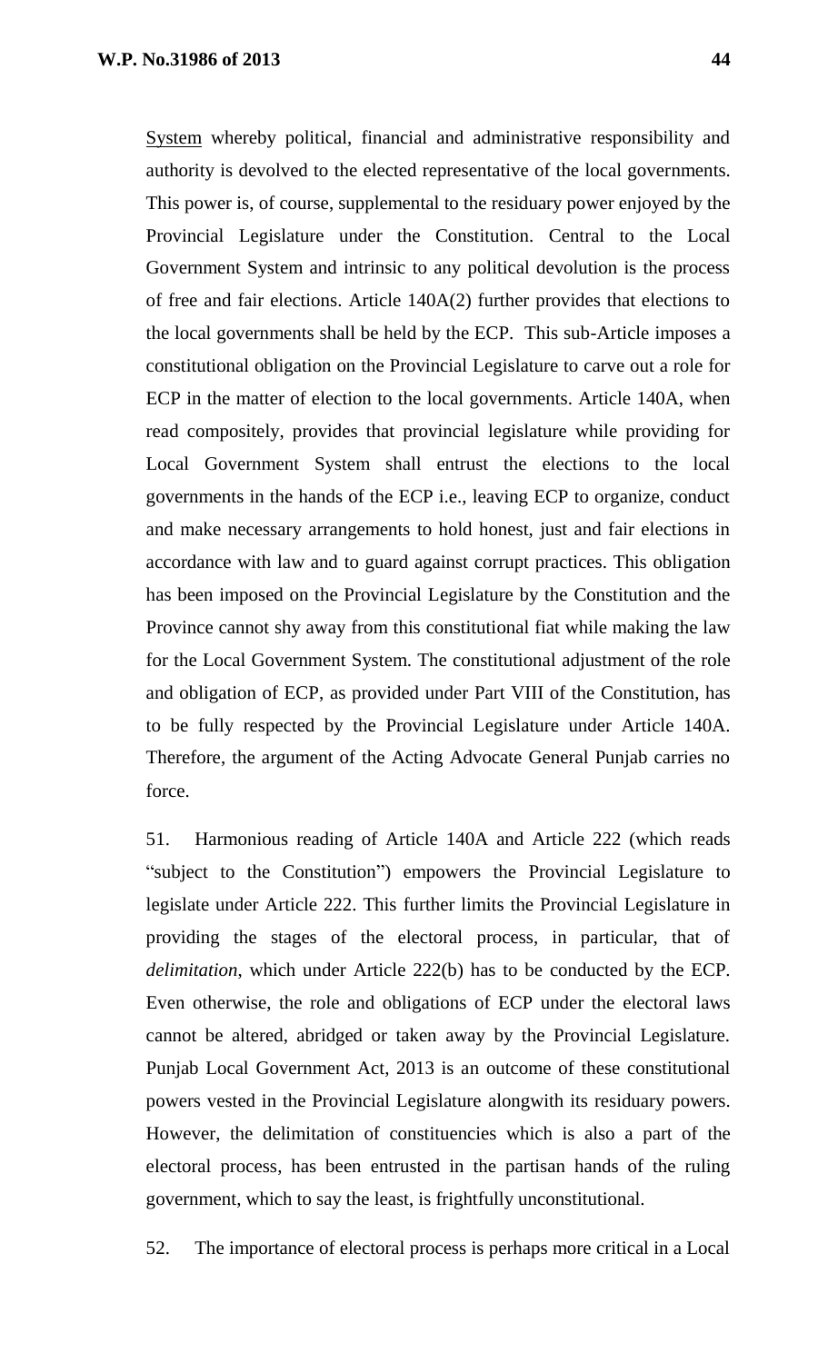System whereby political, financial and administrative responsibility and authority is devolved to the elected representative of the local governments. This power is, of course, supplemental to the residuary power enjoyed by the Provincial Legislature under the Constitution. Central to the Local Government System and intrinsic to any political devolution is the process of free and fair elections. Article 140A(2) further provides that elections to the local governments shall be held by the ECP. This sub-Article imposes a constitutional obligation on the Provincial Legislature to carve out a role for ECP in the matter of election to the local governments. Article 140A, when read compositely, provides that provincial legislature while providing for Local Government System shall entrust the elections to the local governments in the hands of the ECP i.e., leaving ECP to organize, conduct and make necessary arrangements to hold honest, just and fair elections in accordance with law and to guard against corrupt practices. This obligation has been imposed on the Provincial Legislature by the Constitution and the Province cannot shy away from this constitutional fiat while making the law for the Local Government System. The constitutional adjustment of the role and obligation of ECP, as provided under Part VIII of the Constitution, has to be fully respected by the Provincial Legislature under Article 140A. Therefore, the argument of the Acting Advocate General Punjab carries no force.

51. Harmonious reading of Article 140A and Article 222 (which reads "subject to the Constitution") empowers the Provincial Legislature to legislate under Article 222. This further limits the Provincial Legislature in providing the stages of the electoral process, in particular, that of *delimitation*, which under Article 222(b) has to be conducted by the ECP. Even otherwise, the role and obligations of ECP under the electoral laws cannot be altered, abridged or taken away by the Provincial Legislature. Punjab Local Government Act, 2013 is an outcome of these constitutional powers vested in the Provincial Legislature alongwith its residuary powers. However, the delimitation of constituencies which is also a part of the electoral process, has been entrusted in the partisan hands of the ruling government, which to say the least, is frightfully unconstitutional.

52. The importance of electoral process is perhaps more critical in a Local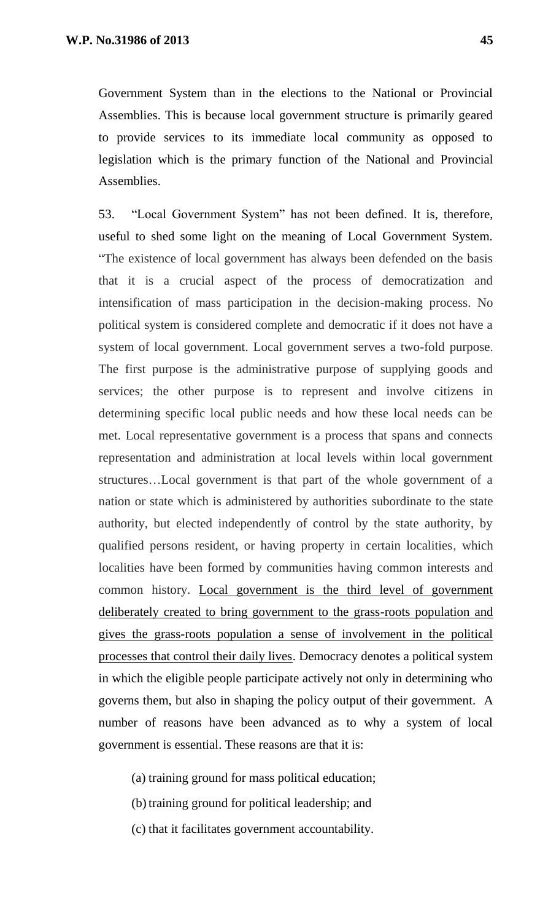Government System than in the elections to the National or Provincial Assemblies. This is because local government structure is primarily geared to provide services to its immediate local community as opposed to legislation which is the primary function of the National and Provincial Assemblies.

53. "Local Government System" has not been defined. It is, therefore, useful to shed some light on the meaning of Local Government System. "The existence of local government has always been defended on the basis that it is a crucial aspect of the process of democratization and intensification of mass participation in the decision-making process. No political system is considered complete and democratic if it does not have a system of local government. Local government serves a two-fold purpose. The first purpose is the administrative purpose of supplying goods and services; the other purpose is to represent and involve citizens in determining specific local public needs and how these local needs can be met. Local representative government is a process that spans and connects representation and administration at local levels within local government structures…Local government is that part of the whole government of a nation or state which is administered by authorities subordinate to the state authority, but elected independently of control by the state authority, by qualified persons resident, or having property in certain localities, which localities have been formed by communities having common interests and common history. <u>Local government is the third level of government deliberately created to bring government to the grass-roots population and gives the grass-roots population a sense of involvement in the political processes that control their daily lives</u>. Democracy denotes a political system in which the eligible people participate actively not only in determining who governs them, but also in shaping the policy output of their government. A number of reasons have been advanced as to why a system of local government is essential. These reasons are that it is:

(a) training ground for mass political education;

(b) training ground for political leadership; and

(c) that it facilitates government accountability.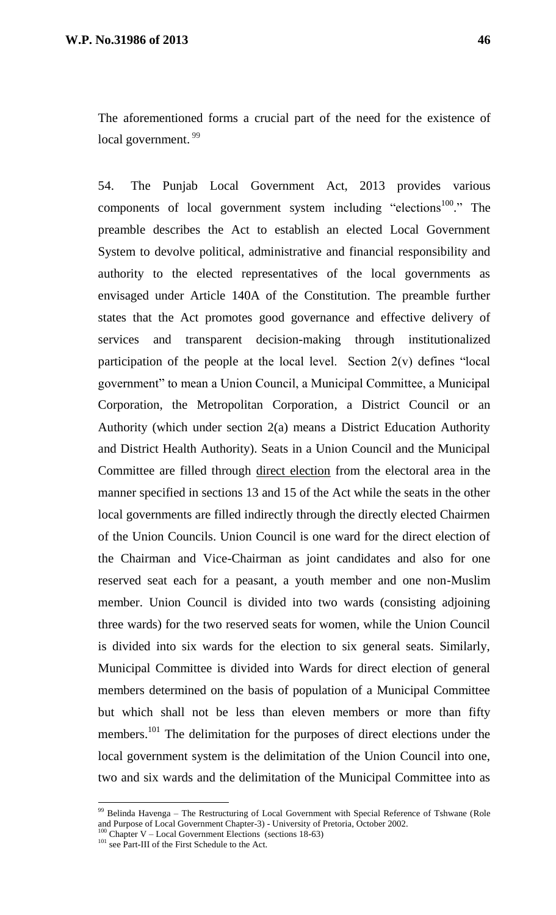The aforementioned forms a crucial part of the need for the existence of local government. [99]

54. The Punjab Local Government Act, 2013 provides various components of local government system including "elections[100]." The preamble describes the Act to establish an elected Local Government System to devolve political, administrative and financial responsibility and authority to the elected representatives of the local governments as envisaged under Article 140A of the Constitution. The preamble further states that the Act promotes good governance and effective delivery of services and transparent decision-making through institutionalized participation of the people at the local level. Section 2(v) defines "local government" to mean a Union Council, a Municipal Committee, a Municipal Corporation, the Metropolitan Corporation, a District Council or an Authority (which under section 2(a) means a District Education Authority and District Health Authority). Seats in a Union Council and the Municipal Committee are filled through <u>direct election</u> from the electoral area in the manner specified in sections 13 and 15 of the Act while the seats in the other local governments are filled indirectly through the directly elected Chairmen of the Union Councils. Union Council is one ward for the direct election of the Chairman and Vice-Chairman as joint candidates and also for one reserved seat each for a peasant, a youth member and one non-Muslim member. Union Council is divided into two wards (consisting adjoining three wards) for the two reserved seats for women, while the Union Council is divided into six wards for the election to six general seats. Similarly, Municipal Committee is divided into Wards for direct election of general members determined on the basis of population of a Municipal Committee but which shall not be less than eleven members or more than fifty members.[101] The delimitation for the purposes of direct elections under the local government system is the delimitation of the Union Council into one, two and six wards and the delimitation of the Municipal Committee into as

---

[99] Belinda Havenga – The Restructuring of Local Government with Special Reference of Tshwane (Role and Purpose of Local Government Chapter-3) - University of Pretoria, October 2002.

[100] Chapter V – Local Government Elections (sections 18-63)

[101] see Part-III of the First Schedule to the Act.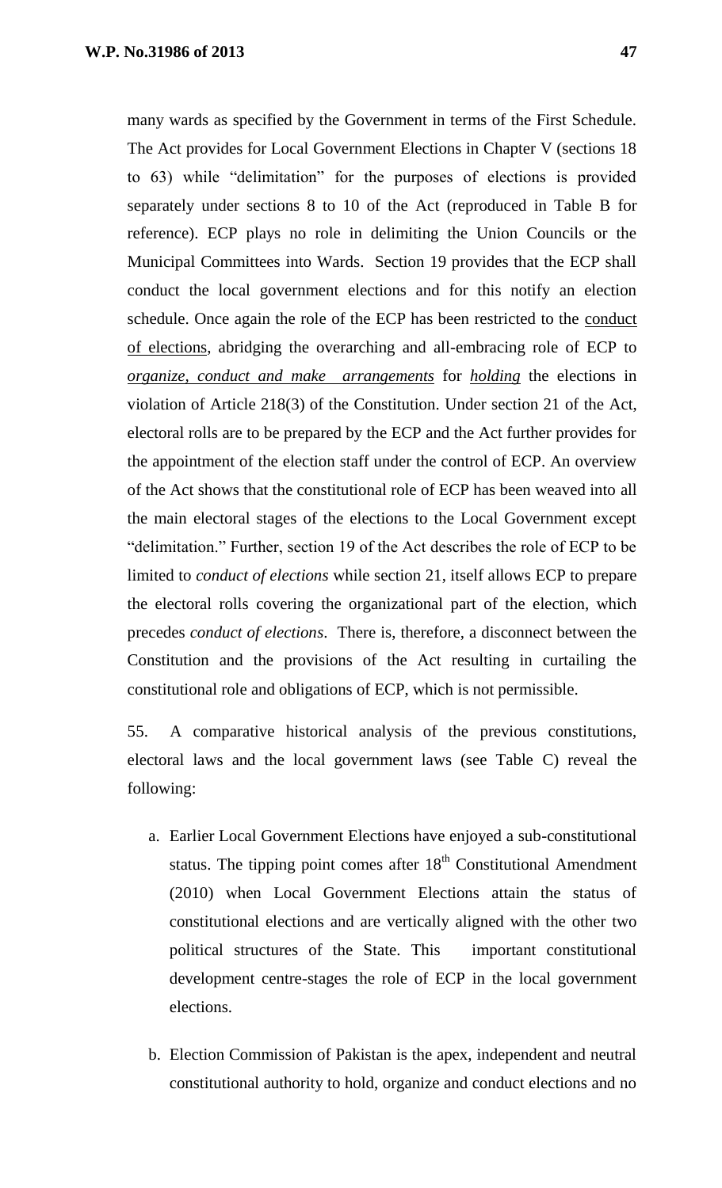many wards as specified by the Government in terms of the First Schedule. The Act provides for Local Government Elections in Chapter V (sections 18 to 63) while "delimitation" for the purposes of elections is provided separately under sections 8 to 10 of the Act (reproduced in Table B for reference). ECP plays no role in delimiting the Union Councils or the Municipal Committees into Wards. Section 19 provides that the ECP shall conduct the local government elections and for this notify an election schedule. Once again the role of the ECP has been restricted to the conduct of elections, abridging the overarching and all-embracing role of ECP to ***organize, conduct and make arrangements*** for ***holding*** the elections in violation of Article 218(3) of the Constitution. Under section 21 of the Act, electoral rolls are to be prepared by the ECP and the Act further provides for the appointment of the election staff under the control of ECP. An overview of the Act shows that the constitutional role of ECP has been weaved into all the main electoral stages of the elections to the Local Government except "delimitation." Further, section 19 of the Act describes the role of ECP to be limited to *conduct of elections* while section 21, itself allows ECP to prepare the electoral rolls covering the organizational part of the election, which precedes *conduct of elections*. There is, therefore, a disconnect between the Constitution and the provisions of the Act resulting in curtailing the constitutional role and obligations of ECP, which is not permissible.

55. A comparative historical analysis of the previous constitutions, electoral laws and the local government laws (see Table C) reveal the following:

a. Earlier Local Government Elections have enjoyed a sub-constitutional status. The tipping point comes after 18th Constitutional Amendment (2010) when Local Government Elections attain the status of constitutional elections and are vertically aligned with the other two political structures of the State. This important constitutional development centre-stages the role of ECP in the local government elections.

b. Election Commission of Pakistan is the apex, independent and neutral constitutional authority to hold, organize and conduct elections and no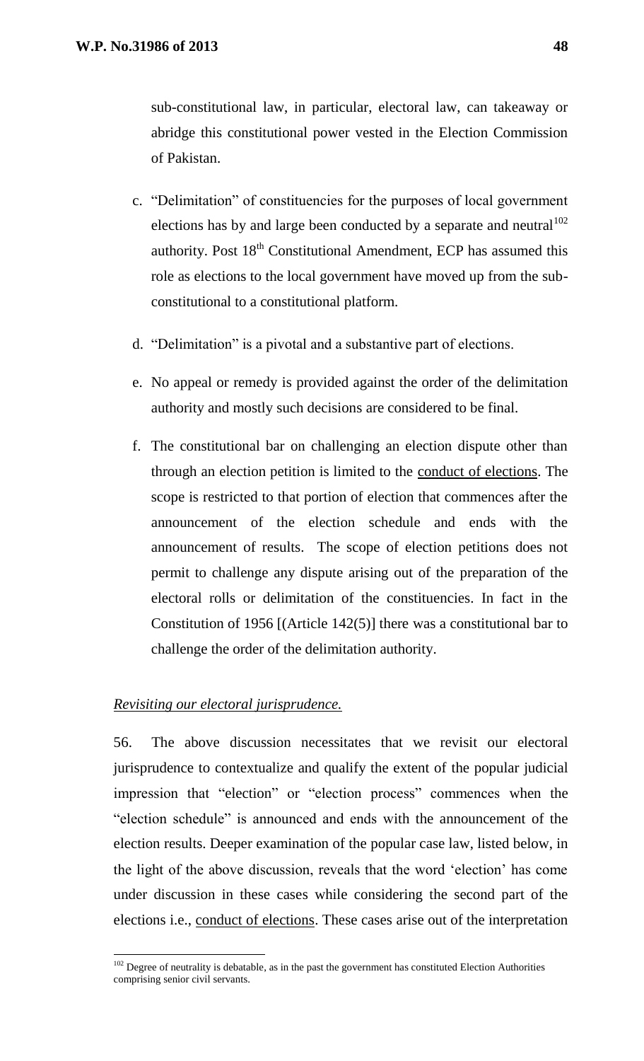sub-constitutional law, in particular, electoral law, can takeaway or abridge this constitutional power vested in the Election Commission of Pakistan.

c. "Delimitation" of constituencies for the purposes of local government elections has by and large been conducted by a separate and neutral[102] authority. Post 18th Constitutional Amendment, ECP has assumed this role as elections to the local government have moved up from the sub-constitutional to a constitutional platform.

d. "Delimitation" is a pivotal and a substantive part of elections.

e. No appeal or remedy is provided against the order of the delimitation authority and mostly such decisions are considered to be final.

f. The constitutional bar on challenging an election dispute other than through an election petition is limited to the <u>conduct of elections</u>. The scope is restricted to that portion of election that commences after the announcement of the election schedule and ends with the announcement of results. The scope of election petitions does not permit to challenge any dispute arising out of the preparation of the electoral rolls or delimitation of the constituencies. In fact in the Constitution of 1956 [(Article 142(5)] there was a constitutional bar to challenge the order of the delimitation authority.

*<u>Revisiting our electoral jurisprudence.</u>*

56. The above discussion necessitates that we revisit our electoral jurisprudence to contextualize and qualify the extent of the popular judicial impression that "election" or "election process" commences when the "election schedule" is announced and ends with the announcement of the election results. Deeper examination of the popular case law, listed below, in the light of the above discussion, reveals that the word 'election' has come under discussion in these cases while considering the second part of the elections i.e., <u>conduct of elections</u>. These cases arise out of the interpretation

---

[102] Degree of neutrality is debatable, as in the past the government has constituted Election Authorities comprising senior civil servants.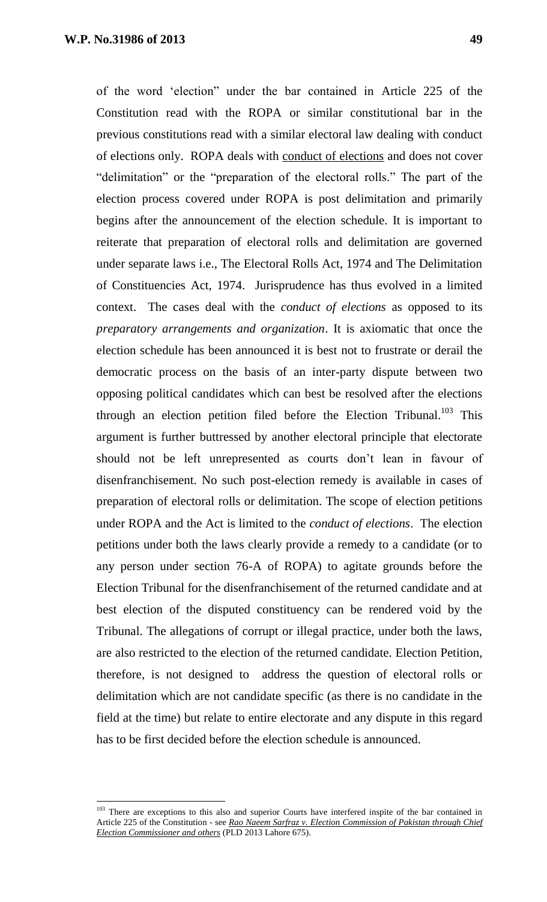of the word 'election" under the bar contained in Article 225 of the Constitution read with the ROPA or similar constitutional bar in the previous constitutions read with a similar electoral law dealing with conduct of elections only. ROPA deals with <u>conduct of elections</u> and does not cover "delimitation" or the "preparation of the electoral rolls." The part of the election process covered under ROPA is post delimitation and primarily begins after the announcement of the election schedule. It is important to reiterate that preparation of electoral rolls and delimitation are governed under separate laws i.e., The Electoral Rolls Act, 1974 and The Delimitation of Constituencies Act, 1974. Jurisprudence has thus evolved in a limited context. The cases deal with the *conduct of elections* as opposed to its *preparatory arrangements and organization*. It is axiomatic that once the election schedule has been announced it is best not to frustrate or derail the democratic process on the basis of an inter-party dispute between two opposing political candidates which can best be resolved after the elections through an election petition filed before the Election Tribunal.[103] This argument is further buttressed by another electoral principle that electorate should not be left unrepresented as courts don't lean in favour of disenfranchisement. No such post-election remedy is available in cases of preparation of electoral rolls or delimitation. The scope of election petitions under ROPA and the Act is limited to the *conduct of elections*. The election petitions under both the laws clearly provide a remedy to a candidate (or to any person under section 76-A of ROPA) to agitate grounds before the Election Tribunal for the disenfranchisement of the returned candidate and at best election of the disputed constituency can be rendered void by the Tribunal. The allegations of corrupt or illegal practice, under both the laws, are also restricted to the election of the returned candidate. Election Petition, therefore, is not designed to address the question of electoral rolls or delimitation which are not candidate specific (as there is no candidate in the field at the time) but relate to entire electorate and any dispute in this regard has to be first decided before the election schedule is announced.

---

[103] There are exceptions to this also and superior Courts have interfered inspite of the bar contained in Article 225 of the Constitution - see ***<u>Rao Naeem Sarfraz v. Election Commission of Pakistan through Chief Election Commissioner and others</u>*** (PLD 2013 Lahore 675).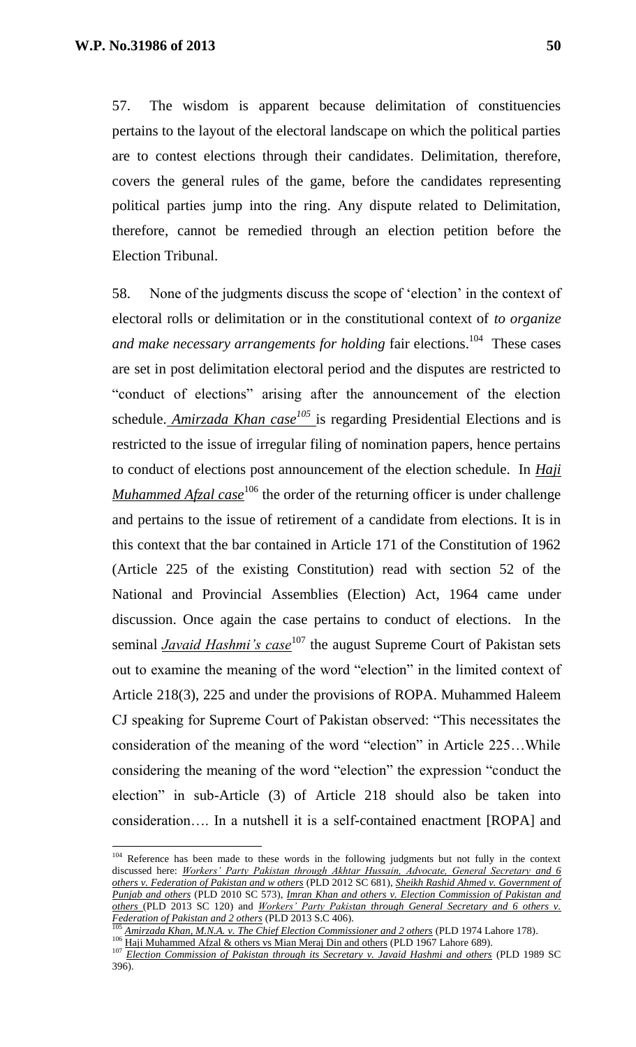57. The wisdom is apparent because delimitation of constituencies pertains to the layout of the electoral landscape on which the political parties are to contest elections through their candidates. Delimitation, therefore, covers the general rules of the game, before the candidates representing political parties jump into the ring. Any dispute related to Delimitation, therefore, cannot be remedied through an election petition before the Election Tribunal.

58. None of the judgments discuss the scope of 'election' in the context of electoral rolls or delimitation or in the constitutional context of *to organize and make necessary arrangements for holding* fair elections.[104] These cases are set in post delimitation electoral period and the disputes are restricted to "conduct of elections" arising after the announcement of the election schedule. ***Amirzada Khan case***[105] is regarding Presidential Elections and is restricted to the issue of irregular filing of nomination papers, hence pertains to conduct of elections post announcement of the election schedule. In ***Haji Muhammed Afzal case***[106] the order of the returning officer is under challenge and pertains to the issue of retirement of a candidate from elections. It is in this context that the bar contained in Article 171 of the Constitution of 1962 (Article 225 of the existing Constitution) read with section 52 of the National and Provincial Assemblies (Election) Act, 1964 came under discussion. Once again the case pertains to conduct of elections. In the seminal ***Javaid Hashmi's case***[107] the august Supreme Court of Pakistan sets out to examine the meaning of the word "election" in the limited context of Article 218(3), 225 and under the provisions of ROPA. Muhammed Haleem CJ speaking for Supreme Court of Pakistan observed: "This necessitates the consideration of the meaning of the word "election" in Article 225…While considering the meaning of the word "election" the expression "conduct the election" in sub-Article (3) of Article 218 should also be taken into consideration…. In a nutshell it is a self-contained enactment [ROPA] and

---

[104] Reference has been made to these words in the following judgments but not fully in the context discussed here: *Workers' Party Pakistan through Akhtar Hussain, Advocate, General Secretary and 6 others v. Federation of Pakistan and w others* (PLD 2012 SC 681), *Sheikh Rashid Ahmed v. Government of Punjab and others* (PLD 2010 SC 573), *Imran Khan and others v. Election Commission of Pakistan and others* (PLD 2013 SC 120) and *Workers' Party Pakistan through General Secretary and 6 others v. Federation of Pakistan and 2 others* (PLD 2013 S.C 406).

[105] *Amirzada Khan, M.N.A. v. The Chief Election Commissioner and 2 others* (PLD 1974 Lahore 178).

[106] Haji Muhammed Afzal & others vs Mian Meraj Din and others (PLD 1967 Lahore 689).

[107] *Election Commission of Pakistan through its Secretary v. Javaid Hashmi and others* (PLD 1989 SC 396).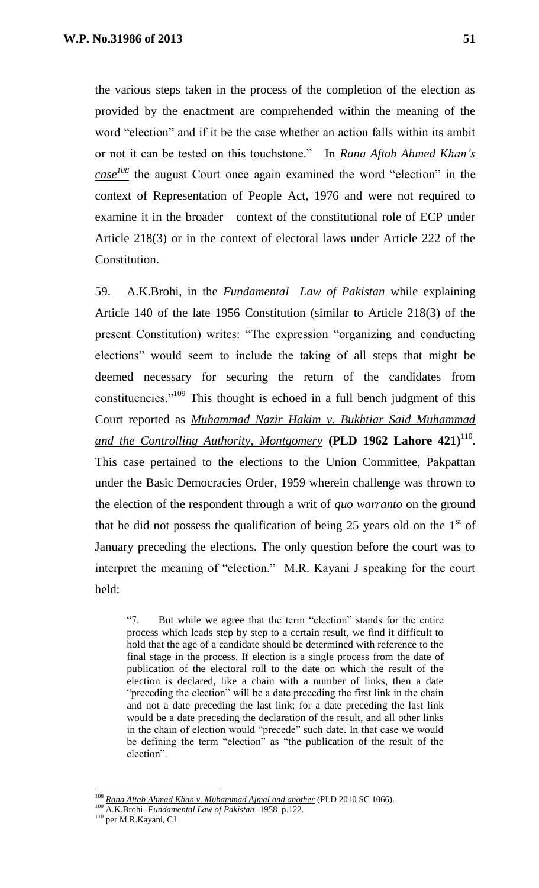the various steps taken in the process of the completion of the election as provided by the enactment are comprehended within the meaning of the word "election" and if it be the case whether an action falls within its ambit or not it can be tested on this touchstone." In ***Rana Aftab Ahmed Khan's case***[108] the august Court once again examined the word "election" in the context of Representation of People Act, 1976 and were not required to examine it in the broader context of the constitutional role of ECP under Article 218(3) or in the context of electoral laws under Article 222 of the Constitution.

59. A.K.Brohi, in the *Fundamental Law of Pakistan* while explaining Article 140 of the late 1956 Constitution (similar to Article 218(3) of the present Constitution) writes: "The expression "organizing and conducting elections" would seem to include the taking of all steps that might be deemed necessary for securing the return of the candidates from constituencies."[109] This thought is echoed in a full bench judgment of this Court reported as ***Muhammad Nazir Hakim v. Bukhtiar Said Muhammad and the Controlling Authority, Montgomery*** **(PLD 1962 Lahore 421)**[110]. This case pertained to the elections to the Union Committee, Pakpattan under the Basic Democracies Order, 1959 wherein challenge was thrown to the election of the respondent through a writ of *quo warranto* on the ground that he did not possess the qualification of being 25 years old on the 1st of January preceding the elections. The only question before the court was to interpret the meaning of "election." M.R. Kayani J speaking for the court held:

> "7. But while we agree that the term "election" stands for the entire process which leads step by step to a certain result, we find it difficult to hold that the age of a candidate should be determined with reference to the final stage in the process. If election is a single process from the date of publication of the electoral roll to the date on which the result of the election is declared, like a chain with a number of links, then a date "preceding the election" will be a date preceding the first link in the chain and not a date preceding the last link; for a date preceding the last link would be a date preceding the declaration of the result, and all other links in the chain of election would "precede" such date. In that case we would be defining the term "election" as "the publication of the result of the election".

---

[108] ***Rana Aftab Ahmad Khan v. Muhammad Ajmal and another*** (PLD 2010 SC 1066).

[109] A.K.Brohi- *Fundamental Law of Pakistan* -1958 p.122.

[110] per M.R.Kayani, CJ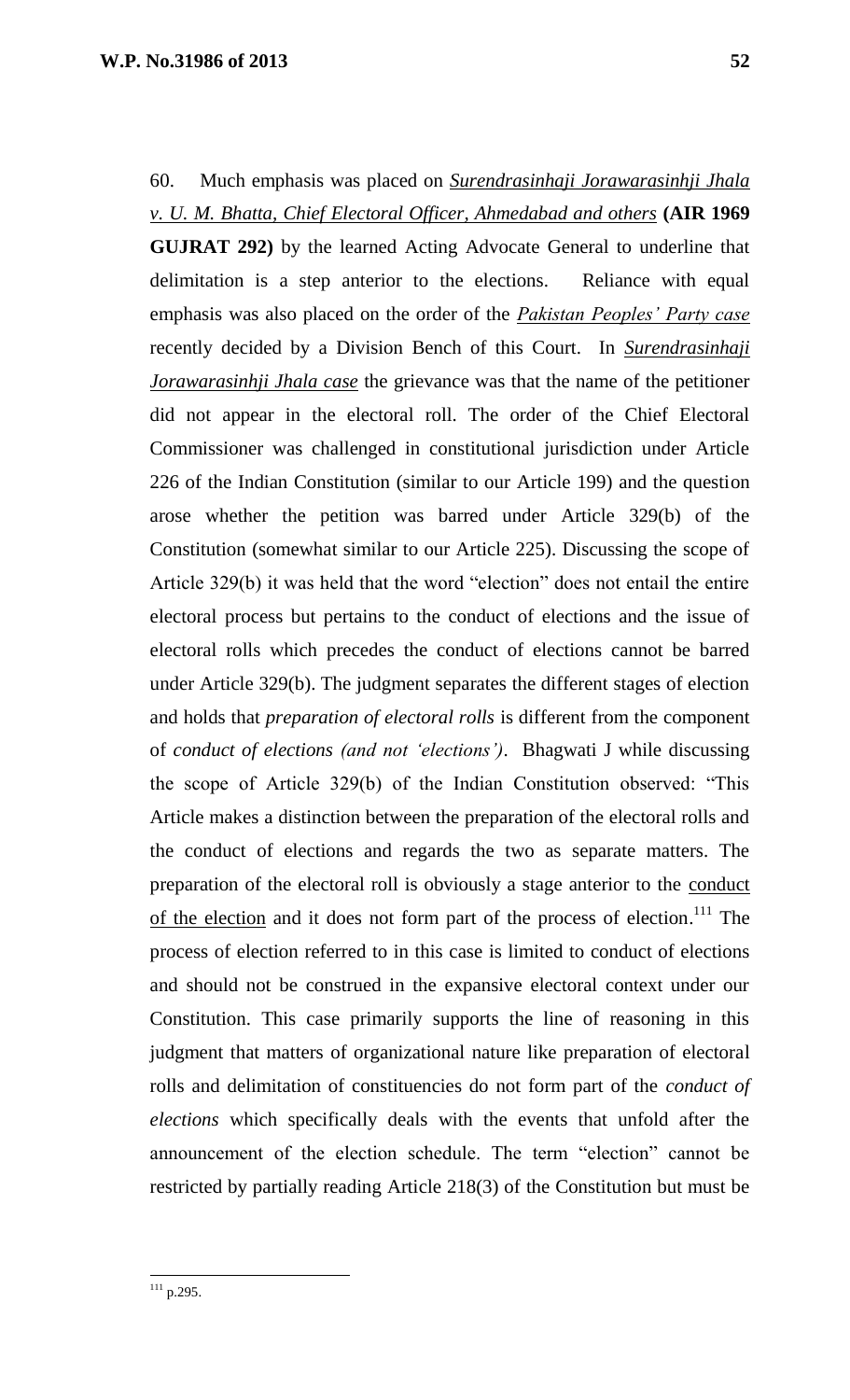60. Much emphasis was placed on *Surendrasinhaji Jorawarasinhji Jhala v. U. M. Bhatta, Chief Electoral Officer, Ahmedabad and others* **(AIR 1969 GUJRAT 292)** by the learned Acting Advocate General to underline that delimitation is a step anterior to the elections. Reliance with equal emphasis was also placed on the order of the *Pakistan Peoples' Party case* recently decided by a Division Bench of this Court. In *Surendrasinhaji Jorawarasinhji Jhala case* the grievance was that the name of the petitioner did not appear in the electoral roll. The order of the Chief Electoral Commissioner was challenged in constitutional jurisdiction under Article 226 of the Indian Constitution (similar to our Article 199) and the question arose whether the petition was barred under Article 329(b) of the Constitution (somewhat similar to our Article 225). Discussing the scope of Article 329(b) it was held that the word "election" does not entail the entire electoral process but pertains to the conduct of elections and the issue of electoral rolls which precedes the conduct of elections cannot be barred under Article 329(b). The judgment separates the different stages of election and holds that *preparation of electoral rolls* is different from the component of *conduct of elections (and not 'elections')*. Bhagwati J while discussing the scope of Article 329(b) of the Indian Constitution observed: "This Article makes a distinction between the preparation of the electoral rolls and the conduct of elections and regards the two as separate matters. The preparation of the electoral roll is obviously a stage anterior to the conduct of the election and it does not form part of the process of election.[111] The process of election referred to in this case is limited to conduct of elections and should not be construed in the expansive electoral context under our Constitution. This case primarily supports the line of reasoning in this judgment that matters of organizational nature like preparation of electoral rolls and delimitation of constituencies do not form part of the *conduct of elections* which specifically deals with the events that unfold after the announcement of the election schedule. The term "election" cannot be restricted by partially reading Article 218(3) of the Constitution but must be

---

[111] p.295.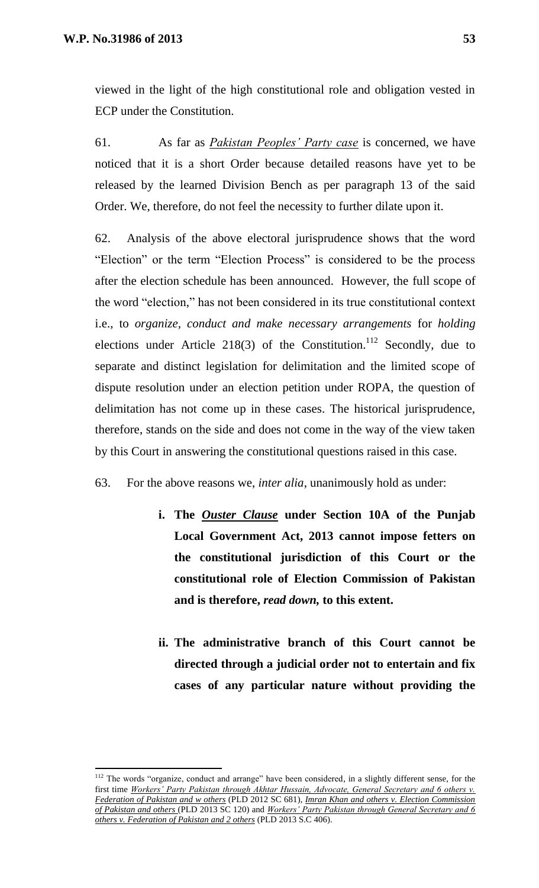viewed in the light of the high constitutional role and obligation vested in ECP under the Constitution.

61. As far as ***Pakistan Peoples' Party case*** is concerned, we have noticed that it is a short Order because detailed reasons have yet to be released by the learned Division Bench as per paragraph 13 of the said Order. We, therefore, do not feel the necessity to further dilate upon it.

62. Analysis of the above electoral jurisprudence shows that the word "Election" or the term "Election Process" is considered to be the process after the election schedule has been announced. However, the full scope of the word "election," has not been considered in its true constitutional context i.e., to *organize, conduct and make necessary arrangements* for *holding* elections under Article 218(3) of the Constitution.[112] Secondly, due to separate and distinct legislation for delimitation and the limited scope of dispute resolution under an election petition under ROPA, the question of delimitation has not come up in these cases. The historical jurisprudence, therefore, stands on the side and does not come in the way of the view taken by this Court in answering the constitutional questions raised in this case.

63. For the above reasons we, *inter alia*, unanimously hold as under:

- **i. The *Ouster Clause* under Section 10A of the Punjab Local Government Act, 2013 cannot impose fetters on the constitutional jurisdiction of this Court or the constitutional role of Election Commission of Pakistan and is therefore, *read down,* to this extent.**

- **ii. The administrative branch of this Court cannot be directed through a judicial order not to entertain and fix cases of any particular nature without providing the**

---

[112] The words "organize, conduct and arrange" have been considered, in a slightly different sense, for the first time ***Workers' Party Pakistan through Akhtar Hussain, Advocate, General Secretary and 6 others v. Federation of Pakistan and w others*** (PLD 2012 SC 681), ***Imran Khan and others v. Election Commission of Pakistan and others*** (PLD 2013 SC 120) and ***Workers' Party Pakistan through General Secretary and 6 others v. Federation of Pakistan and 2 others*** (PLD 2013 S.C 406).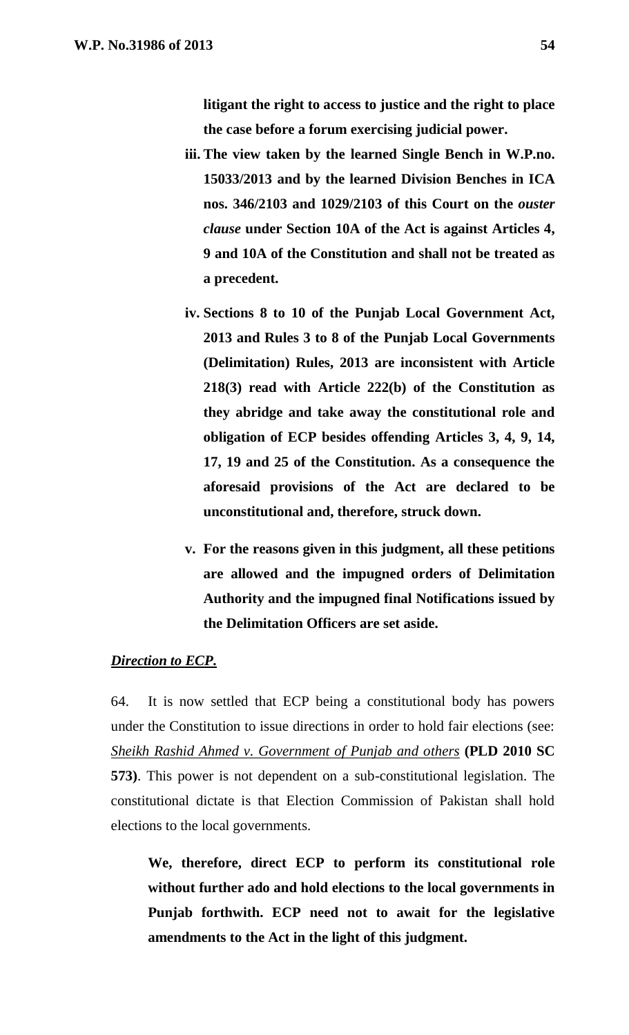**litigant the right to access to justice and the right to place the case before a forum exercising judicial power.**

iii. **The view taken by the learned Single Bench in W.P.no. 15033/2013 and by the learned Division Benches in ICA nos. 346/2103 and 1029/2103 of this Court on the *ouster clause* under Section 10A of the Act is against Articles 4, 9 and 10A of the Constitution and shall not be treated as a precedent.**

iv. **Sections 8 to 10 of the Punjab Local Government Act, 2013 and Rules 3 to 8 of the Punjab Local Governments (Delimitation) Rules, 2013 are inconsistent with Article 218(3) read with Article 222(b) of the Constitution as they abridge and take away the constitutional role and obligation of ECP besides offending Articles 3, 4, 9, 14, 17, 19 and 25 of the Constitution. As a consequence the aforesaid provisions of the Act are declared to be unconstitutional and, therefore, struck down.**

v. **For the reasons given in this judgment, all these petitions are allowed and the impugned orders of Delimitation Authority and the impugned final Notifications issued by the Delimitation Officers are set aside.**

***Direction to ECP.***

64. It is now settled that ECP being a constitutional body has powers under the Constitution to issue directions in order to hold fair elections (see: *Sheikh Rashid Ahmed v. Government of Punjab and others* **(PLD 2010 SC 573)**. This power is not dependent on a sub-constitutional legislation. The constitutional dictate is that Election Commission of Pakistan shall hold elections to the local governments.

**We, therefore, direct ECP to perform its constitutional role without further ado and hold elections to the local governments in Punjab forthwith. ECP need not to await for the legislative amendments to the Act in the light of this judgment.**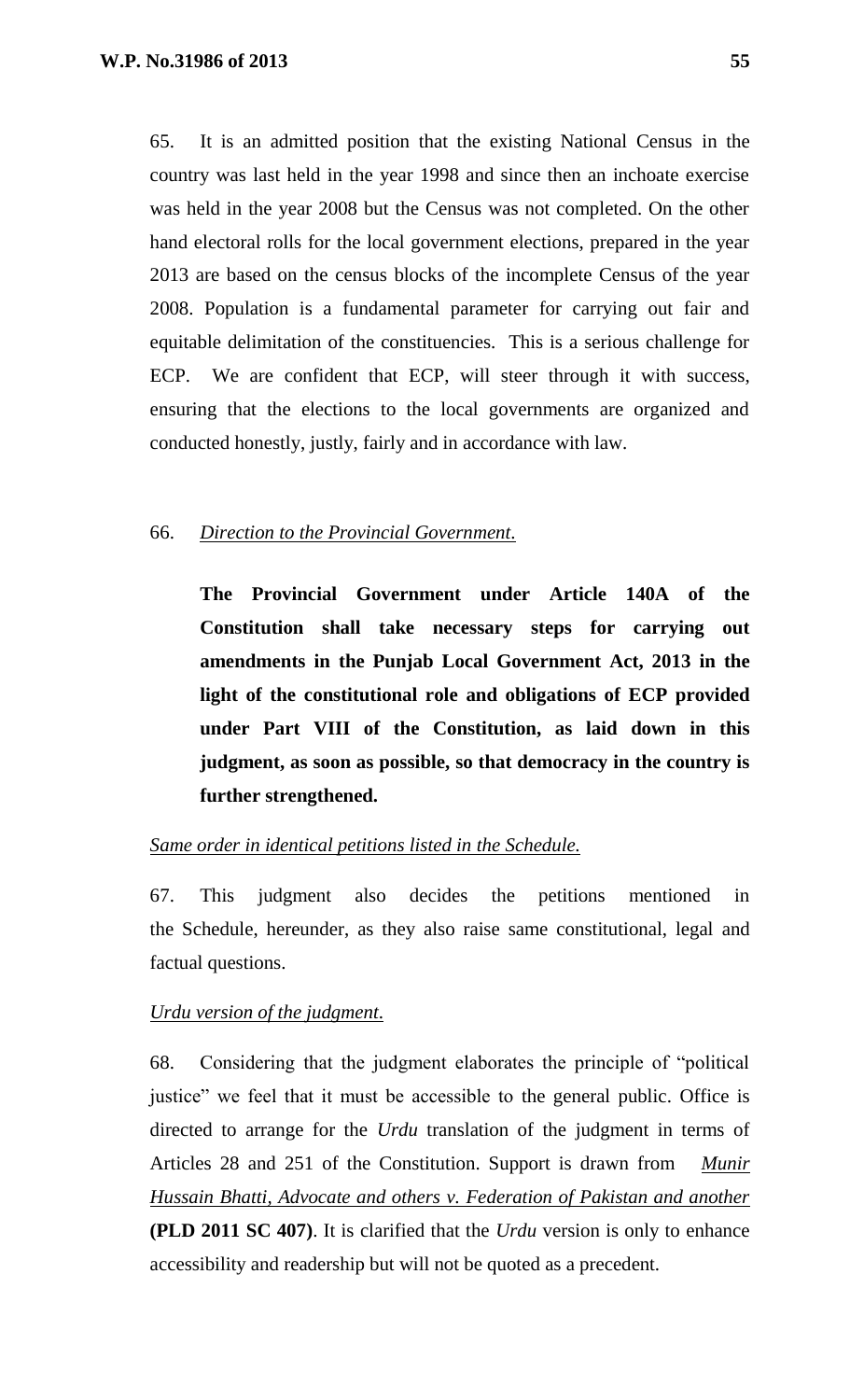65. It is an admitted position that the existing National Census in the country was last held in the year 1998 and since then an inchoate exercise was held in the year 2008 but the Census was not completed. On the other hand electoral rolls for the local government elections, prepared in the year 2013 are based on the census blocks of the incomplete Census of the year 2008. Population is a fundamental parameter for carrying out fair and equitable delimitation of the constituencies. This is a serious challenge for ECP. We are confident that ECP, will steer through it with success, ensuring that the elections to the local governments are organized and conducted honestly, justly, fairly and in accordance with law.

66. *Direction to the Provincial Government.*

> **The Provincial Government under Article 140A of the Constitution shall take necessary steps for carrying out amendments in the Punjab Local Government Act, 2013 in the light of the constitutional role and obligations of ECP provided under Part VIII of the Constitution, as laid down in this judgment, as soon as possible, so that democracy in the country is further strengthened.**

*Same order in identical petitions listed in the Schedule.*

67. This judgment also decides the petitions mentioned in the Schedule, hereunder, as they also raise same constitutional, legal and factual questions.

*Urdu version of the judgment.*

68. Considering that the judgment elaborates the principle of "political justice" we feel that it must be accessible to the general public. Office is directed to arrange for the *Urdu* translation of the judgment in terms of Articles 28 and 251 of the Constitution. Support is drawn from *Munir Hussain Bhatti, Advocate and others v. Federation of Pakistan and another* **(PLD 2011 SC 407)**. It is clarified that the *Urdu* version is only to enhance accessibility and readership but will not be quoted as a precedent.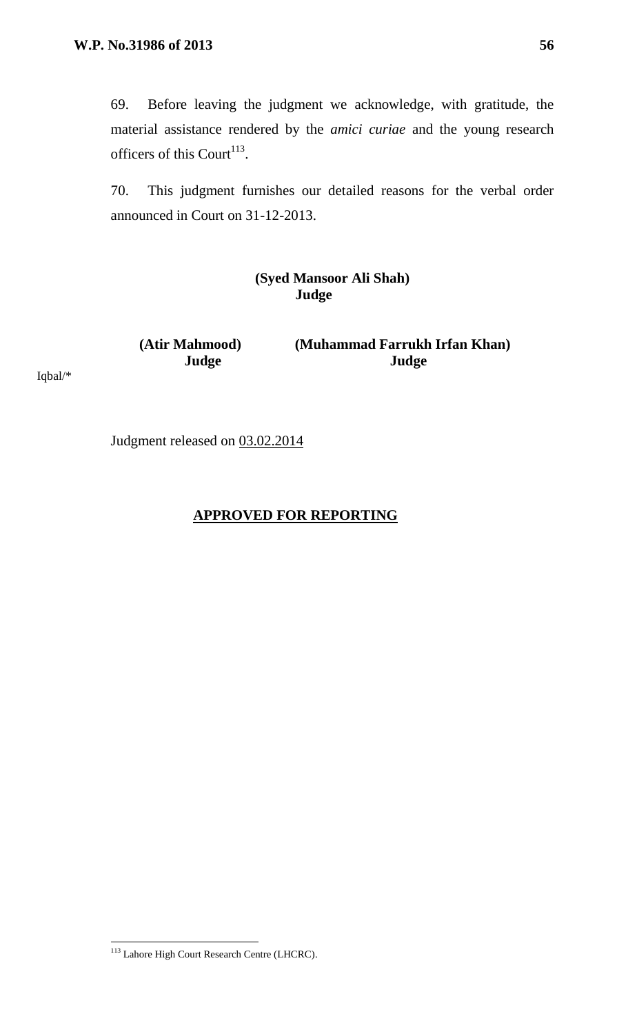69. Before leaving the judgment we acknowledge, with gratitude, the material assistance rendered by the *amici curiae* and the young research officers of this Court[113].

70. This judgment furnishes our detailed reasons for the verbal order announced in Court on 31-12-2013.

**(Syed Mansoor Ali Shah)**
**Judge**

**(Atir Mahmood)**
**Judge**

**(Muhammad Farrukh Irfan Khan)**
**Judge**

Iqbal/*

Judgment released on <u>03.02.2014</u>

**<u>APPROVED FOR REPORTING</u>**

---

[113] Lahore High Court Research Centre (LHCRC).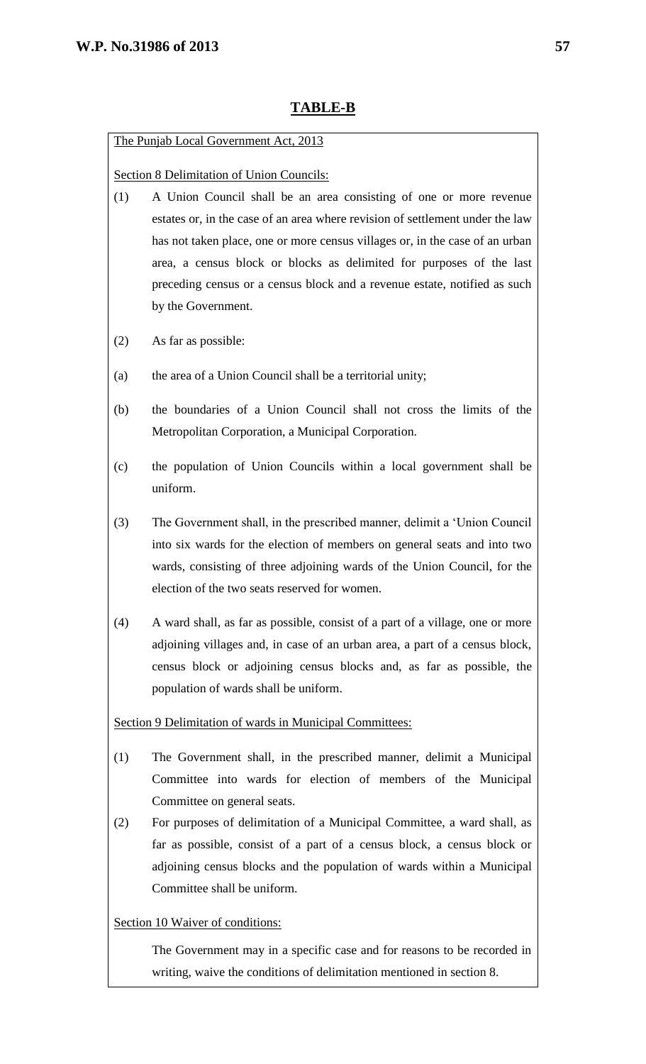## TABLE-B

The Punjab Local Government Act, 2013

Section 8 Delimitation of Union Councils:

(1) A Union Council shall be an area consisting of one or more revenue estates or, in the case of an area where revision of settlement under the law has not taken place, one or more census villages or, in the case of an urban area, a census block or blocks as delimited for purposes of the last preceding census or a census block and a revenue estate, notified as such by the Government.

(2) As far as possible:

(a) the area of a Union Council shall be a territorial unity;

(b) the boundaries of a Union Council shall not cross the limits of the Metropolitan Corporation, a Municipal Corporation.

(c) the population of Union Councils within a local government shall be uniform.

(3) The Government shall, in the prescribed manner, delimit a 'Union Council into six wards for the election of members on general seats and into two wards, consisting of three adjoining wards of the Union Council, for the election of the two seats reserved for women.

(4) A ward shall, as far as possible, consist of a part of a village, one or more adjoining villages and, in case of an urban area, a part of a census block, census block or adjoining census blocks and, as far as possible, the population of wards shall be uniform.

Section 9 Delimitation of wards in Municipal Committees:

(1) The Government shall, in the prescribed manner, delimit a Municipal Committee into wards for election of members of the Municipal Committee on general seats.

(2) For purposes of delimitation of a Municipal Committee, a ward shall, as far as possible, consist of a part of a census block, a census block or adjoining census blocks and the population of wards within a Municipal Committee shall be uniform.

Section 10 Waiver of conditions:

The Government may in a specific case and for reasons to be recorded in writing, waive the conditions of delimitation mentioned in section 8.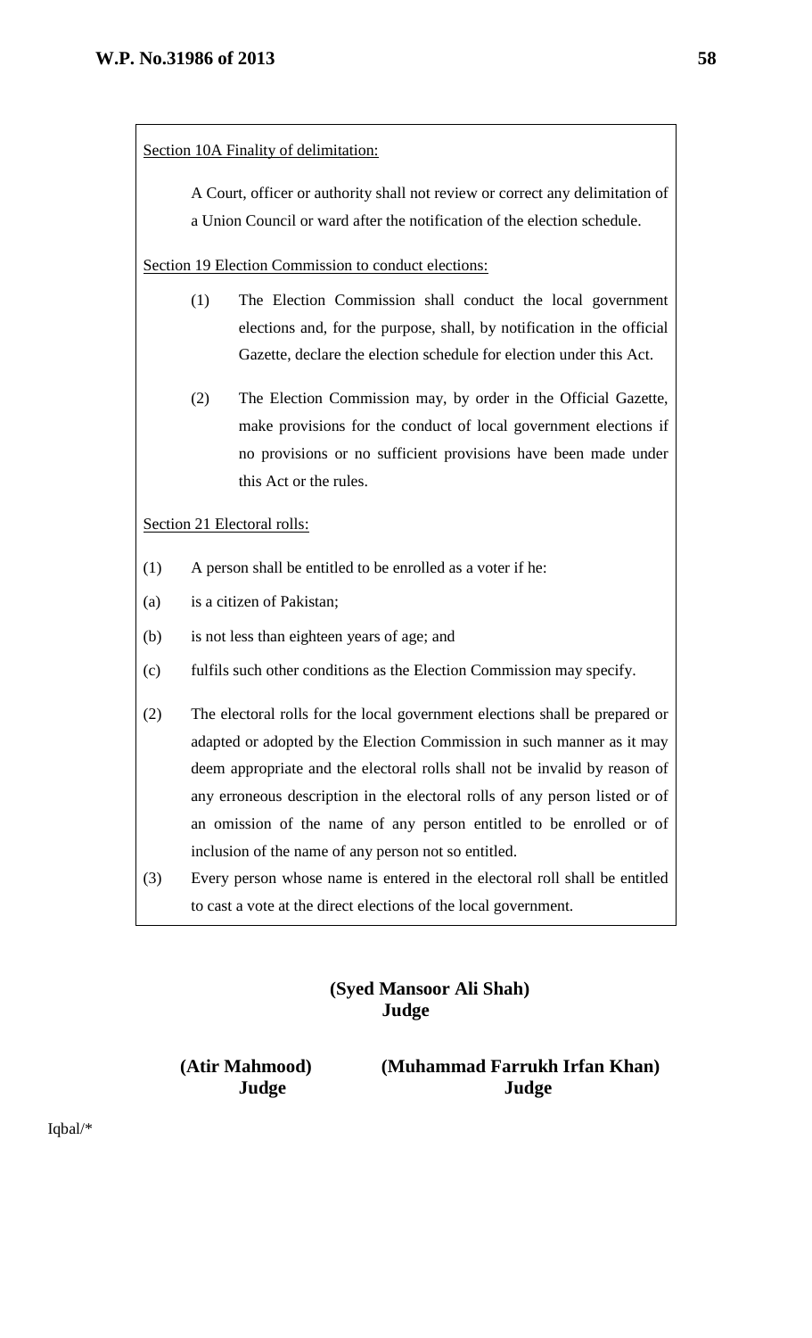<u>Section 10A Finality of delimitation:</u>

A Court, officer or authority shall not review or correct any delimitation of a Union Council or ward after the notification of the election schedule.

<u>Section 19 Election Commission to conduct elections:</u>

(1) The Election Commission shall conduct the local government elections and, for the purpose, shall, by notification in the official Gazette, declare the election schedule for election under this Act.

(2) The Election Commission may, by order in the Official Gazette, make provisions for the conduct of local government elections if no provisions or no sufficient provisions have been made under this Act or the rules.

<u>Section 21 Electoral rolls:</u>

(1) A person shall be entitled to be enrolled as a voter if he:

(a) is a citizen of Pakistan;

(b) is not less than eighteen years of age; and

(c) fulfils such other conditions as the Election Commission may specify.

(2) The electoral rolls for the local government elections shall be prepared or adapted or adopted by the Election Commission in such manner as it may deem appropriate and the electoral rolls shall not be invalid by reason of any erroneous description in the electoral rolls of any person listed or of an omission of the name of any person entitled to be enrolled or of inclusion of the name of any person not so entitled.

(3) Every person whose name is entered in the electoral roll shall be entitled to cast a vote at the direct elections of the local government.

**(Syed Mansoor Ali Shah)**
**Judge**

**(Atir Mahmood)**
**Judge**

**(Muhammad Farrukh Irfan Khan)**
**Judge**

Iqbal/*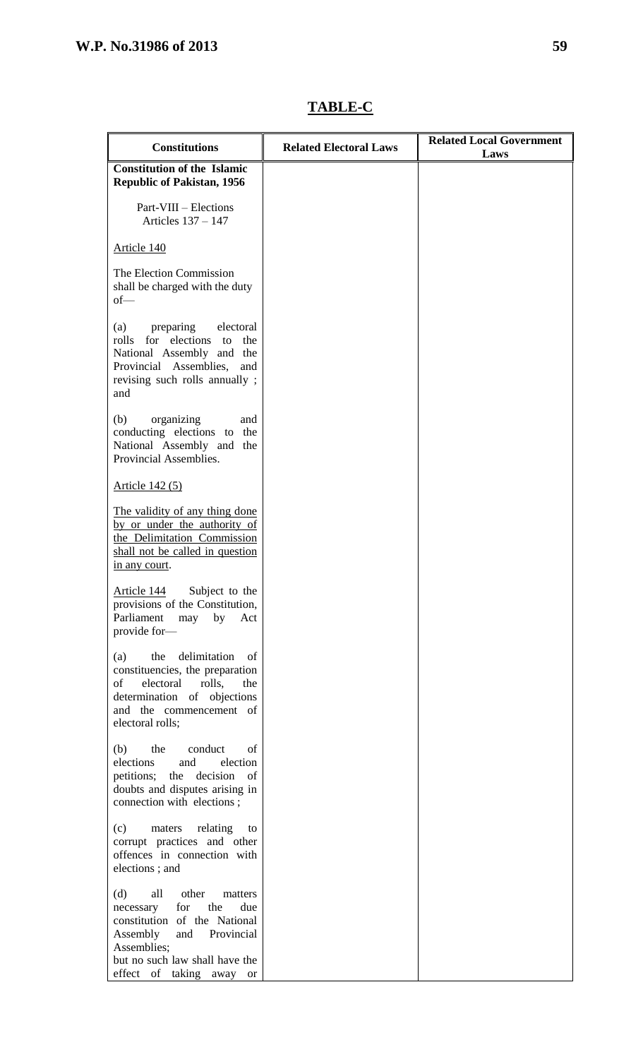## TABLE-C

| Constitutions | Related Electoral Laws | Related Local Government Laws |
|---|---|---|
| **Constitution of the Islamic Republic of Pakistan, 1956**<br><br>Part-VIII – Elections<br>Articles 137 – 147<br><br>Article 140<br><br>The Election Commission shall be charged with the duty of—<br><br>(a) preparing electoral rolls for elections to the National Assembly and the Provincial Assemblies, and revising such rolls annually ; and<br><br>(b) organizing and conducting elections to the National Assembly and the Provincial Assemblies.<br><br>Article 142 (5)<br><br>The validity of any thing done by or under the authority of the Delimitation Commission shall not be called in question in any court.<br><br>Article 144 Subject to the provisions of the Constitution, Parliament may by Act provide for—<br><br>(a) the delimitation of constituencies, the preparation of electoral rolls, the determination of objections and the commencement of electoral rolls;<br><br>(b) the conduct of elections and election petitions; the decision of doubts and disputes arising in connection with elections ;<br><br>(c) maters relating to corrupt practices and other offences in connection with elections ; and<br><br>(d) all other matters necessary for the due constitution of the National Assembly and Provincial Assemblies;<br>but no such law shall have the effect of taking away or | | |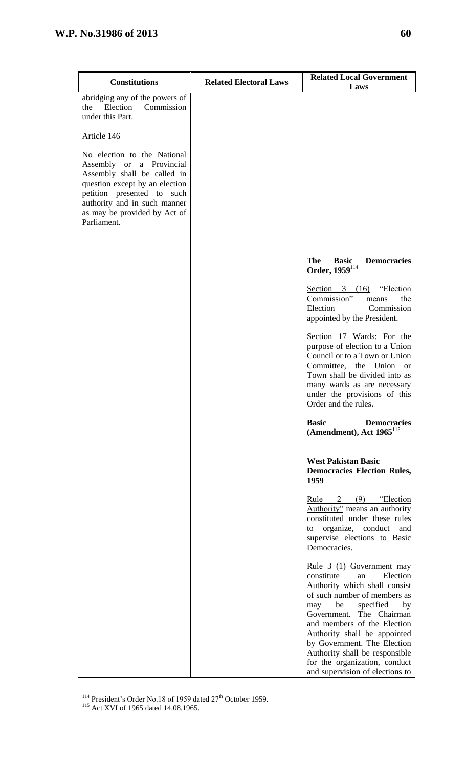| Constitutions | Related Electoral Laws | Related Local Government Laws |
| --- | --- | --- |
| abridging any of the powers of the Election Commission under this Part.<br><br>Article 146<br><br>No election to the National Assembly or a Provincial Assembly shall be called in question except by an election petition presented to such authority and in such manner as may be provided by Act of Parliament. | | |
| | | **The Basic Democracies Order, 1959**[114]<br><br>Section 3 (16) "Election Commission" means the Election Commission appointed by the President.<br><br>Section 17 Wards: For the purpose of election to a Union Council or to a Town or Union Committee, the Union or Town shall be divided into as many wards as are necessary under the provisions of this Order and the rules.<br><br>**Basic Democracies (Amendment), Act 1965**[115]<br><br>**West Pakistan Basic Democracies Election Rules, 1959**<br><br>Rule 2 (9) "Election Authority" means an authority constituted under these rules to organize, conduct and supervise elections to Basic Democracies.<br><br>Rule 3 (1) Government may constitute an Election Authority which shall consist of such number of members as may be specified by Government. The Chairman and members of the Election Authority shall be appointed by Government. The Election Authority shall be responsible for the organization, conduct and supervision of elections to |

[114] President's Order No.18 of 1959 dated 27th October 1959.
[115] Act XVI of 1965 dated 14.08.1965.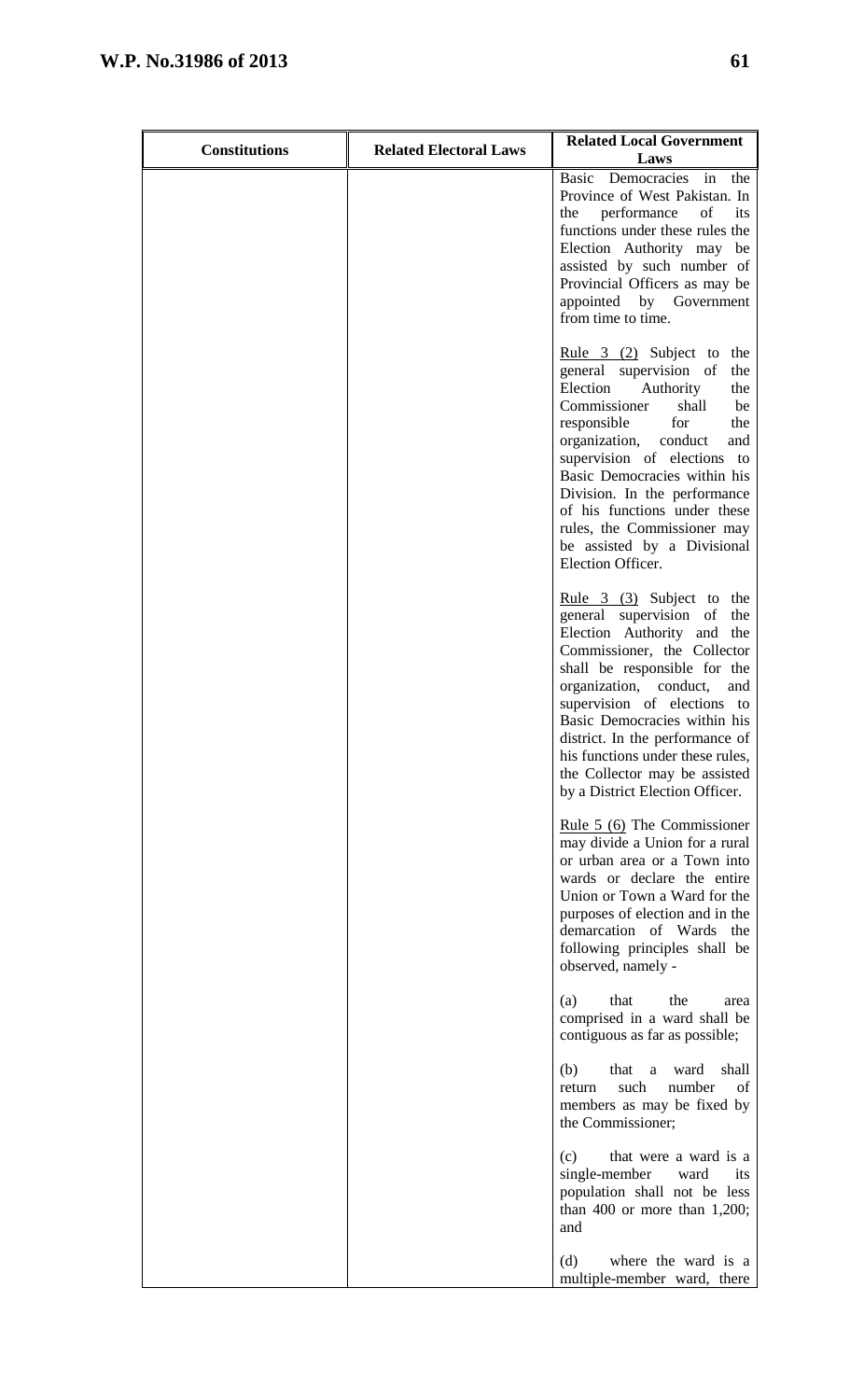| Constitutions | Related Electoral Laws | Related Local Government Laws |
|---|---|---|
| | | Basic Democracies in the Province of West Pakistan. In the performance of its functions under these rules the Election Authority may be assisted by such number of Provincial Officers as may be appointed by Government from time to time.<br><br><u>Rule 3 (2)</u> Subject to the general supervision of the Election Authority the Commissioner shall be responsible for the organization, conduct and supervision of elections to Basic Democracies within his Division. In the performance of his functions under these rules, the Commissioner may be assisted by a Divisional Election Officer.<br><br><u>Rule 3 (3)</u> Subject to the general supervision of the Election Authority and the Commissioner, the Collector shall be responsible for the organization, conduct, and supervision of elections to Basic Democracies within his district. In the performance of his functions under these rules, the Collector may be assisted by a District Election Officer.<br><br><u>Rule 5 (6)</u> The Commissioner may divide a Union for a rural or urban area or a Town into wards or declare the entire Union or Town a Ward for the purposes of election and in the demarcation of Wards the following principles shall be observed, namely -<br><br>(a) that the area comprised in a ward shall be contiguous as far as possible;<br><br>(b) that a ward shall return such number of members as may be fixed by the Commissioner;<br><br>(c) that were a ward is a single-member ward its population shall not be less than 400 or more than 1,200; and<br><br>(d) where the ward is a multiple-member ward, there |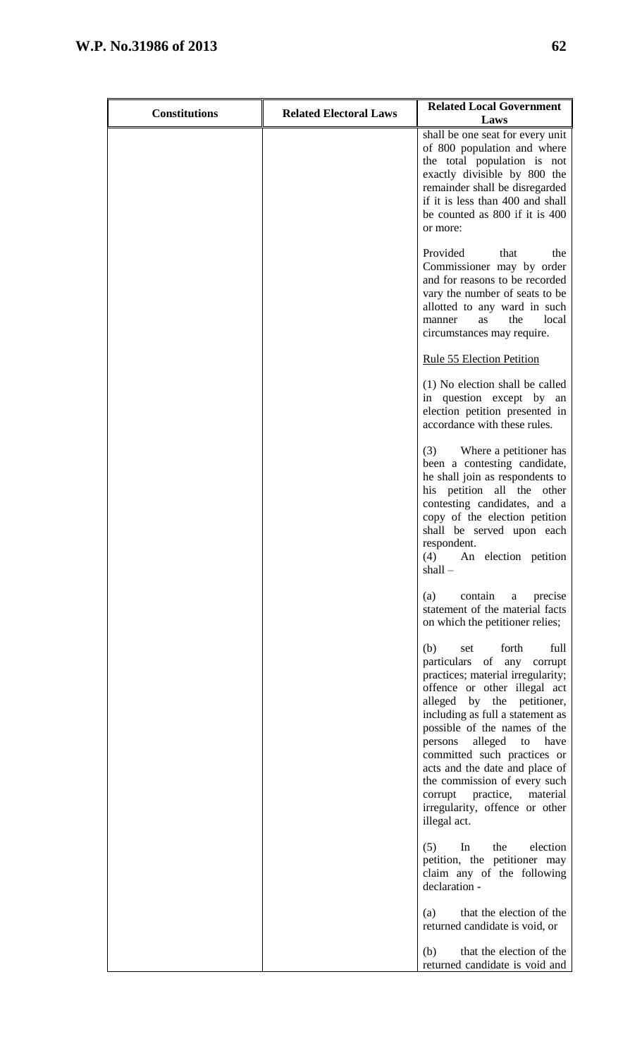| Constitutions | Related Electoral Laws | Related Local Government Laws |
| --- | --- | --- |
| | | shall be one seat for every unit of 800 population and where the total population is not exactly divisible by 800 the remainder shall be disregarded if it is less than 400 and shall be counted as 800 if it is 400 or more:<br><br>Provided that the Commissioner may by order and for reasons to be recorded vary the number of seats to be allotted to any ward in such manner as the local circumstances may require.<br><br><u>Rule 55 Election Petition</u><br><br>(1) No election shall be called in question except by an election petition presented in accordance with these rules.<br><br>(3) Where a petitioner has been a contesting candidate, he shall join as respondents to his petition all the other contesting candidates, and a copy of the election petition shall be served upon each respondent.<br>(4) An election petition shall –<br><br>(a) contain a precise statement of the material facts on which the petitioner relies;<br><br>(b) set forth full particulars of any corrupt practices; material irregularity; offence or other illegal act alleged by the petitioner, including as full a statement as possible of the names of the persons alleged to have committed such practices or acts and the date and place of the commission of every such corrupt practice, material irregularity, offence or other illegal act.<br><br>(5) In the election petition, the petitioner may claim any of the following declaration -<br><br>(a) that the election of the returned candidate is void, or<br><br>(b) that the election of the returned candidate is void and |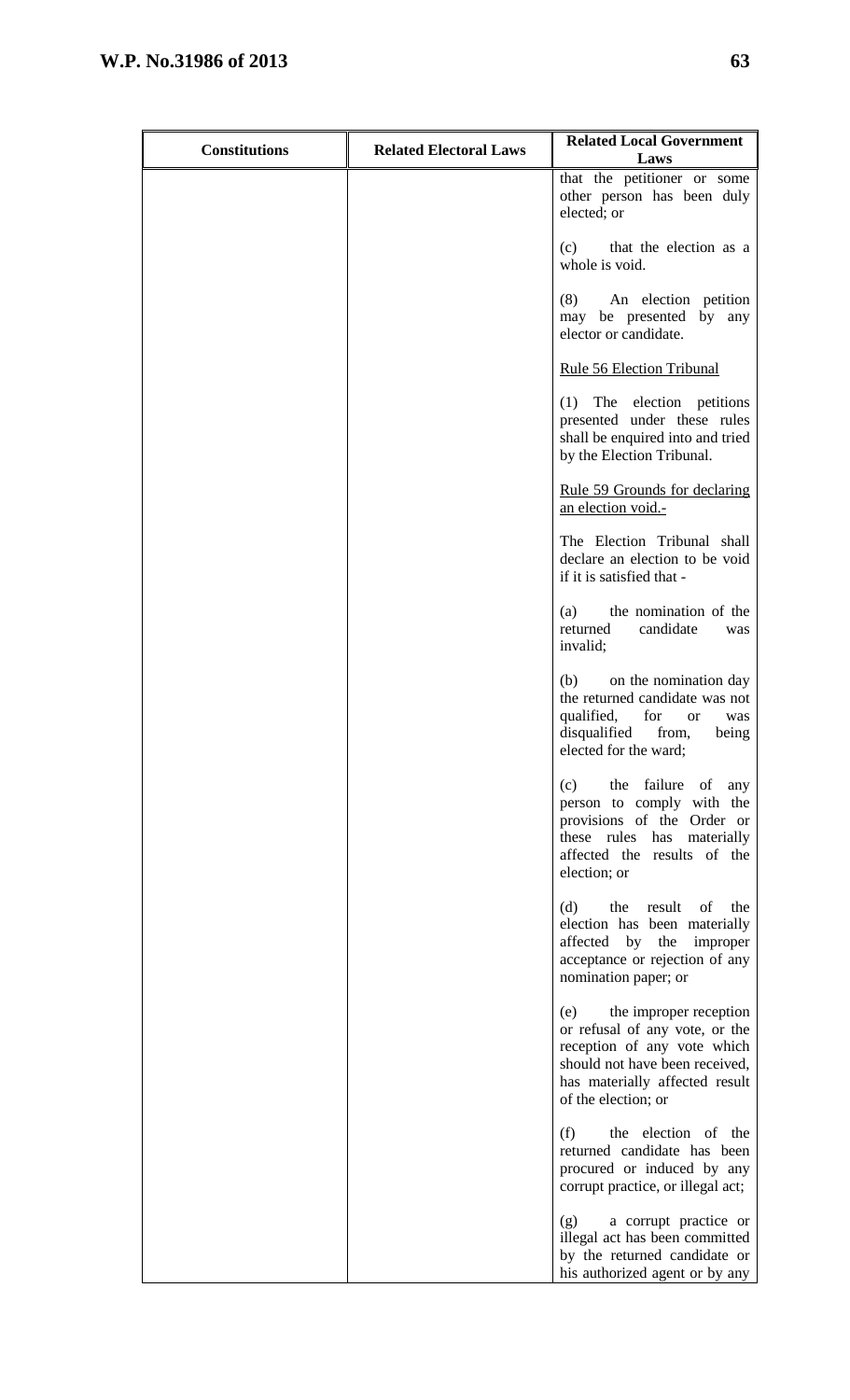| Constitutions | Related Electoral Laws | Related Local Government Laws |
|---|---|---|
| | | that the petitioner or some other person has been duly elected; or<br><br>(c) that the election as a whole is void.<br><br>(8) An election petition may be presented by any elector or candidate.<br><br><u>Rule 56 Election Tribunal</u><br><br>(1) The election petitions presented under these rules shall be enquired into and tried by the Election Tribunal.<br><br><u>Rule 59 Grounds for declaring an election void.-</u><br><br>The Election Tribunal shall declare an election to be void if it is satisfied that -<br><br>(a) the nomination of the returned candidate was invalid;<br><br>(b) on the nomination day the returned candidate was not qualified, for or was disqualified from, being elected for the ward;<br><br>(c) the failure of any person to comply with the provisions of the Order or these rules has materially affected the results of the election; or<br><br>(d) the result of the election has been materially affected by the improper acceptance or rejection of any nomination paper; or<br><br>(e) the improper reception or refusal of any vote, or the reception of any vote which should not have been received, has materially affected result of the election; or<br><br>(f) the election of the returned candidate has been procured or induced by any corrupt practice, or illegal act;<br><br>(g) a corrupt practice or illegal act has been committed by the returned candidate or his authorized agent or by any |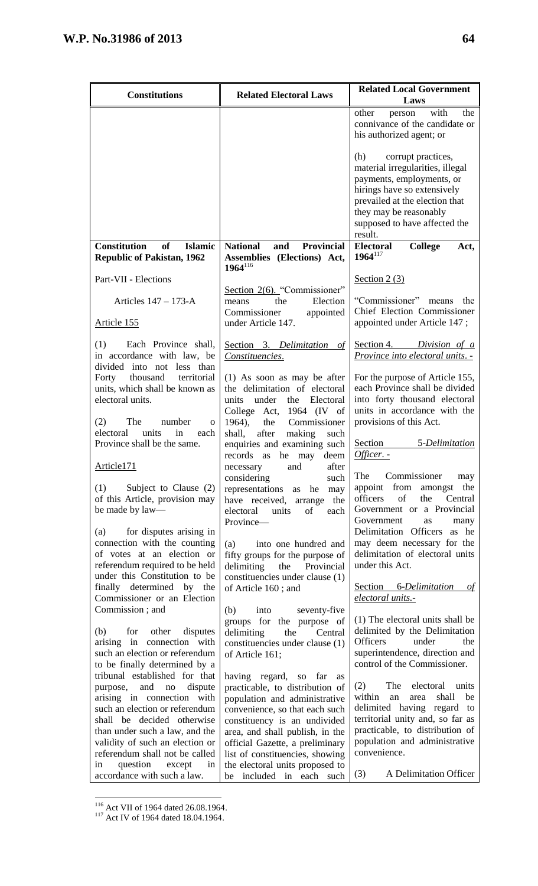| Constitutions | Related Electoral Laws | Related Local Government Laws |
|---|---|---|
| | | other person with the connivance of the candidate or his authorized agent; or<br><br>(h) corrupt practices, material irregularities, illegal payments, employments, or hirings have so extensively prevailed at the election that they may be reasonably supposed to have affected the result. |
| **Constitution of Islamic Republic of Pakistan, 1962**<br><br>Part-VII - Elections<br><br>Articles 147 – 173-A<br><br><u>Article 155</u><br><br>(1) Each Province shall, in accordance with law, be divided into not less than Forty thousand territorial units, which shall be known as electoral units.<br><br>(2) The number o electoral units in each Province shall be the same.<br><br><u>Article171</u><br><br>(1) Subject to Clause (2) of this Article, provision may be made by law—<br><br>(a) for disputes arising in connection with the counting of votes at an election or referendum required to be held under this Constitution to be finally determined by the Commissioner or an Election Commission ; and<br><br>(b) for other disputes arising in connection with such an election or referendum to be finally determined by a tribunal established for that purpose, and no dispute arising in connection with such an election or referendum shall be decided otherwise than under such a law, and the validity of such an election or referendum shall not be called in question except in accordance with such a law. | **National and Provincial Assemblies (Elections) Act, 1964**[116]<br><br><u>Section 2(6).</u> "Commissioner" means the Election Commissioner appointed under Article 147.<br><br><u>Section 3. *Delimitation of Constituencies.*</u><br><br>(1) As soon as may be after the delimitation of electoral units under the Electoral College Act, 1964 (IV of 1964), the Commissioner shall, after making such enquiries and examining such records as he may deem necessary and after considering such representations as he may have received, arrange the electoral units of each Province—<br><br>(a) into one hundred and fifty groups for the purpose of delimiting the Provincial constituencies under clause (1) of Article 160 ; and<br><br>(b) into seventy-five groups for the purpose of delimiting the Central constituencies under clause (1) of Article 161;<br><br>having regard, so far as practicable, to distribution of population and administrative convenience, so that each such constituency is an undivided area, and shall publish, in the official Gazette, a preliminary list of constituencies, showing the electoral units proposed to be included in each such | **Electoral College Act, 1964**[117]<br><br><u>Section 2 (3)</u><br><br>"Commissioner" means the Chief Election Commissioner appointed under Article 147 ;<br><br><u>Section 4. *Division of a Province into electoral units.* -</u><br><br>For the purpose of Article 155, each Province shall be divided into forty thousand electoral units in accordance with the provisions of this Act.<br><br><u>Section 5-*Delimitation Officer.* -</u><br><br>The Commissioner may appoint from amongst the officers of the Central Government or a Provincial Government as many Delimitation Officers as he may deem necessary for the delimitation of electoral units under this Act.<br><br><u>Section 6-*Delimitation of electoral units.*-</u><br><br>(1) The electoral units shall be delimited by the Delimitation Officers under the superintendence, direction and control of the Commissioner.<br><br>(2) The electoral units within an area shall be delimited having regard to territorial unity and, so far as practicable, to distribution of population and administrative convenience.<br><br>(3) A Delimitation Officer |

[116] Act VII of 1964 dated 26.08.1964.
[117] Act IV of 1964 dated 18.04.1964.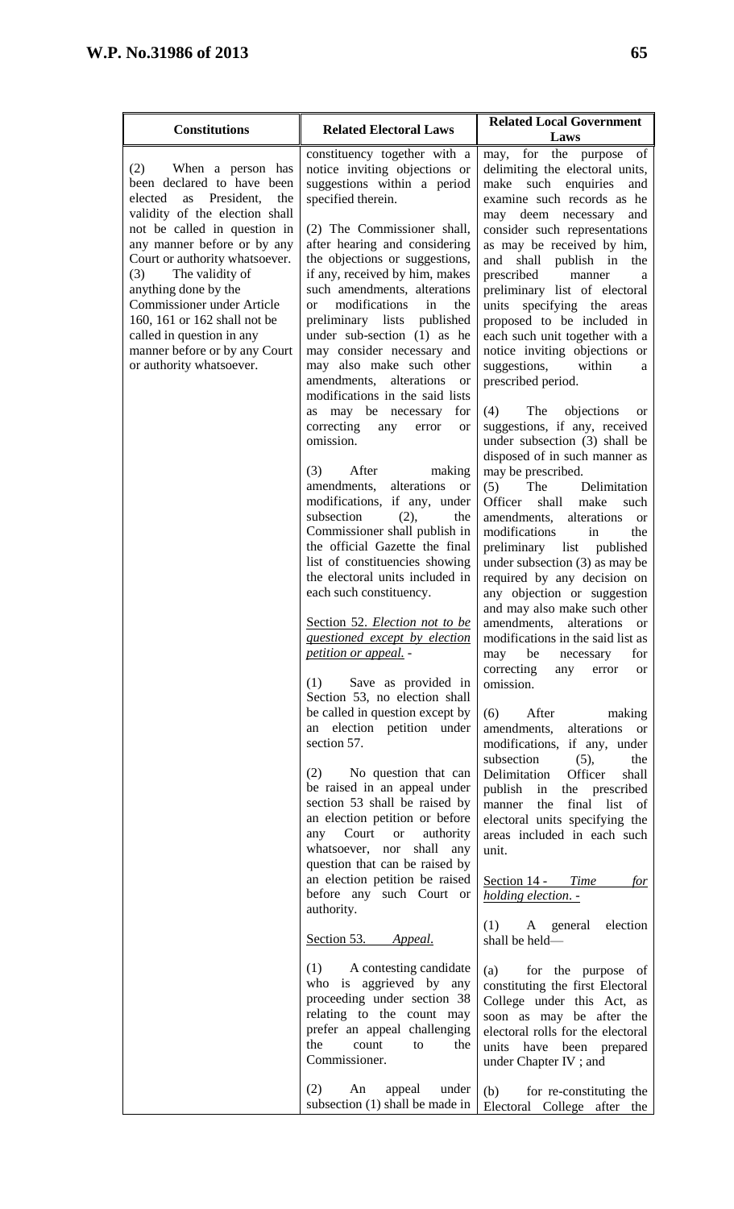| Constitutions | Related Electoral Laws | Related Local Government Laws |
|---|---|---|
| (2) When a person has been declared to have been elected as President, the validity of the election shall not be called in question in any manner before or by any Court or authority whatsoever.<br><br>(3) The validity of anything done by the Commissioner under Article 160, 161 or 162 shall not be called in question in any manner before or by any Court or authority whatsoever. | constituency together with a notice inviting objections or suggestions within a period specified therein.<br><br>(2) The Commissioner shall, after hearing and considering the objections or suggestions, if any, received by him, makes such amendments, alterations or modifications in the preliminary lists published under sub-section (1) as he may consider necessary and may also make such other amendments, alterations or modifications in the said lists as may be necessary for correcting any error or omission.<br><br>(3) After making amendments, alterations or modifications, if any, under subsection (2), the Commissioner shall publish in the official Gazette the final list of constituencies showing the electoral units included in each such constituency.<br><br><u>Section 52. *Election not to be questioned except by election petition or appeal.*</u> -<br><br>(1) Save as provided in Section 53, no election shall be called in question except by an election petition under section 57.<br><br>(2) No question that can be raised in an appeal under section 53 shall be raised by an election petition or before any Court or authority whatsoever, nor shall any question that can be raised by an election petition be raised before any such Court or authority.<br><br><u>Section 53. *Appeal.*</u><br><br>(1) A contesting candidate who is aggrieved by any proceeding under section 38 relating to the count may prefer an appeal challenging the count to the Commissioner.<br><br>(2) An appeal under subsection (1) shall be made in | may, for the purpose of delimiting the electoral units, make such enquiries and examine such records as he may deem necessary and consider such representations as may be received by him, and shall publish in the prescribed manner a preliminary list of electoral units specifying the areas proposed to be included in each such unit together with a notice inviting objections or suggestions, within a prescribed period.<br><br>(4) The objections or suggestions, if any, received under subsection (3) shall be disposed of in such manner as may be prescribed.<br><br>(5) The Delimitation Officer shall make such amendments, alterations or modifications in the preliminary list published under subsection (3) as may be required by any decision on any objection or suggestion and may also make such other amendments, alterations or modifications in the said list as may be necessary for correcting any error or omission.<br><br>(6) After making amendments, alterations or modifications, if any, under subsection (5), the Delimitation Officer shall publish in the prescribed manner the final list of electoral units specifying the areas included in each such unit.<br><br><u>Section 14 - *Time for holding election.*</u> -<br><br>(1) A general election shall be held—<br><br>(a) for the purpose of constituting the first Electoral College under this Act, as soon as may be after the electoral rolls for the electoral units have been prepared under Chapter IV ; and<br><br>(b) for re-constituting the Electoral College after the |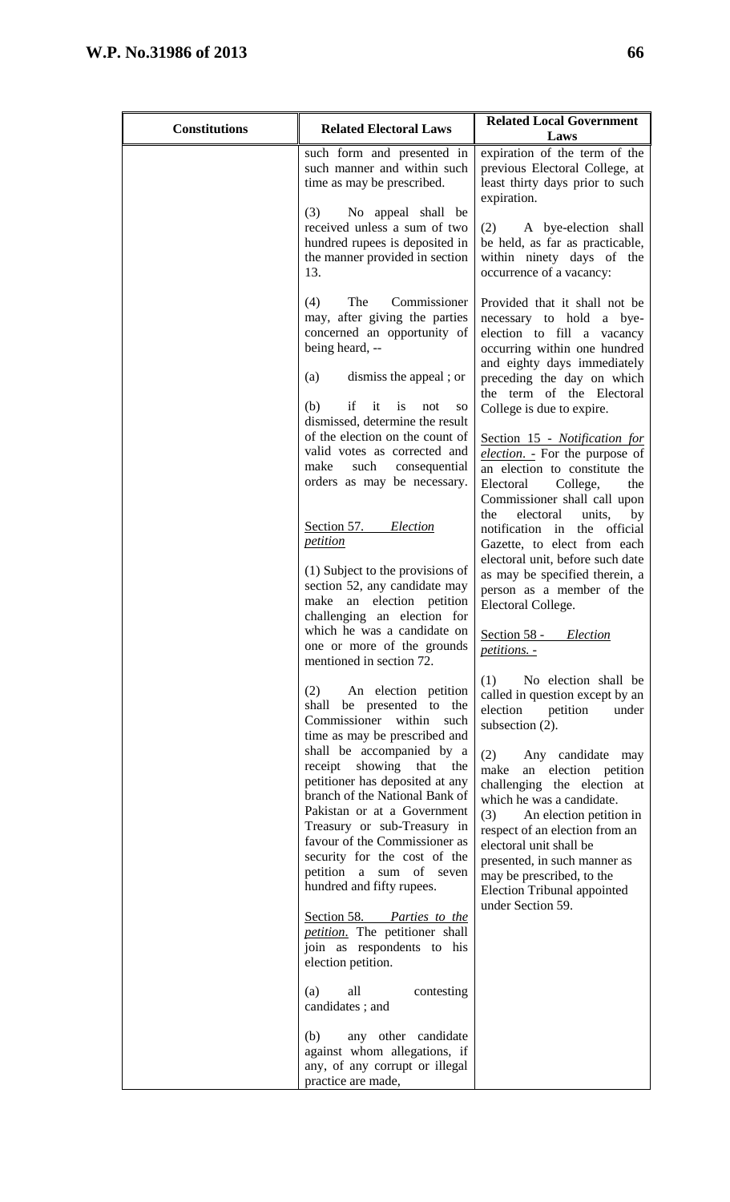| Constitutions | Related Electoral Laws | Related Local Government Laws |
|---|---|---|
| | such form and presented in such manner and within such time as may be prescribed.<br><br>(3) No appeal shall be received unless a sum of two hundred rupees is deposited in the manner provided in section 13.<br><br>(4) The Commissioner may, after giving the parties concerned an opportunity of being heard, --<br><br>(a) dismiss the appeal ; or<br><br>(b) if it is not so dismissed, determine the result of the election on the count of valid votes as corrected and make such consequential orders as may be necessary.<br><br><u>Section 57. *Election petition*</u><br><br>(1) Subject to the provisions of section 52, any candidate may make an election petition challenging an election for which he was a candidate on one or more of the grounds mentioned in section 72.<br><br>(2) An election petition shall be presented to the Commissioner within such time as may be prescribed and shall be accompanied by a receipt showing that the petitioner has deposited at any branch of the National Bank of Pakistan or at a Government Treasury or sub-Treasury in favour of the Commissioner as security for the cost of the petition a sum of seven hundred and fifty rupees.<br><br><u>Section 58. *Parties to the petition.*</u> The petitioner shall join as respondents to his election petition.<br><br>(a) all contesting candidates ; and<br><br>(b) any other candidate against whom allegations, if any, of any corrupt or illegal practice are made, | expiration of the term of the previous Electoral College, at least thirty days prior to such expiration.<br><br>(2) A bye-election shall be held, as far as practicable, within ninety days of the occurrence of a vacancy:<br><br>Provided that it shall not be necessary to hold a bye-election to fill a vacancy occurring within one hundred and eighty days immediately preceding the day on which the term of the Electoral College is due to expire.<br><br><u>Section 15 - *Notification for election.* -</u> For the purpose of an election to constitute the Electoral College, the Commissioner shall call upon the electoral units, by notification in the official Gazette, to elect from each electoral unit, before such date as may be specified therein, a person as a member of the Electoral College.<br><br><u>Section 58 - *Election petitions.* -</u><br><br>(1) No election shall be called in question except by an election petition under subsection (2).<br><br>(2) Any candidate may make an election petition challenging the election at which he was a candidate.<br>(3) An election petition in respect of an election from an electoral unit shall be presented, in such manner as may be prescribed, to the Election Tribunal appointed under Section 59. |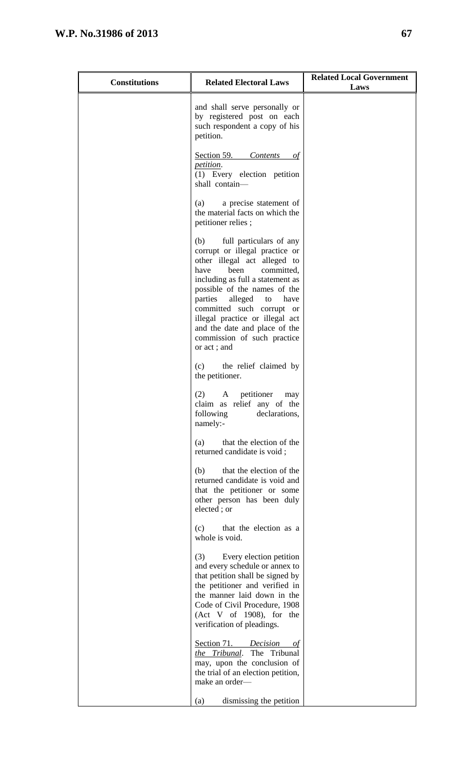| Constitutions | Related Electoral Laws | Related Local Government Laws |
|---|---|---|
| | and shall serve personally or by registered post on each such respondent a copy of his petition.<br><br>Section 59. *Contents of petition*.<br>(1) Every election petition shall contain—<br><br>(a) a precise statement of the material facts on which the petitioner relies ;<br><br>(b) full particulars of any corrupt or illegal practice or other illegal act alleged to have been committed, including as full a statement as possible of the names of the parties alleged to have committed such corrupt or illegal practice or illegal act and the date and place of the commission of such practice or act ; and<br><br>(c) the relief claimed by the petitioner.<br><br>(2) A petitioner may claim as relief any of the following declarations, namely:-<br><br>(a) that the election of the returned candidate is void ;<br><br>(b) that the election of the returned candidate is void and that the petitioner or some other person has been duly elected ; or<br><br>(c) that the election as a whole is void.<br><br>(3) Every election petition and every schedule or annex to that petition shall be signed by the petitioner and verified in the manner laid down in the Code of Civil Procedure, 1908 (Act V of 1908), for the verification of pleadings.<br><br>Section 71. *Decision of the Tribunal*. The Tribunal may, upon the conclusion of the trial of an election petition, make an order—<br><br>(a) dismissing the petition | |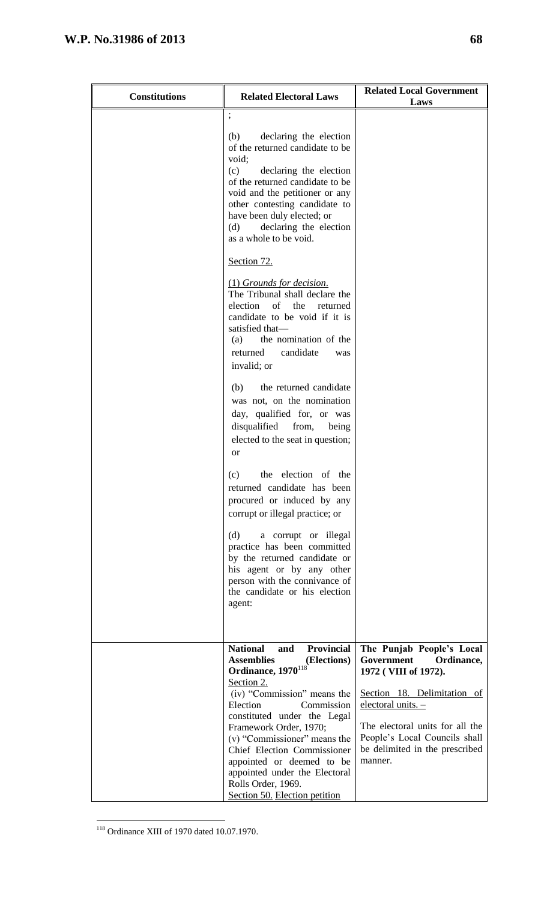| Constitutions | Related Electoral Laws | Related Local Government Laws |
|---|---|---|
| | ;<br><br>(b) declaring the election of the returned candidate to be void;<br>(c) declaring the election of the returned candidate to be void and the petitioner or any other contesting candidate to have been duly elected; or<br>(d) declaring the election as a whole to be void.<br><br>Section 72.<br><br>(1) *Grounds for decision*. The Tribunal shall declare the election of the returned candidate to be void if it is satisfied that—<br>(a) the nomination of the returned candidate was invalid; or<br><br>(b) the returned candidate was not, on the nomination day, qualified for, or was disqualified from, being elected to the seat in question; or<br><br>(c) the election of the returned candidate has been procured or induced by any corrupt or illegal practice; or<br><br>(d) a corrupt or illegal practice has been committed by the returned candidate or his agent or by any other person with the connivance of the candidate or his election agent: | |
| | **National and Provincial Assemblies (Elections) Ordinance, 1970**[118]<br>Section 2.<br>(iv) "Commission" means the Election Commission constituted under the Legal Framework Order, 1970;<br>(v) "Commissioner" means the Chief Election Commissioner appointed or deemed to be appointed under the Electoral Rolls Order, 1969.<br>Section 50. Election petition | **The Punjab People's Local Government Ordinance, 1972 ( VIII of 1972).**<br><br>Section 18. Delimitation of electoral units. –<br><br>The electoral units for all the People's Local Councils shall be delimited in the prescribed manner. |

[118] Ordinance XIII of 1970 dated 10.07.1970.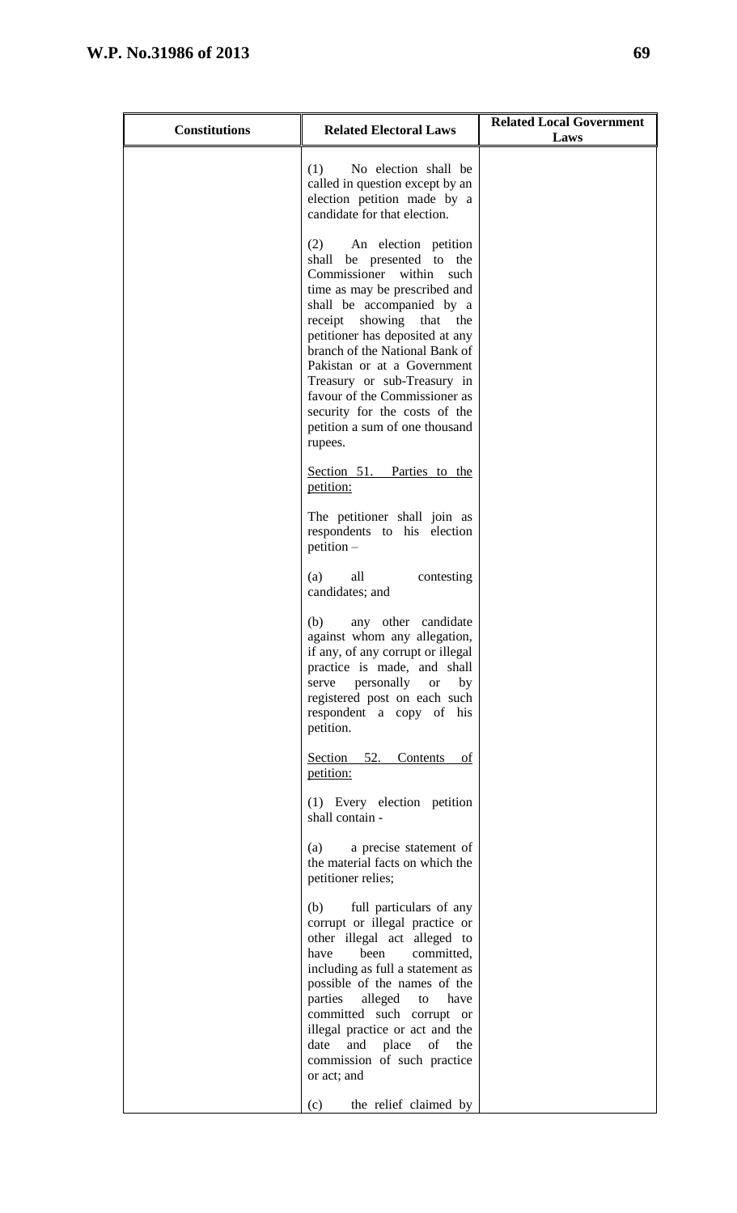| Constitutions | Related Electoral Laws | Related Local Government Laws |
|---|---|---|
| | (1) No election shall be called in question except by an election petition made by a candidate for that election.<br><br>(2) An election petition shall be presented to the Commissioner within such time as may be prescribed and shall be accompanied by a receipt showing that the petitioner has deposited at any branch of the National Bank of Pakistan or at a Government Treasury or sub-Treasury in favour of the Commissioner as security for the costs of the petition a sum of one thousand rupees.<br><br><u>Section 51. Parties to the petition:</u><br><br>The petitioner shall join as respondents to his election petition –<br><br>(a) all contesting candidates; and<br><br>(b) any other candidate against whom any allegation, if any, of any corrupt or illegal practice is made, and shall serve personally or by registered post on each such respondent a copy of his petition.<br><br><u>Section 52. Contents of petition:</u><br><br>(1) Every election petition shall contain -<br><br>(a) a precise statement of the material facts on which the petitioner relies;<br><br>(b) full particulars of any corrupt or illegal practice or other illegal act alleged to have been committed, including as full a statement as possible of the names of the parties alleged to have committed such corrupt or illegal practice or act and the date and place of the commission of such practice or act; and<br><br>(c) the relief claimed by | |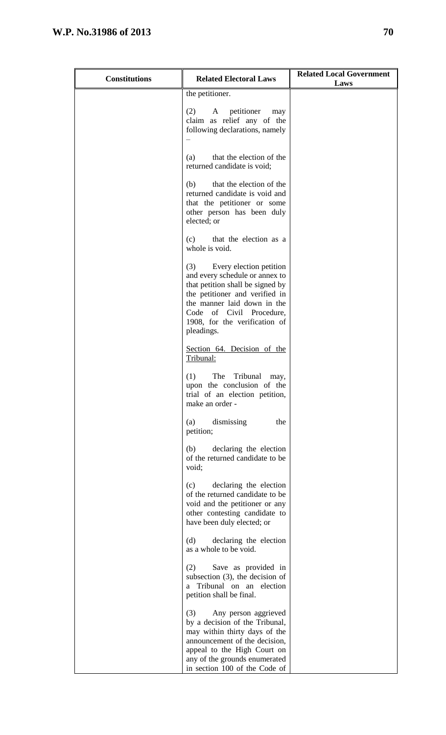| Constitutions | Related Electoral Laws | Related Local Government Laws |
|---|---|---|
| | the petitioner.<br><br>(2) A petitioner may claim as relief any of the following declarations, namely –<br><br>(a) that the election of the returned candidate is void;<br><br>(b) that the election of the returned candidate is void and that the petitioner or some other person has been duly elected; or<br><br>(c) that the election as a whole is void.<br><br>(3) Every election petition and every schedule or annex to that petition shall be signed by the petitioner and verified in the manner laid down in the Code of Civil Procedure, 1908, for the verification of pleadings.<br><br><u>Section 64. Decision of the Tribunal:</u><br><br>(1) The Tribunal may, upon the conclusion of the trial of an election petition, make an order -<br><br>(a) dismissing the petition;<br><br>(b) declaring the election of the returned candidate to be void;<br><br>(c) declaring the election of the returned candidate to be void and the petitioner or any other contesting candidate to have been duly elected; or<br><br>(d) declaring the election as a whole to be void.<br><br>(2) Save as provided in subsection (3), the decision of a Tribunal on an election petition shall be final.<br><br>(3) Any person aggrieved by a decision of the Tribunal, may within thirty days of the announcement of the decision, appeal to the High Court on any of the grounds enumerated in section 100 of the Code of | |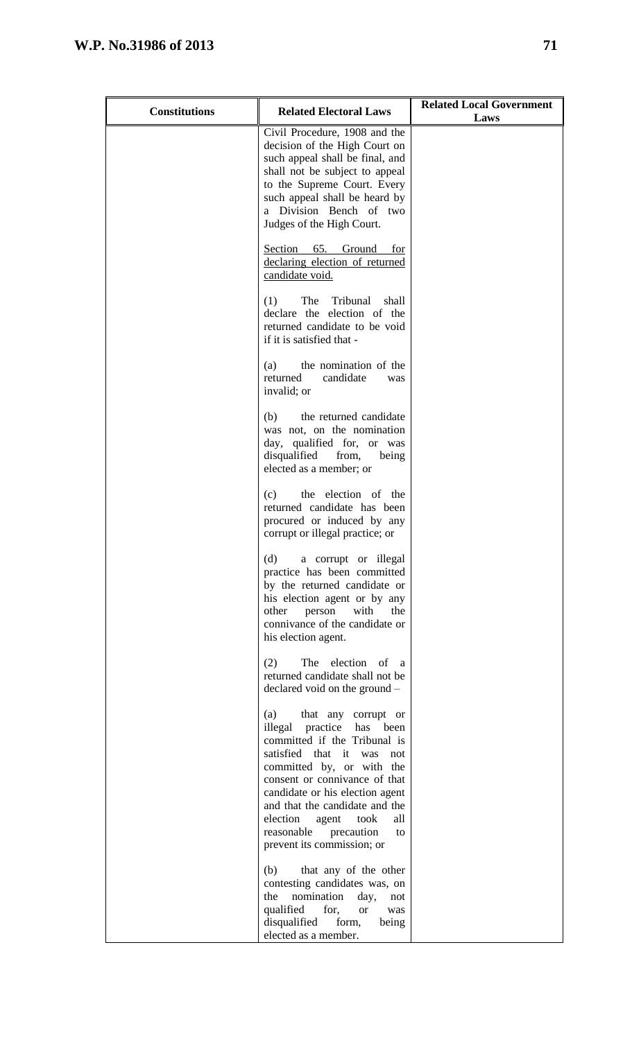| Constitutions | Related Electoral Laws | Related Local Government Laws |
|---|---|---|
| | Civil Procedure, 1908 and the decision of the High Court on such appeal shall be final, and shall not be subject to appeal to the Supreme Court. Every such appeal shall be heard by a Division Bench of two Judges of the High Court.<br><br><u>Section 65. Ground for declaring election of returned candidate void.</u><br><br>(1) The Tribunal shall declare the election of the returned candidate to be void if it is satisfied that -<br><br>(a) the nomination of the returned candidate was invalid; or<br><br>(b) the returned candidate was not, on the nomination day, qualified for, or was disqualified from, being elected as a member; or<br><br>(c) the election of the returned candidate has been procured or induced by any corrupt or illegal practice; or<br><br>(d) a corrupt or illegal practice has been committed by the returned candidate or his election agent or by any other person with the connivance of the candidate or his election agent.<br><br>(2) The election of a returned candidate shall not be declared void on the ground –<br><br>(a) that any corrupt or illegal practice has been committed if the Tribunal is satisfied that it was not committed by, or with the consent or connivance of that candidate or his election agent and that the candidate and the election agent took all reasonable precaution to prevent its commission; or<br><br>(b) that any of the other contesting candidates was, on the nomination day, not qualified for, or was disqualified form, being elected as a member. | |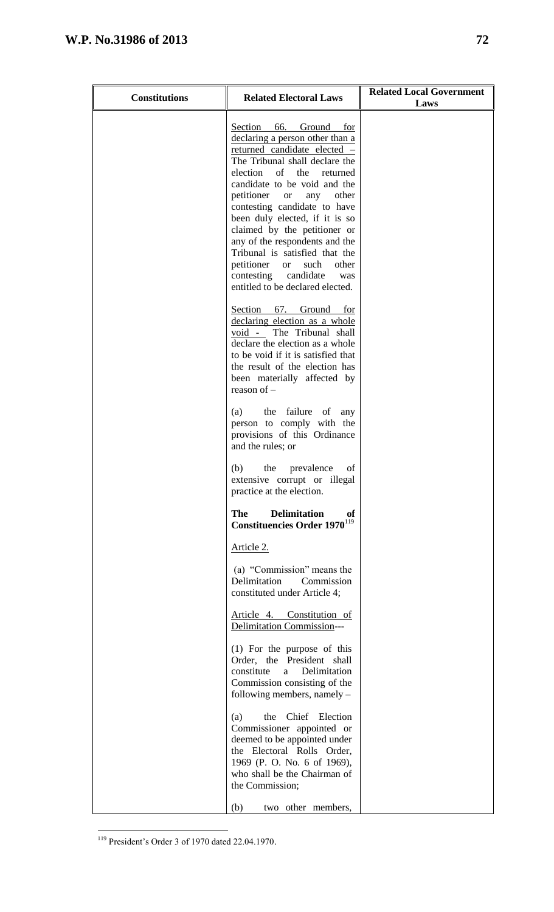| Constitutions | Related Electoral Laws | Related Local Government Laws |
|---|---|---|
| | <u>Section 66. Ground for declaring a person other than a returned candidate elected</u> – The Tribunal shall declare the election of the returned candidate to be void and the petitioner or any other contesting candidate to have been duly elected, if it is so claimed by the petitioner or any of the respondents and the Tribunal is satisfied that the petitioner or such other contesting candidate was entitled to be declared elected.<br><br><u>Section 67. Ground for declaring election as a whole void</u> - The Tribunal shall declare the election as a whole to be void if it is satisfied that the result of the election has been materially affected by reason of –<br><br>(a) the failure of any person to comply with the provisions of this Ordinance and the rules; or<br><br>(b) the prevalence of extensive corrupt or illegal practice at the election.<br><br>**The Delimitation of Constituencies Order 1970**[119]<br><br><u>Article 2.</u><br><br>(a) "Commission" means the Delimitation Commission constituted under Article 4;<br><br><u>Article 4. Constitution of Delimitation Commission</u>---<br><br>(1) For the purpose of this Order, the President shall constitute a Delimitation Commission consisting of the following members, namely –<br><br>(a) the Chief Election Commissioner appointed or deemed to be appointed under the Electoral Rolls Order, 1969 (P. O. No. 6 of 1969), who shall be the Chairman of the Commission;<br><br>(b) two other members, | |

[119] President's Order 3 of 1970 dated 22.04.1970.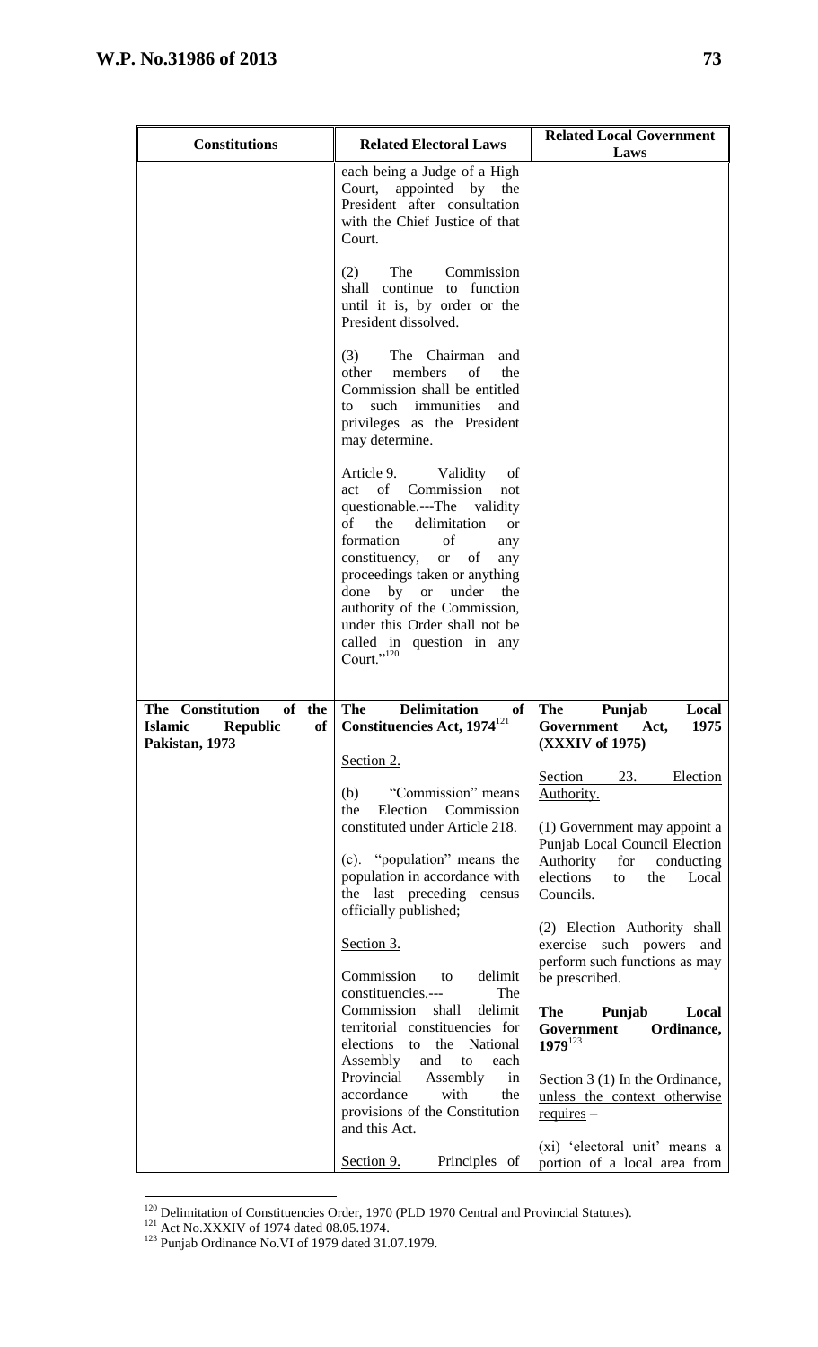| Constitutions | Related Electoral Laws | Related Local Government Laws |
|---|---|---|
| | each being a Judge of a High Court, appointed by the President after consultation with the Chief Justice of that Court.<br><br>(2) The Commission shall continue to function until it is, by order or the President dissolved.<br><br>(3) The Chairman and other members of the Commission shall be entitled to such immunities and privileges as the President may determine.<br><br><u>Article 9.</u> Validity of act of Commission not questionable.---The validity of the delimitation or formation of any constituency, or of any proceedings taken or anything done by or under the authority of the Commission, under this Order shall not be called in question in any Court."[120] | |
| **The Constitution of the Islamic Republic of Pakistan, 1973** | **The Delimitation of Constituencies Act, 1974**[121]<br><br><u>Section 2.</u><br><br>(b) "Commission" means the Election Commission constituted under Article 218.<br><br>(c). "population" means the population in accordance with the last preceding census officially published;<br><br><u>Section 3.</u><br><br>Commission to delimit constituencies.--- The Commission shall delimit territorial constituencies for elections to the National Assembly and to each Provincial Assembly in accordance with the provisions of the Constitution and this Act.<br><br><u>Section 9.</u> Principles of | **The Punjab Local Government Act, 1975 (XXXIV of 1975)**<br><br><u>Section 23. Election Authority.</u><br><br>(1) Government may appoint a Punjab Local Council Election Authority for conducting elections to the Local Councils.<br><br>(2) Election Authority shall exercise such powers and perform such functions as may be prescribed.<br><br>**The Punjab Local Government Ordinance, 1979**[123]<br><br><u>Section 3 (1) In the Ordinance, unless the context otherwise requires –</u><br><br>(xi) 'electoral unit' means a portion of a local area from |

[120] Delimitation of Constituencies Order, 1970 (PLD 1970 Central and Provincial Statutes).
[121] Act No.XXXIV of 1974 dated 08.05.1974.
[123] Punjab Ordinance No.VI of 1979 dated 31.07.1979.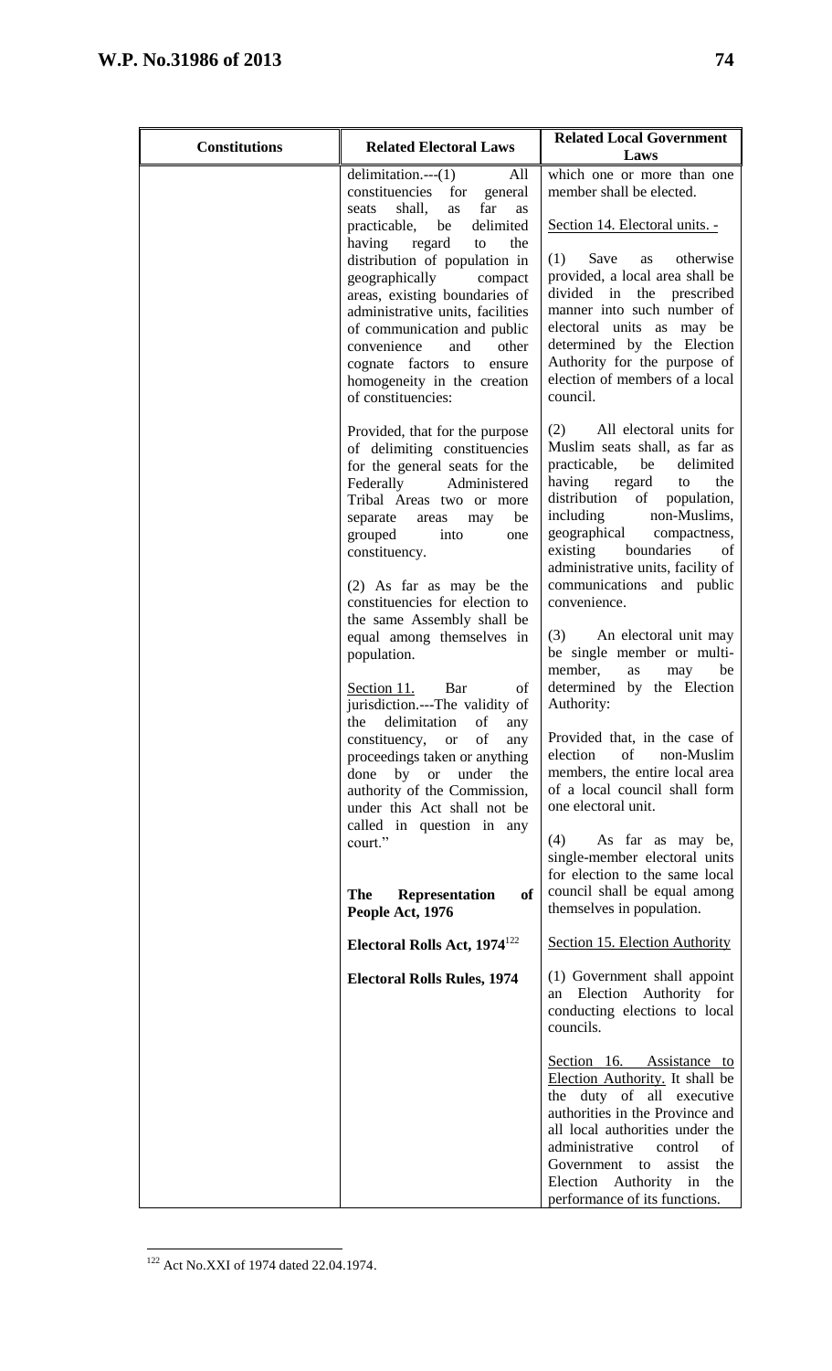| Constitutions | Related Electoral Laws | Related Local Government Laws |
|---|---|---|
| | delimitation.---(1) All constituencies for general seats shall, as far as practicable, be delimited having regard to the distribution of population in geographically compact areas, existing boundaries of administrative units, facilities of communication and public convenience and other cognate factors to ensure homogeneity in the creation of constituencies:<br><br>Provided, that for the purpose of delimiting constituencies for the general seats for the Federally Administered Tribal Areas two or more separate areas may be grouped into one constituency.<br><br>(2) As far as may be the constituencies for election to the same Assembly shall be equal among themselves in population.<br><br><u>Section 11.</u> Bar of jurisdiction.---The validity of the delimitation of any constituency, or of any proceedings taken or anything done by or under the authority of the Commission, under this Act shall not be called in question in any court."<br><br>**The Representation of People Act, 1976**<br><br>**Electoral Rolls Act, 1974**[122]<br><br>**Electoral Rolls Rules, 1974** | which one or more than one member shall be elected.<br><br><u>Section 14. Electoral units. -</u><br><br>(1) Save as otherwise provided, a local area shall be divided in the prescribed manner into such number of electoral units as may be determined by the Election Authority for the purpose of election of members of a local council.<br><br>(2) All electoral units for Muslim seats shall, as far as practicable, be delimited having regard to the distribution of population, including non-Muslims, geographical compactness, existing boundaries of administrative units, facility of communications and public convenience.<br><br>(3) An electoral unit may be single member or multi-member, as may be determined by the Election Authority:<br><br>Provided that, in the case of election of non-Muslim members, the entire local area of a local council shall form one electoral unit.<br><br>(4) As far as may be, single-member electoral units for election to the same local council shall be equal among themselves in population.<br><br><u>Section 15. Election Authority</u><br><br>(1) Government shall appoint an Election Authority for conducting elections to local councils.<br><br><u>Section 16. Assistance to Election Authority.</u> It shall be the duty of all executive authorities in the Province and all local authorities under the administrative control of Government to assist the Election Authority in the performance of its functions. |

[122] Act No.XXI of 1974 dated 22.04.1974.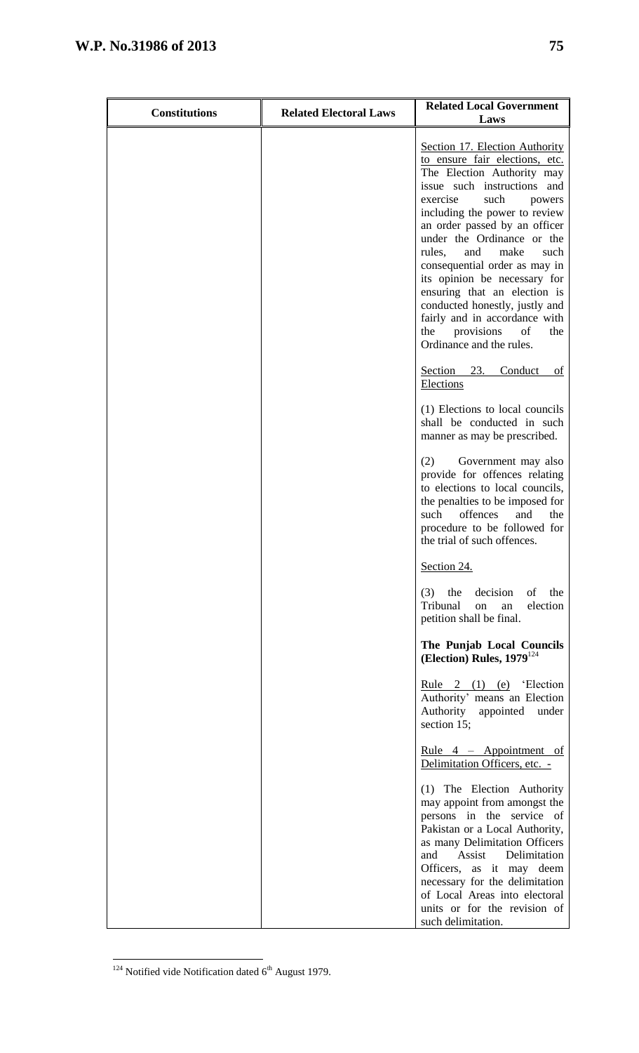| Constitutions | Related Electoral Laws | Related Local Government Laws |
|---|---|---|
| | | Section 17. Election Authority to ensure fair elections, etc. The Election Authority may issue such instructions and exercise such powers including the power to review an order passed by an officer under the Ordinance or the rules, and make such consequential order as may in its opinion be necessary for ensuring that an election is conducted honestly, justly and fairly and in accordance with the provisions of the Ordinance and the rules.<br><br>Section 23. Conduct of Elections<br><br>(1) Elections to local councils shall be conducted in such manner as may be prescribed.<br><br>(2) Government may also provide for offences relating to elections to local councils, the penalties to be imposed for such offences and the procedure to be followed for the trial of such offences.<br><br>Section 24.<br><br>(3) the decision of the Tribunal on an election petition shall be final.<br><br>**The Punjab Local Councils (Election) Rules, 1979**[124]<br><br>Rule 2 (1) (e) 'Election Authority' means an Election Authority appointed under section 15;<br><br>Rule 4 – Appointment of Delimitation Officers, etc. -<br><br>(1) The Election Authority may appoint from amongst the persons in the service of Pakistan or a Local Authority, as many Delimitation Officers and Assist Delimitation Officers, as it may deem necessary for the delimitation of Local Areas into electoral units or for the revision of such delimitation. |

[124] Notified vide Notification dated 6th August 1979.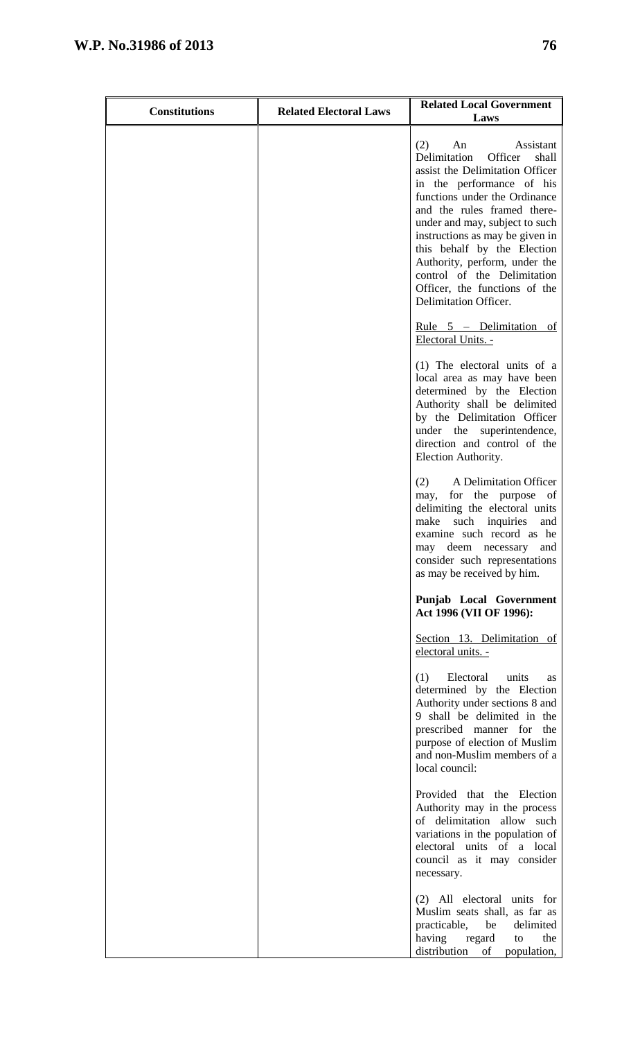| Constitutions | Related Electoral Laws | Related Local Government Laws |
|---|---|---|
| | | (2) An Assistant Delimitation Officer shall assist the Delimitation Officer in the performance of his functions under the Ordinance and the rules framed there-under and may, subject to such instructions as may be given in this behalf by the Election Authority, perform, under the control of the Delimitation Officer, the functions of the Delimitation Officer.<br><br><u>Rule 5 – Delimitation of Electoral Units. -</u><br><br>(1) The electoral units of a local area as may have been determined by the Election Authority shall be delimited by the Delimitation Officer under the superintendence, direction and control of the Election Authority.<br><br>(2) A Delimitation Officer may, for the purpose of delimiting the electoral units make such inquiries and examine such record as he may deem necessary and consider such representations as may be received by him.<br><br>**Punjab Local Government Act 1996 (VII OF 1996):**<br><br><u>Section 13. Delimitation of electoral units. -</u><br><br>(1) Electoral units as determined by the Election Authority under sections 8 and 9 shall be delimited in the prescribed manner for the purpose of election of Muslim and non-Muslim members of a local council:<br><br>Provided that the Election Authority may in the process of delimitation allow such variations in the population of electoral units of a local council as it may consider necessary.<br><br>(2) All electoral units for Muslim seats shall, as far as practicable, be delimited having regard to the distribution of population, |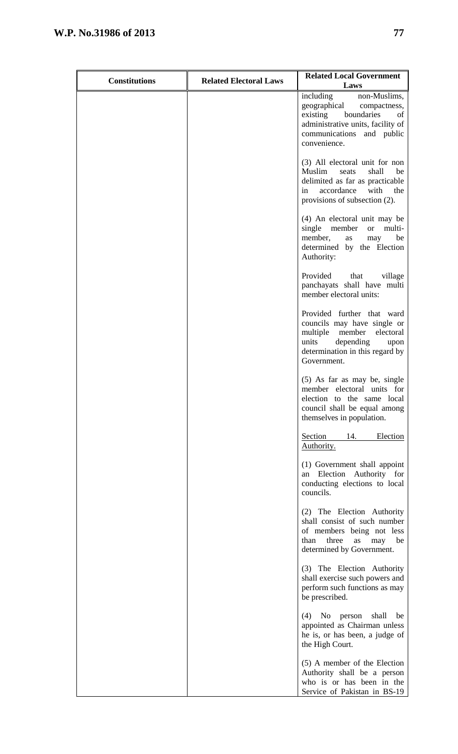| Constitutions | Related Electoral Laws | Related Local Government Laws |
|---|---|---|
| | | including non-Muslims, geographical compactness, existing boundaries of administrative units, facility of communications and public convenience.<br><br>(3) All electoral unit for non Muslim seats shall be delimited as far as practicable in accordance with the provisions of subsection (2).<br><br>(4) An electoral unit may be single member or multi-member, as may be determined by the Election Authority:<br><br>Provided that village panchayats shall have multi member electoral units:<br><br>Provided further that ward councils may have single or multiple member electoral units depending upon determination in this regard by Government.<br><br>(5) As far as may be, single member electoral units for election to the same local council shall be equal among themselves in population.<br><br><u>Section 14. Election Authority.</u><br><br>(1) Government shall appoint an Election Authority for conducting elections to local councils.<br><br>(2) The Election Authority shall consist of such number of members being not less than three as may be determined by Government.<br><br>(3) The Election Authority shall exercise such powers and perform such functions as may be prescribed.<br><br>(4) No person shall be appointed as Chairman unless he is, or has been, a judge of the High Court.<br><br>(5) A member of the Election Authority shall be a person who is or has been in the Service of Pakistan in BS-19 |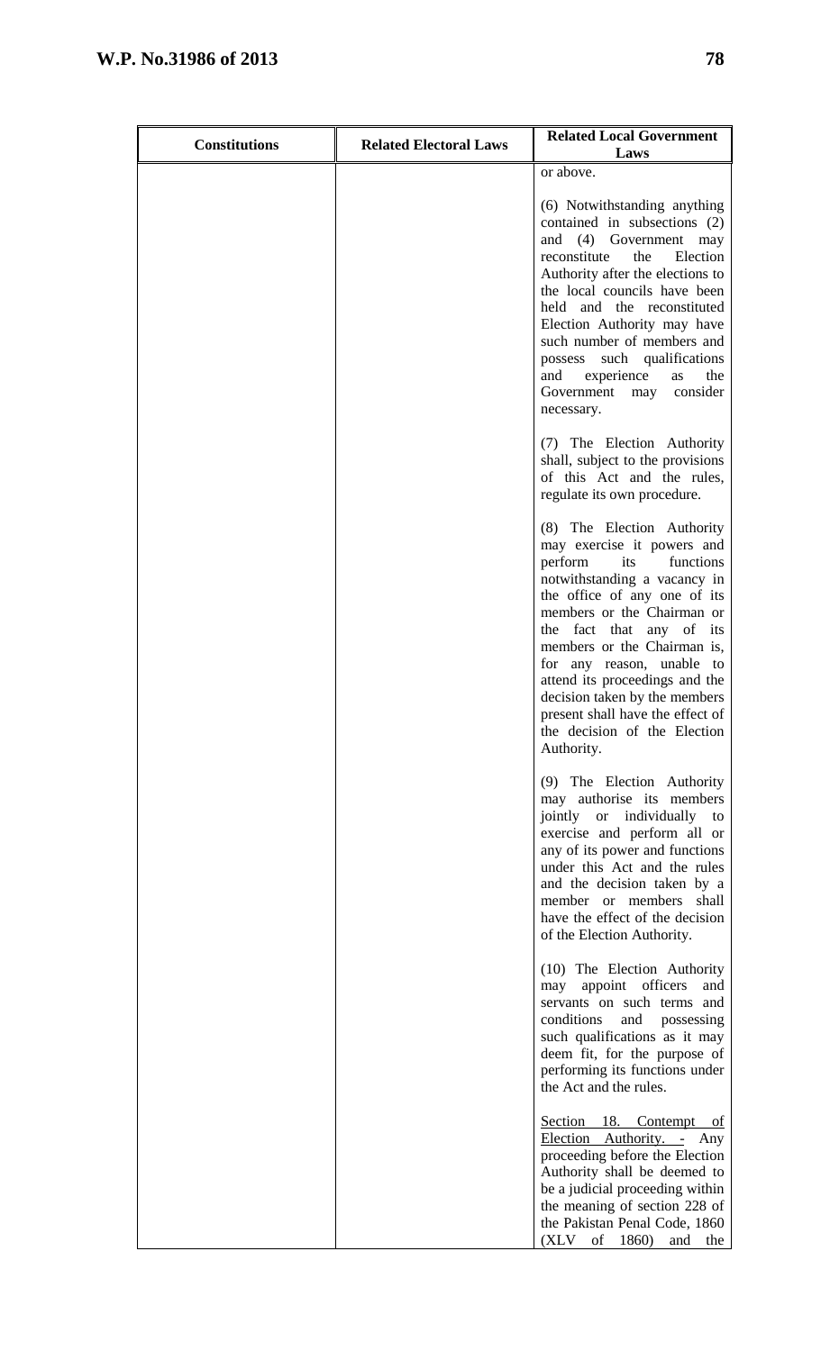| Constitutions | Related Electoral Laws | Related Local Government Laws |
|---|---|---|
| | | or above.<br><br>(6) Notwithstanding anything contained in subsections (2) and (4) Government may reconstitute the Election Authority after the elections to the local councils have been held and the reconstituted Election Authority may have such number of members and possess such qualifications and experience as the Government may consider necessary.<br><br>(7) The Election Authority shall, subject to the provisions of this Act and the rules, regulate its own procedure.<br><br>(8) The Election Authority may exercise it powers and perform its functions notwithstanding a vacancy in the office of any one of its members or the Chairman or the fact that any of its members or the Chairman is, for any reason, unable to attend its proceedings and the decision taken by the members present shall have the effect of the decision of the Election Authority.<br><br>(9) The Election Authority may authorise its members jointly or individually to exercise and perform all or any of its power and functions under this Act and the rules and the decision taken by a member or members shall have the effect of the decision of the Election Authority.<br><br>(10) The Election Authority may appoint officers and servants on such terms and conditions and possessing such qualifications as it may deem fit, for the purpose of performing its functions under the Act and the rules.<br><br><u>Section 18. Contempt of Election Authority. -</u> Any proceeding before the Election Authority shall be deemed to be a judicial proceeding within the meaning of section 228 of the Pakistan Penal Code, 1860 (XLV of 1860) and the |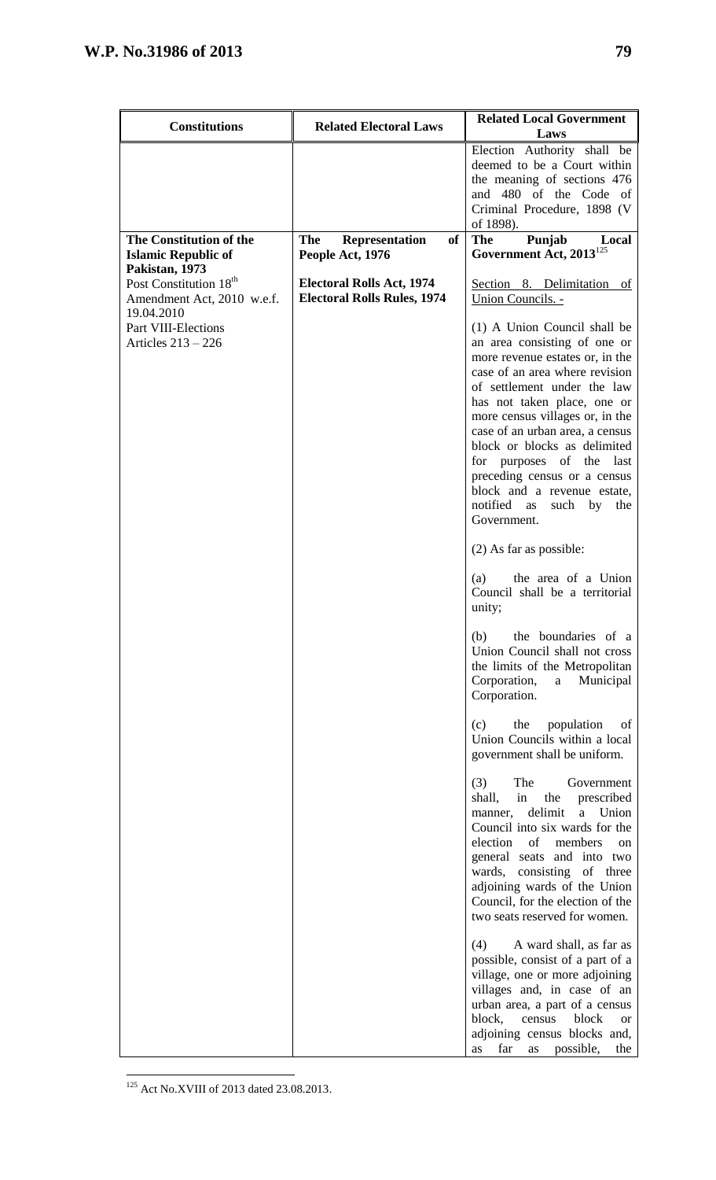| Constitutions | Related Electoral Laws | Related Local Government Laws |
|---|---|---|
| | | Election Authority shall be deemed to be a Court within the meaning of sections 476 and 480 of the Code of Criminal Procedure, 1898 (V of 1898). |
| **The Constitution of the Islamic Republic of Pakistan, 1973**<br>Post Constitution 18th Amendment Act, 2010 w.e.f. 19.04.2010<br>Part VIII-Elections<br>Articles 213 – 226 | **The Representation of People Act, 1976**<br>**Electoral Rolls Act, 1974**<br>**Electoral Rolls Rules, 1974** | **The Punjab Local Government Act, 2013**[125]<br><br>Section 8. Delimitation of Union Councils. -<br><br>(1) A Union Council shall be an area consisting of one or more revenue estates or, in the case of an area where revision of settlement under the law has not taken place, one or more census villages or, in the case of an urban area, a census block or blocks as delimited for purposes of the last preceding census or a census block and a revenue estate, notified as such by the Government.<br><br>(2) As far as possible:<br><br>(a) the area of a Union Council shall be a territorial unity;<br><br>(b) the boundaries of a Union Council shall not cross the limits of the Metropolitan Corporation, a Municipal Corporation.<br><br>(c) the population of Union Councils within a local government shall be uniform.<br><br>(3) The Government shall, in the prescribed manner, delimit a Union Council into six wards for the election of members on general seats and into two wards, consisting of three adjoining wards of the Union Council, for the election of the two seats reserved for women.<br><br>(4) A ward shall, as far as possible, consist of a part of a village, one or more adjoining villages and, in case of an urban area, a part of a census block, census block or adjoining census blocks and, as far as possible, the |

[125] Act No.XVIII of 2013 dated 23.08.2013.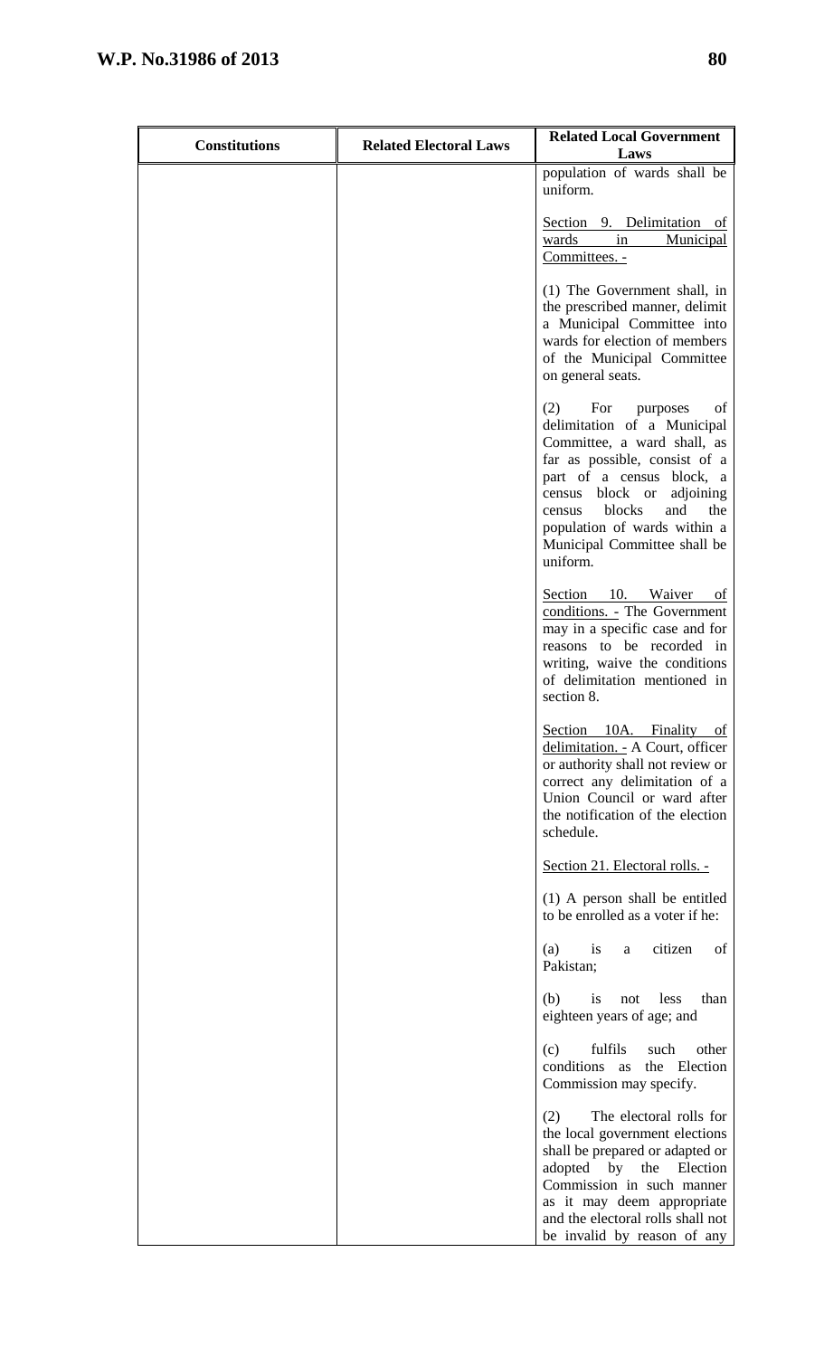| Constitutions | Related Electoral Laws | Related Local Government Laws |
|---|---|---|
| | | population of wards shall be uniform.<br><br><u>Section 9. Delimitation of wards in Municipal Committees. -</u><br><br>(1) The Government shall, in the prescribed manner, delimit a Municipal Committee into wards for election of members of the Municipal Committee on general seats.<br><br>(2) For purposes of delimitation of a Municipal Committee, a ward shall, as far as possible, consist of a part of a census block, a census block or adjoining census blocks and the population of wards within a Municipal Committee shall be uniform.<br><br><u>Section 10. Waiver of conditions. -</u> The Government may in a specific case and for reasons to be recorded in writing, waive the conditions of delimitation mentioned in section 8.<br><br><u>Section 10A. Finality of delimitation. -</u> A Court, officer or authority shall not review or correct any delimitation of a Union Council or ward after the notification of the election schedule.<br><br><u>Section 21. Electoral rolls. -</u><br><br>(1) A person shall be entitled to be enrolled as a voter if he:<br><br>(a) is a citizen of Pakistan;<br><br>(b) is not less than eighteen years of age; and<br><br>(c) fulfils such other conditions as the Election Commission may specify.<br><br>(2) The electoral rolls for the local government elections shall be prepared or adapted or adopted by the Election Commission in such manner as it may deem appropriate and the electoral rolls shall not be invalid by reason of any |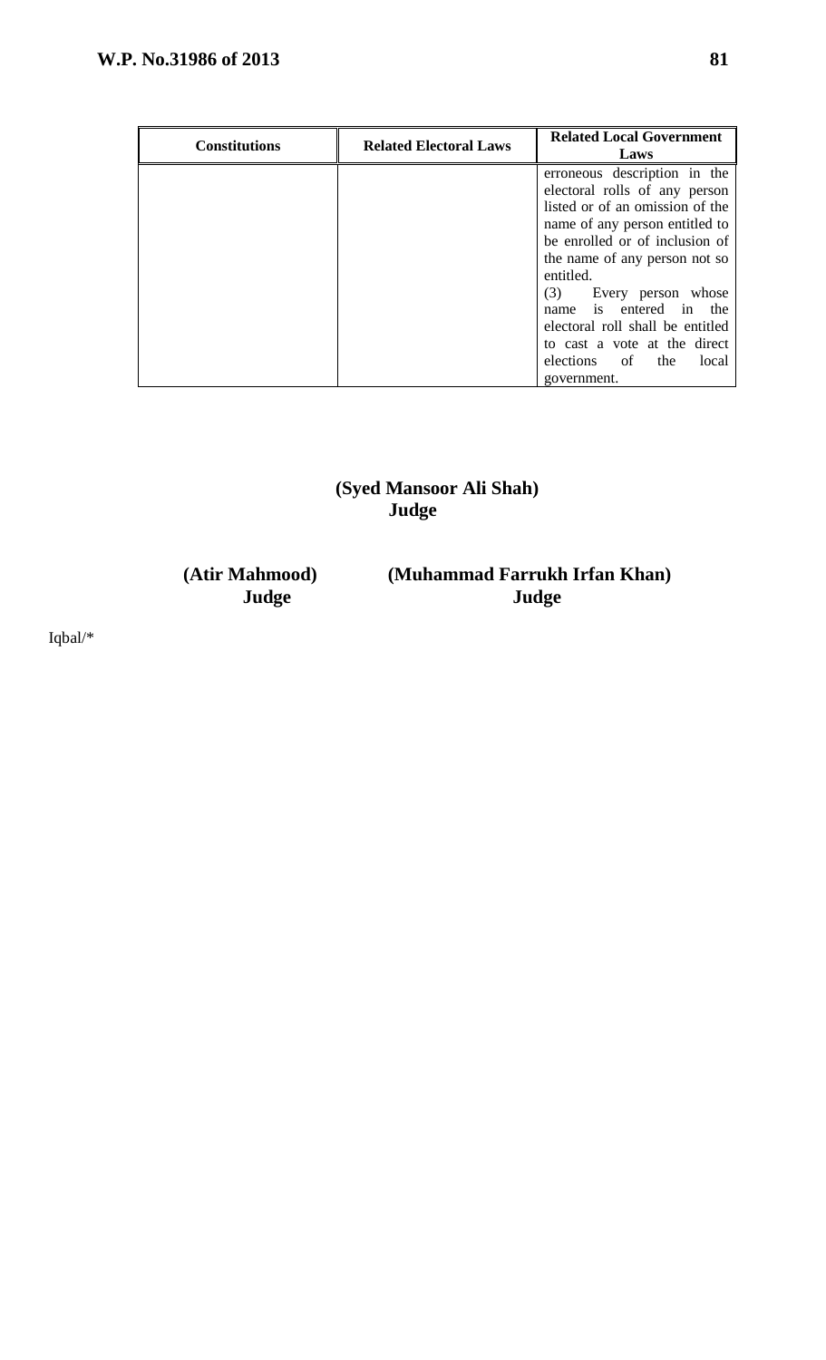| Constitutions | Related Electoral Laws | Related Local Government Laws |
|---|---|---|
| | | erroneous description in the electoral rolls of any person listed or of an omission of the name of any person entitled to be enrolled or of inclusion of the name of any person not so entitled.<br>(3) Every person whose name is entered in the electoral roll shall be entitled to cast a vote at the direct elections of the local government. |

**(Syed Mansoor Ali Shah)**
**Judge**

**(Atir Mahmood)**
**Judge**

**(Muhammad Farrukh Irfan Khan)**
**Judge**

Iqbal/*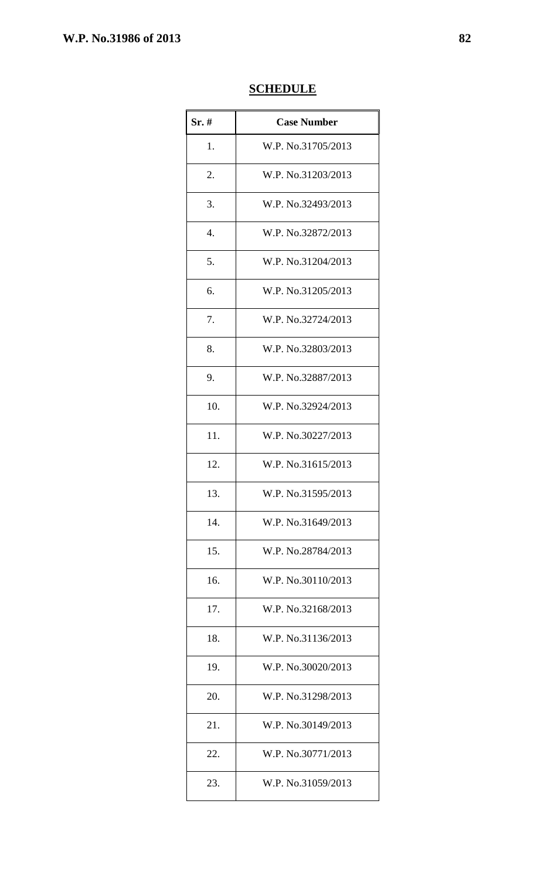**SCHEDULE**

| Sr. # | Case Number |
|---|---|
| 1. | W.P. No.31705/2013 |
| 2. | W.P. No.31203/2013 |
| 3. | W.P. No.32493/2013 |
| 4. | W.P. No.32872/2013 |
| 5. | W.P. No.31204/2013 |
| 6. | W.P. No.31205/2013 |
| 7. | W.P. No.32724/2013 |
| 8. | W.P. No.32803/2013 |
| 9. | W.P. No.32887/2013 |
| 10. | W.P. No.32924/2013 |
| 11. | W.P. No.30227/2013 |
| 12. | W.P. No.31615/2013 |
| 13. | W.P. No.31595/2013 |
| 14. | W.P. No.31649/2013 |
| 15. | W.P. No.28784/2013 |
| 16. | W.P. No.30110/2013 |
| 17. | W.P. No.32168/2013 |
| 18. | W.P. No.31136/2013 |
| 19. | W.P. No.30020/2013 |
| 20. | W.P. No.31298/2013 |
| 21. | W.P. No.30149/2013 |
| 22. | W.P. No.30771/2013 |
| 23. | W.P. No.31059/2013 |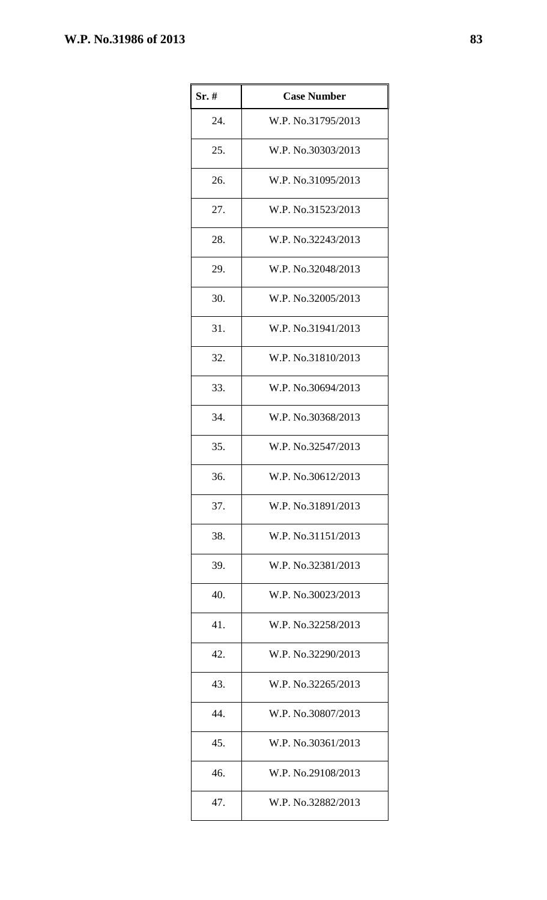| Sr. # | Case Number |
|---|---|
| 24. | W.P. No.31795/2013 |
| 25. | W.P. No.30303/2013 |
| 26. | W.P. No.31095/2013 |
| 27. | W.P. No.31523/2013 |
| 28. | W.P. No.32243/2013 |
| 29. | W.P. No.32048/2013 |
| 30. | W.P. No.32005/2013 |
| 31. | W.P. No.31941/2013 |
| 32. | W.P. No.31810/2013 |
| 33. | W.P. No.30694/2013 |
| 34. | W.P. No.30368/2013 |
| 35. | W.P. No.32547/2013 |
| 36. | W.P. No.30612/2013 |
| 37. | W.P. No.31891/2013 |
| 38. | W.P. No.31151/2013 |
| 39. | W.P. No.32381/2013 |
| 40. | W.P. No.30023/2013 |
| 41. | W.P. No.32258/2013 |
| 42. | W.P. No.32290/2013 |
| 43. | W.P. No.32265/2013 |
| 44. | W.P. No.30807/2013 |
| 45. | W.P. No.30361/2013 |
| 46. | W.P. No.29108/2013 |
| 47. | W.P. No.32882/2013 |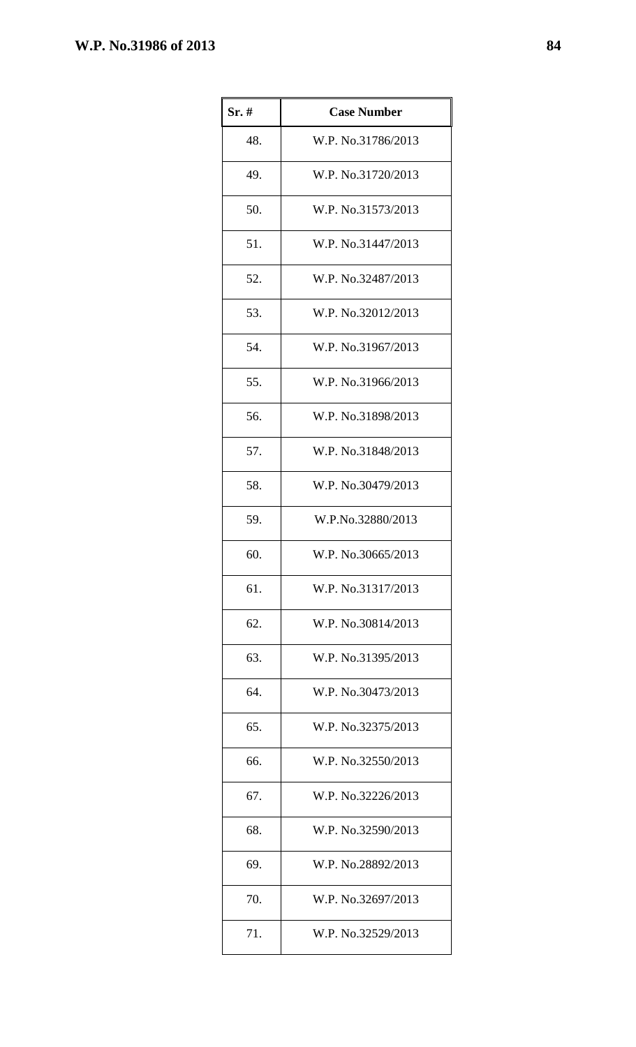| Sr. # | Case Number |
|---|---|
| 48. | W.P. No.31786/2013 |
| 49. | W.P. No.31720/2013 |
| 50. | W.P. No.31573/2013 |
| 51. | W.P. No.31447/2013 |
| 52. | W.P. No.32487/2013 |
| 53. | W.P. No.32012/2013 |
| 54. | W.P. No.31967/2013 |
| 55. | W.P. No.31966/2013 |
| 56. | W.P. No.31898/2013 |
| 57. | W.P. No.31848/2013 |
| 58. | W.P. No.30479/2013 |
| 59. | W.P.No.32880/2013 |
| 60. | W.P. No.30665/2013 |
| 61. | W.P. No.31317/2013 |
| 62. | W.P. No.30814/2013 |
| 63. | W.P. No.31395/2013 |
| 64. | W.P. No.30473/2013 |
| 65. | W.P. No.32375/2013 |
| 66. | W.P. No.32550/2013 |
| 67. | W.P. No.32226/2013 |
| 68. | W.P. No.32590/2013 |
| 69. | W.P. No.28892/2013 |
| 70. | W.P. No.32697/2013 |
| 71. | W.P. No.32529/2013 |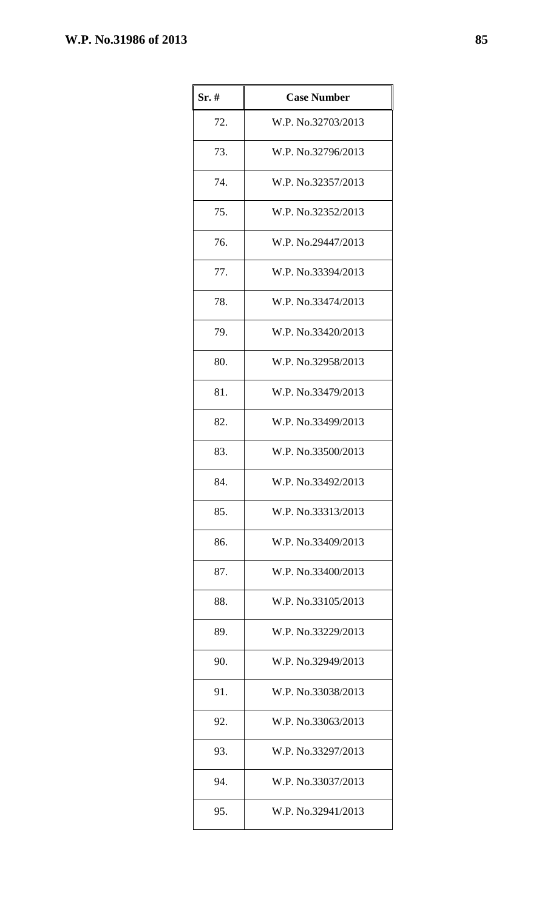| Sr. # | Case Number |
|---|---|
| 72. | W.P. No.32703/2013 |
| 73. | W.P. No.32796/2013 |
| 74. | W.P. No.32357/2013 |
| 75. | W.P. No.32352/2013 |
| 76. | W.P. No.29447/2013 |
| 77. | W.P. No.33394/2013 |
| 78. | W.P. No.33474/2013 |
| 79. | W.P. No.33420/2013 |
| 80. | W.P. No.32958/2013 |
| 81. | W.P. No.33479/2013 |
| 82. | W.P. No.33499/2013 |
| 83. | W.P. No.33500/2013 |
| 84. | W.P. No.33492/2013 |
| 85. | W.P. No.33313/2013 |
| 86. | W.P. No.33409/2013 |
| 87. | W.P. No.33400/2013 |
| 88. | W.P. No.33105/2013 |
| 89. | W.P. No.33229/2013 |
| 90. | W.P. No.32949/2013 |
| 91. | W.P. No.33038/2013 |
| 92. | W.P. No.33063/2013 |
| 93. | W.P. No.33297/2013 |
| 94. | W.P. No.33037/2013 |
| 95. | W.P. No.32941/2013 |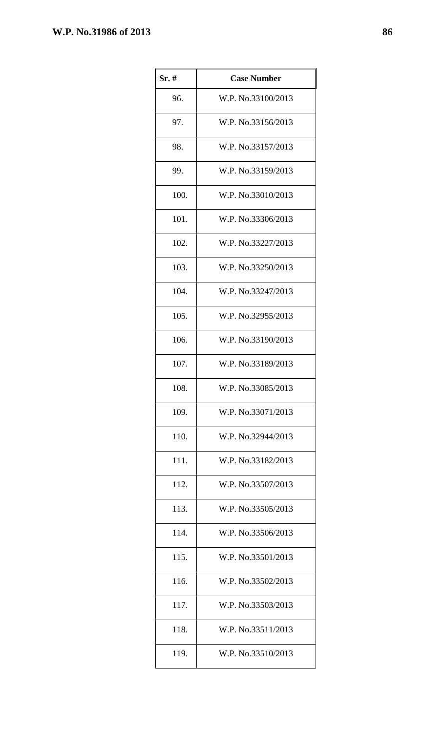| Sr. # | Case Number |
| --- | --- |
| 96. | W.P. No.33100/2013 |
| 97. | W.P. No.33156/2013 |
| 98. | W.P. No.33157/2013 |
| 99. | W.P. No.33159/2013 |
| 100. | W.P. No.33010/2013 |
| 101. | W.P. No.33306/2013 |
| 102. | W.P. No.33227/2013 |
| 103. | W.P. No.33250/2013 |
| 104. | W.P. No.33247/2013 |
| 105. | W.P. No.32955/2013 |
| 106. | W.P. No.33190/2013 |
| 107. | W.P. No.33189/2013 |
| 108. | W.P. No.33085/2013 |
| 109. | W.P. No.33071/2013 |
| 110. | W.P. No.32944/2013 |
| 111. | W.P. No.33182/2013 |
| 112. | W.P. No.33507/2013 |
| 113. | W.P. No.33505/2013 |
| 114. | W.P. No.33506/2013 |
| 115. | W.P. No.33501/2013 |
| 116. | W.P. No.33502/2013 |
| 117. | W.P. No.33503/2013 |
| 118. | W.P. No.33511/2013 |
| 119. | W.P. No.33510/2013 |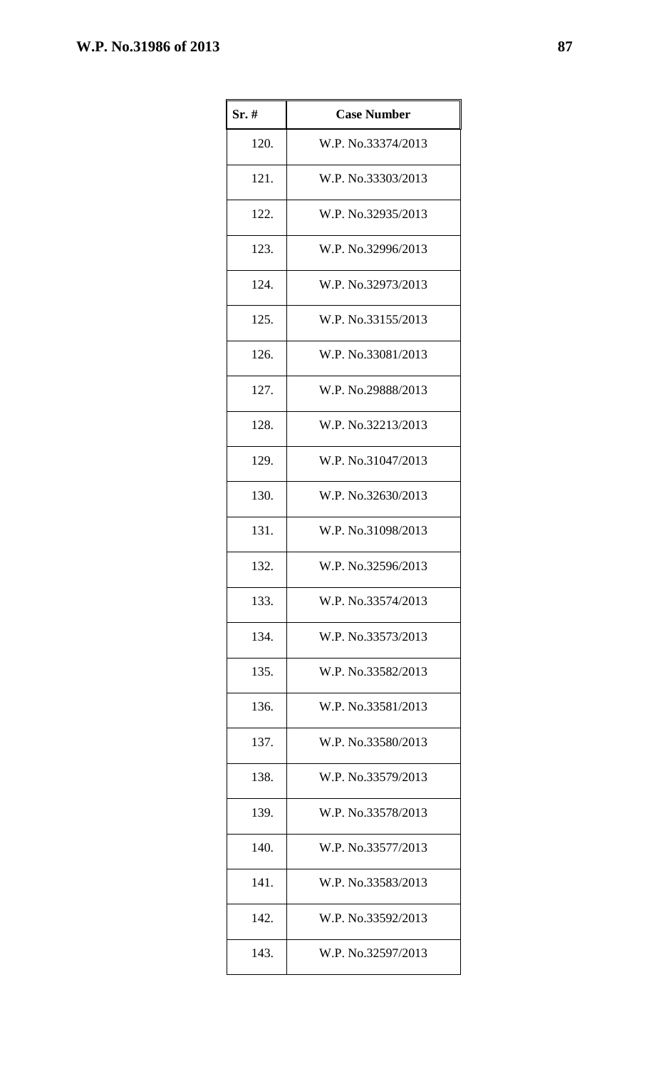| Sr. # | Case Number |
|---|---|
| 120. | W.P. No.33374/2013 |
| 121. | W.P. No.33303/2013 |
| 122. | W.P. No.32935/2013 |
| 123. | W.P. No.32996/2013 |
| 124. | W.P. No.32973/2013 |
| 125. | W.P. No.33155/2013 |
| 126. | W.P. No.33081/2013 |
| 127. | W.P. No.29888/2013 |
| 128. | W.P. No.32213/2013 |
| 129. | W.P. No.31047/2013 |
| 130. | W.P. No.32630/2013 |
| 131. | W.P. No.31098/2013 |
| 132. | W.P. No.32596/2013 |
| 133. | W.P. No.33574/2013 |
| 134. | W.P. No.33573/2013 |
| 135. | W.P. No.33582/2013 |
| 136. | W.P. No.33581/2013 |
| 137. | W.P. No.33580/2013 |
| 138. | W.P. No.33579/2013 |
| 139. | W.P. No.33578/2013 |
| 140. | W.P. No.33577/2013 |
| 141. | W.P. No.33583/2013 |
| 142. | W.P. No.33592/2013 |
| 143. | W.P. No.32597/2013 |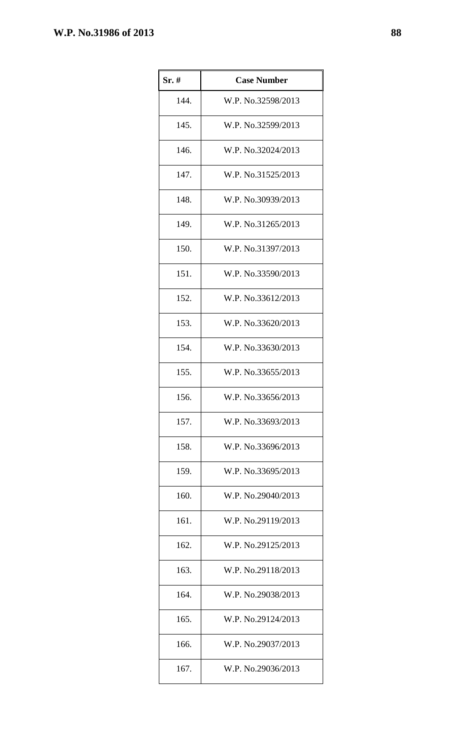| Sr. # | Case Number |
|---|---|
| 144. | W.P. No.32598/2013 |
| 145. | W.P. No.32599/2013 |
| 146. | W.P. No.32024/2013 |
| 147. | W.P. No.31525/2013 |
| 148. | W.P. No.30939/2013 |
| 149. | W.P. No.31265/2013 |
| 150. | W.P. No.31397/2013 |
| 151. | W.P. No.33590/2013 |
| 152. | W.P. No.33612/2013 |
| 153. | W.P. No.33620/2013 |
| 154. | W.P. No.33630/2013 |
| 155. | W.P. No.33655/2013 |
| 156. | W.P. No.33656/2013 |
| 157. | W.P. No.33693/2013 |
| 158. | W.P. No.33696/2013 |
| 159. | W.P. No.33695/2013 |
| 160. | W.P. No.29040/2013 |
| 161. | W.P. No.29119/2013 |
| 162. | W.P. No.29125/2013 |
| 163. | W.P. No.29118/2013 |
| 164. | W.P. No.29038/2013 |
| 165. | W.P. No.29124/2013 |
| 166. | W.P. No.29037/2013 |
| 167. | W.P. No.29036/2013 |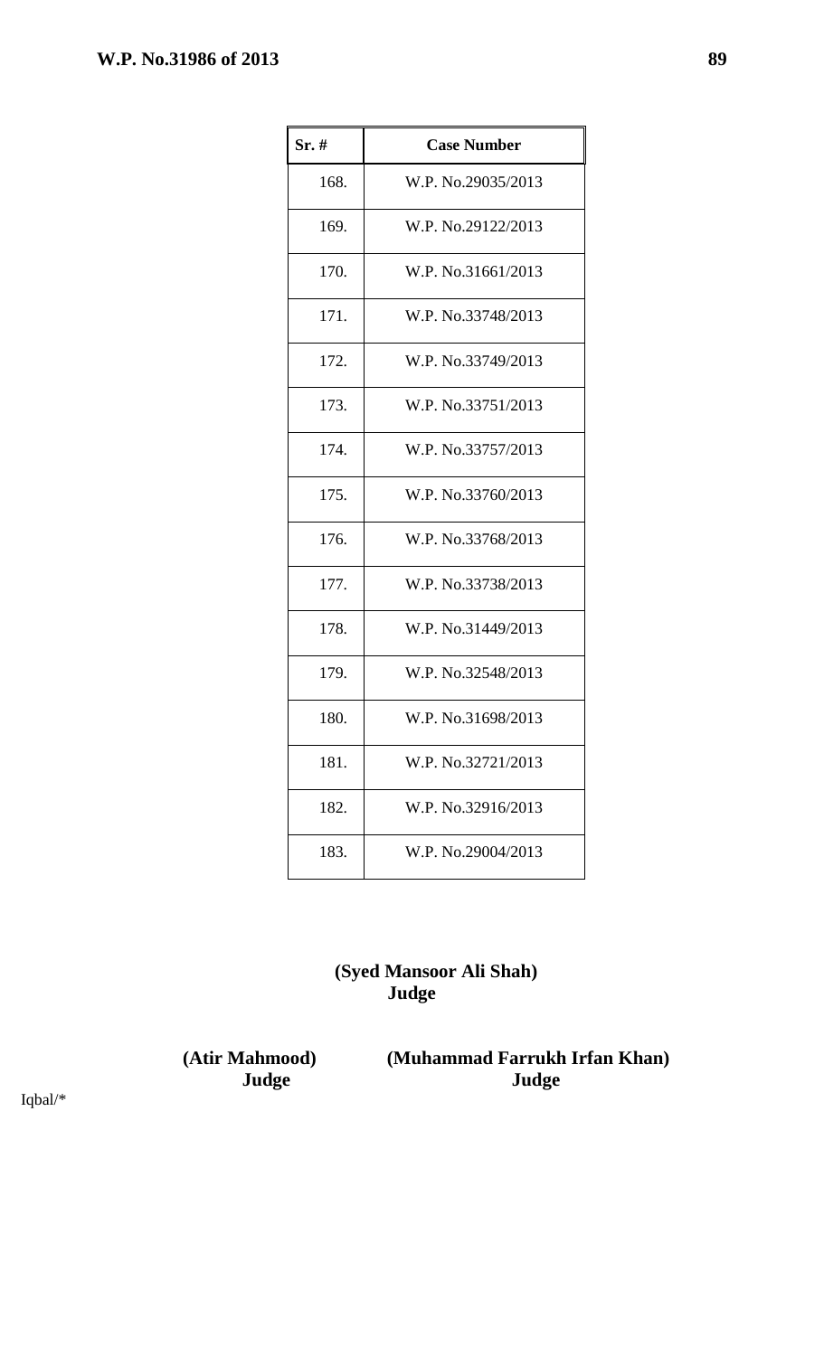| Sr. # | Case Number |
|---|---|
| 168. | W.P. No.29035/2013 |
| 169. | W.P. No.29122/2013 |
| 170. | W.P. No.31661/2013 |
| 171. | W.P. No.33748/2013 |
| 172. | W.P. No.33749/2013 |
| 173. | W.P. No.33751/2013 |
| 174. | W.P. No.33757/2013 |
| 175. | W.P. No.33760/2013 |
| 176. | W.P. No.33768/2013 |
| 177. | W.P. No.33738/2013 |
| 178. | W.P. No.31449/2013 |
| 179. | W.P. No.32548/2013 |
| 180. | W.P. No.31698/2013 |
| 181. | W.P. No.32721/2013 |
| 182. | W.P. No.32916/2013 |
| 183. | W.P. No.29004/2013 |

**(Syed Mansoor Ali Shah)**
**Judge**

**(Atir Mahmood)**
**Judge**

**(Muhammad Farrukh Irfan Khan)**
**Judge**

Iqbal/*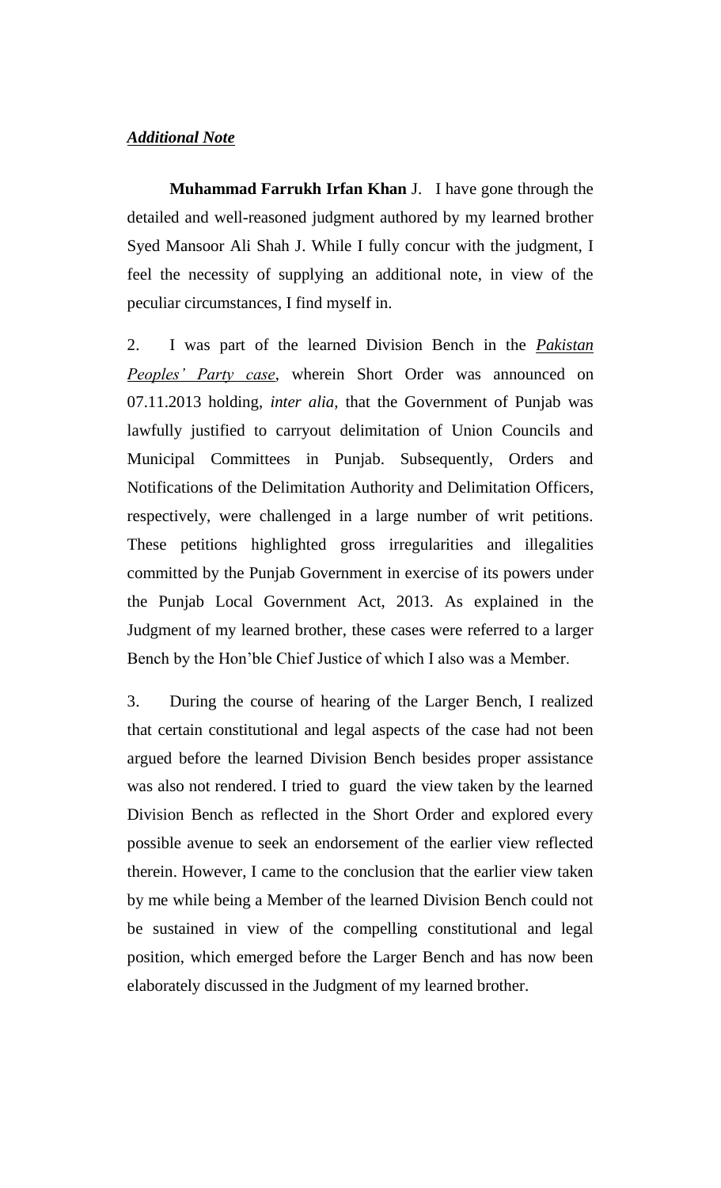***Additional Note***

**Muhammad Farrukh Irfan Khan** J. I have gone through the detailed and well-reasoned judgment authored by my learned brother Syed Mansoor Ali Shah J. While I fully concur with the judgment, I feel the necessity of supplying an additional note, in view of the peculiar circumstances, I find myself in.

2. I was part of the learned Division Bench in the ***Pakistan Peoples' Party case***, wherein Short Order was announced on 07.11.2013 holding, *inter alia,* that the Government of Punjab was lawfully justified to carryout delimitation of Union Councils and Municipal Committees in Punjab. Subsequently, Orders and Notifications of the Delimitation Authority and Delimitation Officers, respectively, were challenged in a large number of writ petitions. These petitions highlighted gross irregularities and illegalities committed by the Punjab Government in exercise of its powers under the Punjab Local Government Act, 2013. As explained in the Judgment of my learned brother, these cases were referred to a larger Bench by the Hon'ble Chief Justice of which I also was a Member.

3. During the course of hearing of the Larger Bench, I realized that certain constitutional and legal aspects of the case had not been argued before the learned Division Bench besides proper assistance was also not rendered. I tried to guard the view taken by the learned Division Bench as reflected in the Short Order and explored every possible avenue to seek an endorsement of the earlier view reflected therein. However, I came to the conclusion that the earlier view taken by me while being a Member of the learned Division Bench could not be sustained in view of the compelling constitutional and legal position, which emerged before the Larger Bench and has now been elaborately discussed in the Judgment of my learned brother.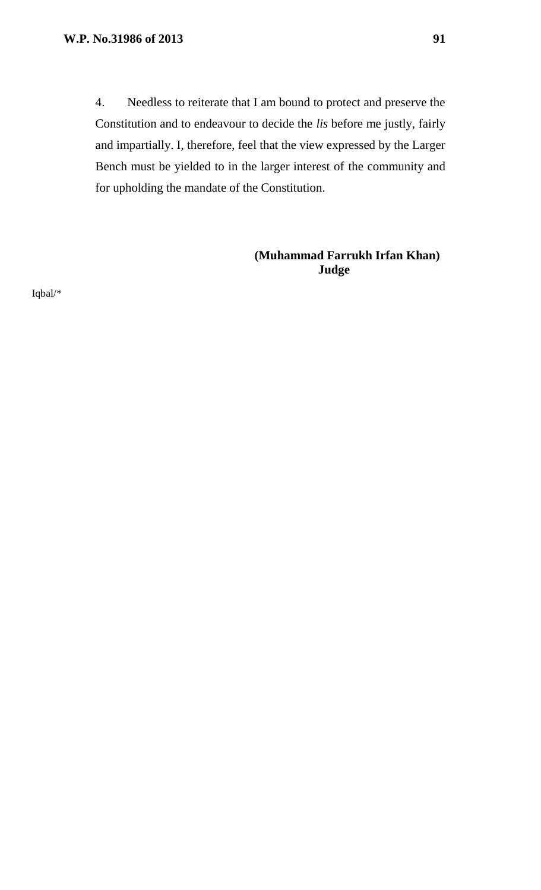4. Needless to reiterate that I am bound to protect and preserve the Constitution and to endeavour to decide the *lis* before me justly, fairly and impartially. I, therefore, feel that the view expressed by the Larger Bench must be yielded to in the larger interest of the community and for upholding the mandate of the Constitution.

**(Muhammad Farrukh Irfan Khan)**
**Judge**

Iqbal/*